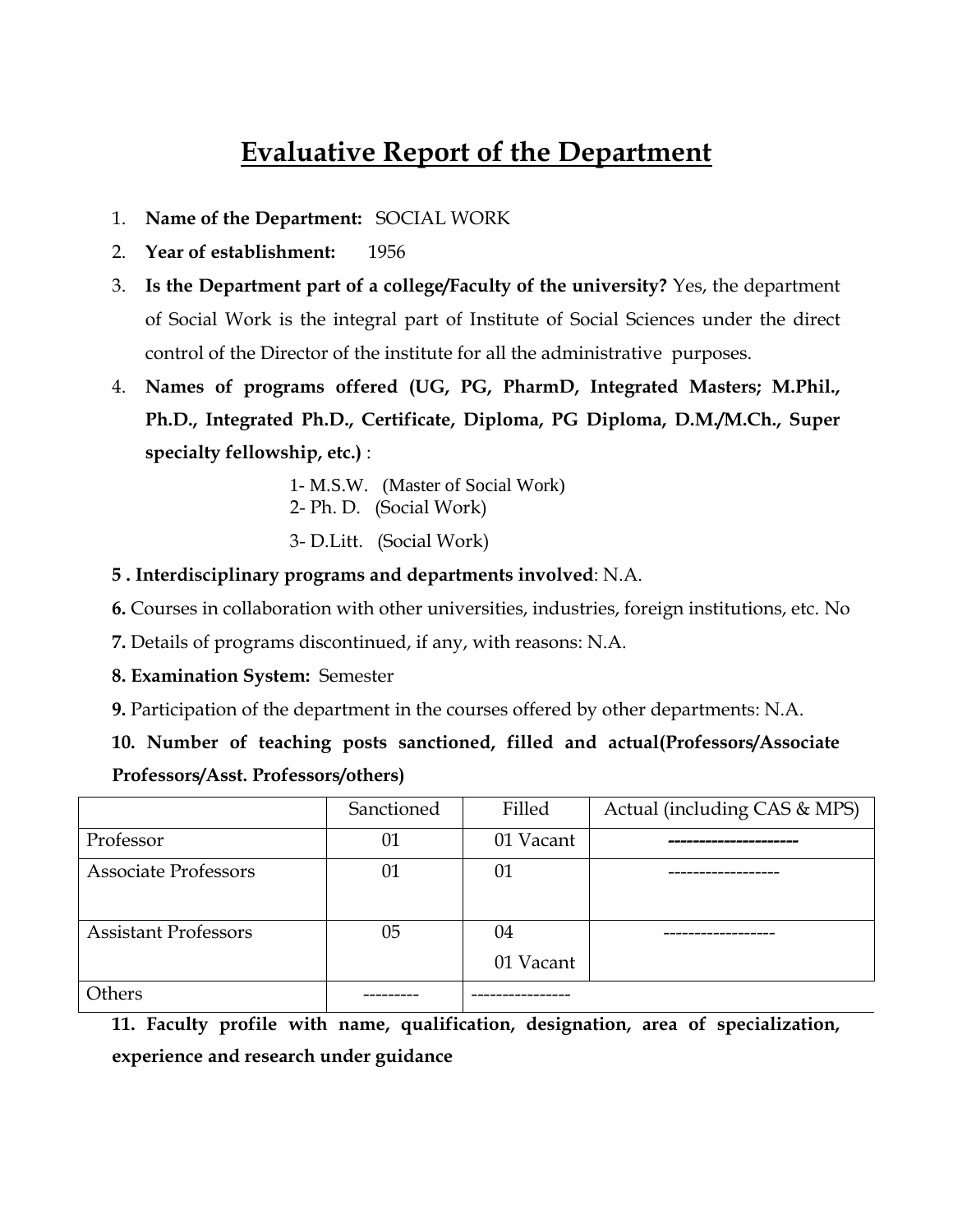# Evaluative Report of the Department

1. **Name of the Department:** SOCIAL WORK
2. **Year of establishment:** 1956
3. **Is the Department part of a college/Faculty of the university?** Yes, the department of Social Work is the integral part of Institute of Social Sciences under the direct control of the Director of the institute for all the administrative purposes.
4. **Names of programs offered (UG, PG, PharmD, Integrated Masters; M.Phil., Ph.D., Integrated Ph.D., Certificate, Diploma, PG Diploma, D.M./M.Ch., Super specialty fellowship, etc.)** :

   1- M.S.W. (Master of Social Work)
   2- Ph. D. (Social Work)
   3- D.Litt. (Social Work)

**5 . Interdisciplinary programs and departments involved**: N.A.

**6.** Courses in collaboration with other universities, industries, foreign institutions, etc. No

**7.** Details of programs discontinued, if any, with reasons: N.A.

**8. Examination System:** Semester

**9.** Participation of the department in the courses offered by other departments: N.A.

**10. Number of teaching posts sanctioned, filled and actual(Professors/Associate Professors/Asst. Professors/others)**

| | Sanctioned | Filled | Actual (including CAS & MPS) |
|---|---|---|---|
| Professor | 01 | 01 Vacant | --------------------- |
| Associate Professors | 01 | 01 | ------------------ |
| Assistant Professors | 05 | 04<br>01 Vacant | ------------------ |
| Others | --------- | ---------------- | |

**11. Faculty profile with name, qualification, designation, area of specialization, experience and research under guidance**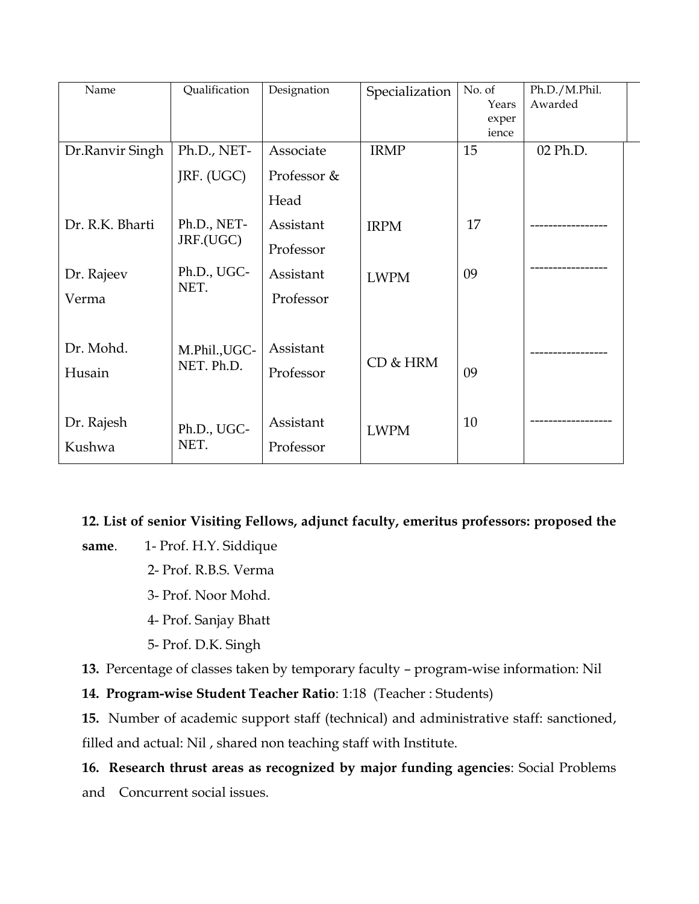| Name | Qualification | Designation | Specialization | No. of Years experience | Ph.D./M.Phil. Awarded |
|---|---|---|---|---|---|
| Dr.Ranvir Singh | Ph.D., NET-JRF. (UGC) | Associate Professor & Head | IRMP | 15 | 02 Ph.D. |
| Dr. R.K. Bharti | Ph.D., NET-JRF.(UGC) | Assistant Professor | IRPM | 17 | ----------------- |
| Dr. Rajeev Verma | Ph.D., UGC-NET. | Assistant Professor | LWPM | 09 | ----------------- |
| Dr. Mohd. Husain | M.Phil.,UGC-NET. Ph.D. | Assistant Professor | CD & HRM | 09 | ----------------- |
| Dr. Rajesh Kushwa | Ph.D., UGC-NET. | Assistant Professor | LWPM | 10 | ------------------ |

**12. List of senior Visiting Fellows, adjunct faculty, emeritus professors: proposed the same**.

1- Prof. H.Y. Siddique
2- Prof. R.B.S. Verma
3- Prof. Noor Mohd.
4- Prof. Sanjay Bhatt
5- Prof. D.K. Singh

**13.** Percentage of classes taken by temporary faculty – program-wise information: Nil

**14. Program-wise Student Teacher Ratio**: 1:18 (Teacher : Students)

**15.** Number of academic support staff (technical) and administrative staff: sanctioned, filled and actual: Nil , shared non teaching staff with Institute.

**16. Research thrust areas as recognized by major funding agencies**: Social Problems and Concurrent social issues.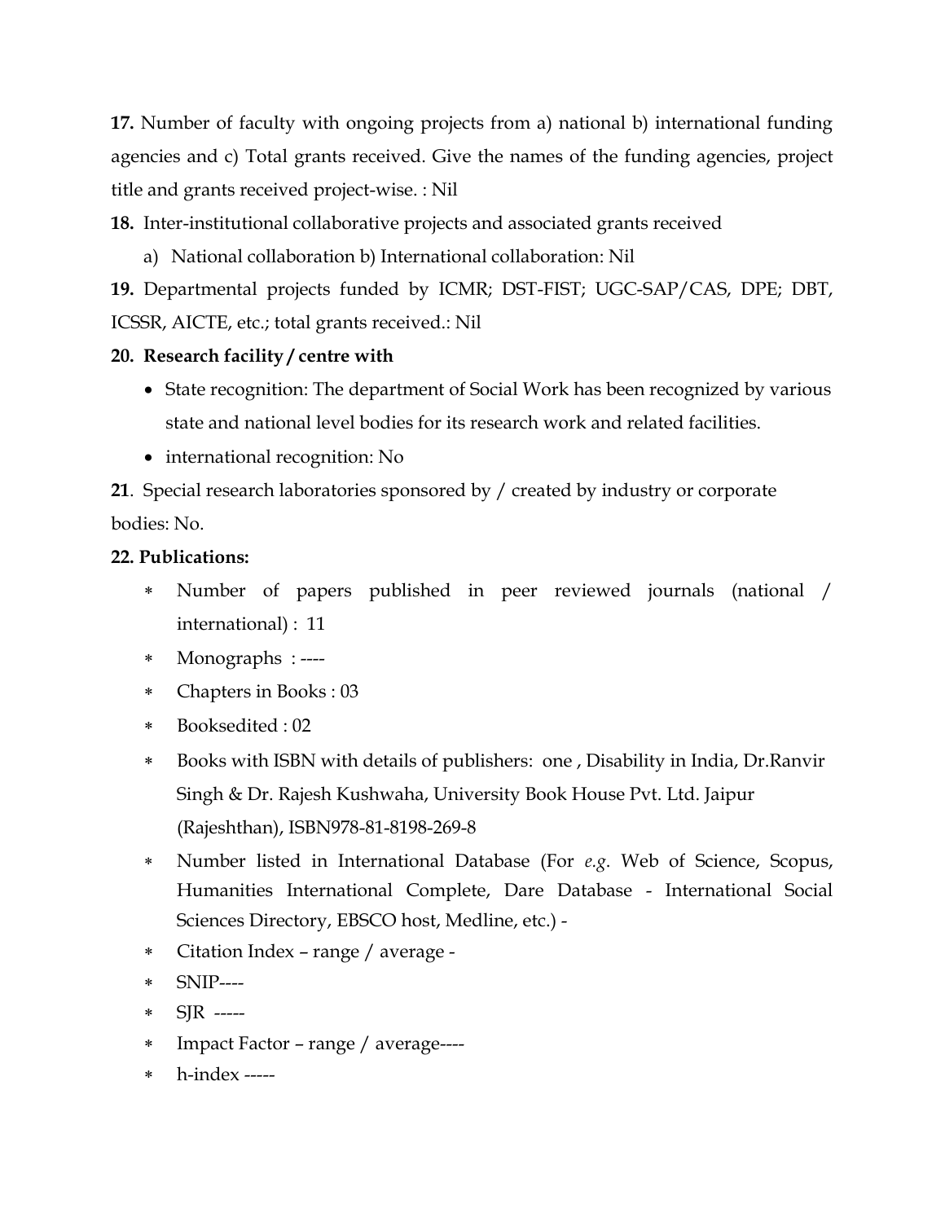**17.** Number of faculty with ongoing projects from a) national b) international funding agencies and c) Total grants received. Give the names of the funding agencies, project title and grants received project-wise. : Nil

**18.** Inter-institutional collaborative projects and associated grants received

a) National collaboration b) International collaboration: Nil

**19.** Departmental projects funded by ICMR; DST-FIST; UGC-SAP/CAS, DPE; DBT, ICSSR, AICTE, etc.; total grants received.: Nil

**20. Research facility / centre with**

- State recognition: The department of Social Work has been recognized by various state and national level bodies for its research work and related facilities.
- international recognition: No

**21**. Special research laboratories sponsored by / created by industry or corporate bodies: No.

**22. Publications:**

- Number of papers published in peer reviewed journals (national / international) : 11
- Monographs : ----
- Chapters in Books : 03
- Booksedited : 02
- Books with ISBN with details of publishers: one , Disability in India, Dr.Ranvir Singh & Dr. Rajesh Kushwaha, University Book House Pvt. Ltd. Jaipur (Rajeshthan), ISBN978-81-8198-269-8
- Number listed in International Database (For *e.g*. Web of Science, Scopus, Humanities International Complete, Dare Database - International Social Sciences Directory, EBSCO host, Medline, etc.) -
- Citation Index – range / average -
- SNIP----
- SJR -----
- Impact Factor – range / average----
- h-index -----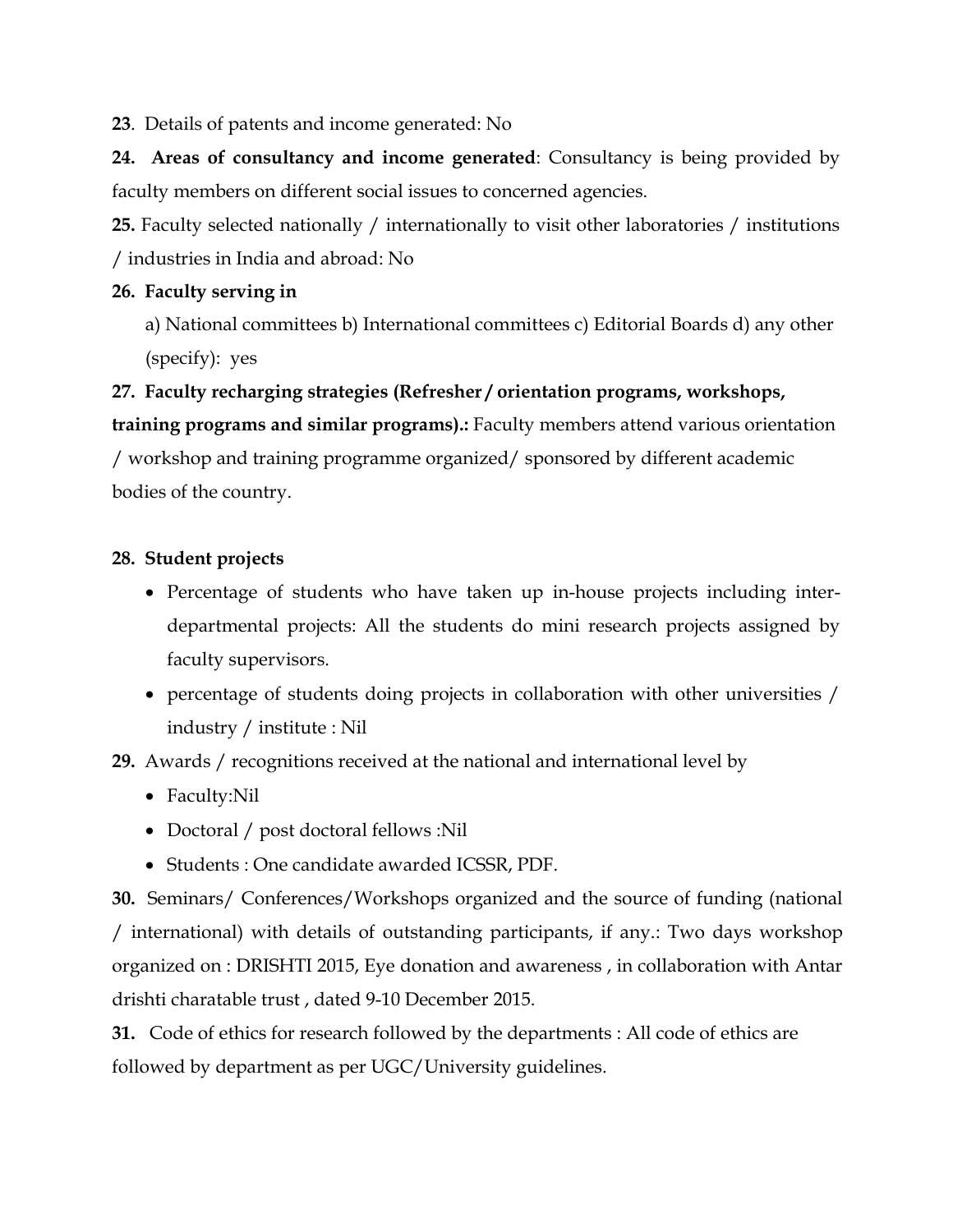**23**. Details of patents and income generated: No

**24. Areas of consultancy and income generated**: Consultancy is being provided by faculty members on different social issues to concerned agencies.

**25.** Faculty selected nationally / internationally to visit other laboratories / institutions / industries in India and abroad: No

**26. Faculty serving in**

a) National committees b) International committees c) Editorial Boards d) any other (specify): yes

**27. Faculty recharging strategies (Refresher / orientation programs, workshops, training programs and similar programs).:** Faculty members attend various orientation / workshop and training programme organized/ sponsored by different academic bodies of the country.

**28. Student projects**

- Percentage of students who have taken up in-house projects including inter-departmental projects: All the students do mini research projects assigned by faculty supervisors.
- percentage of students doing projects in collaboration with other universities / industry / institute : Nil

**29.** Awards / recognitions received at the national and international level by

- Faculty:Nil
- Doctoral / post doctoral fellows :Nil
- Students : One candidate awarded ICSSR, PDF.

**30.** Seminars/ Conferences/Workshops organized and the source of funding (national / international) with details of outstanding participants, if any.: Two days workshop organized on : DRISHTI 2015, Eye donation and awareness , in collaboration with Antar drishti charatable trust , dated 9-10 December 2015.

**31.** Code of ethics for research followed by the departments : All code of ethics are followed by department as per UGC/University guidelines.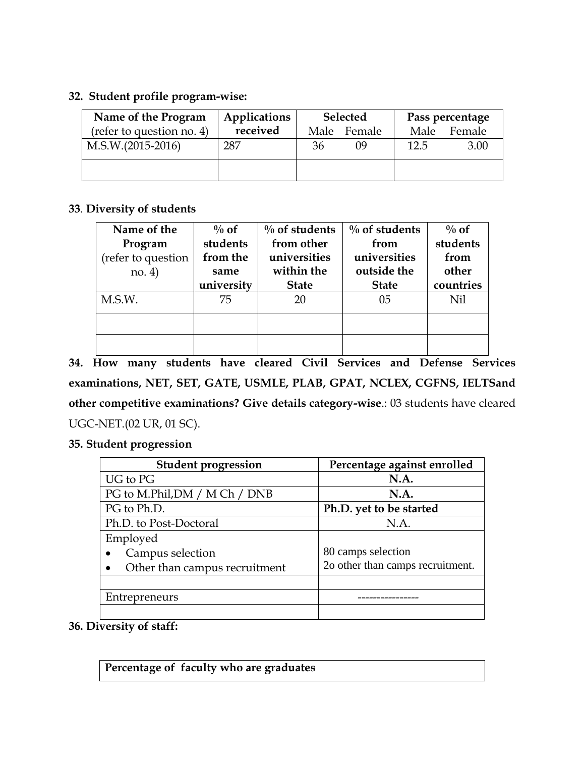**32. Student profile program-wise:**

| Name of the Program (refer to question no. 4) | Applications received | Selected | | Pass percentage | |
|---|---|---|---|---|---|
| | | Male | Female | Male | Female |
| M.S.W.(2015-2016) | 287 | 36 | 09 | 12.5 | 3.00 |
| | | | | | |

**33**. **Diversity of students**

| Name of the Program (refer to question no. 4) | % of students from the same university | % of students from other universities within the State | % of students from universities outside the State | % of students from other countries |
|---|---|---|---|---|
| M.S.W. | 75 | 20 | 05 | Nil |
| | | | | |
| | | | | |

**34. How many students have cleared Civil Services and Defense Services examinations, NET, SET, GATE, USMLE, PLAB, GPAT, NCLEX, CGFNS, IELTSand other competitive examinations? Give details category-wise**.: 03 students have cleared UGC-NET.(02 UR, 01 SC).

**35. Student progression**

| Student progression | Percentage against enrolled |
|---|---|
| UG to PG | **N.A.** |
| PG to M.Phil,DM / M Ch / DNB | **N.A.** |
| PG to Ph.D. | **Ph.D. yet to be started** |
| Ph.D. to Post-Doctoral | N.A. |
| Employed<br>• Campus selection<br>• Other than campus recruitment | 80 camps selection<br>2o other than camps recruitment. |
| | |
| Entrepreneurs | ---------------- |
| | |

**36. Diversity of staff:**

| **Percentage of faculty who are graduates** |
|---|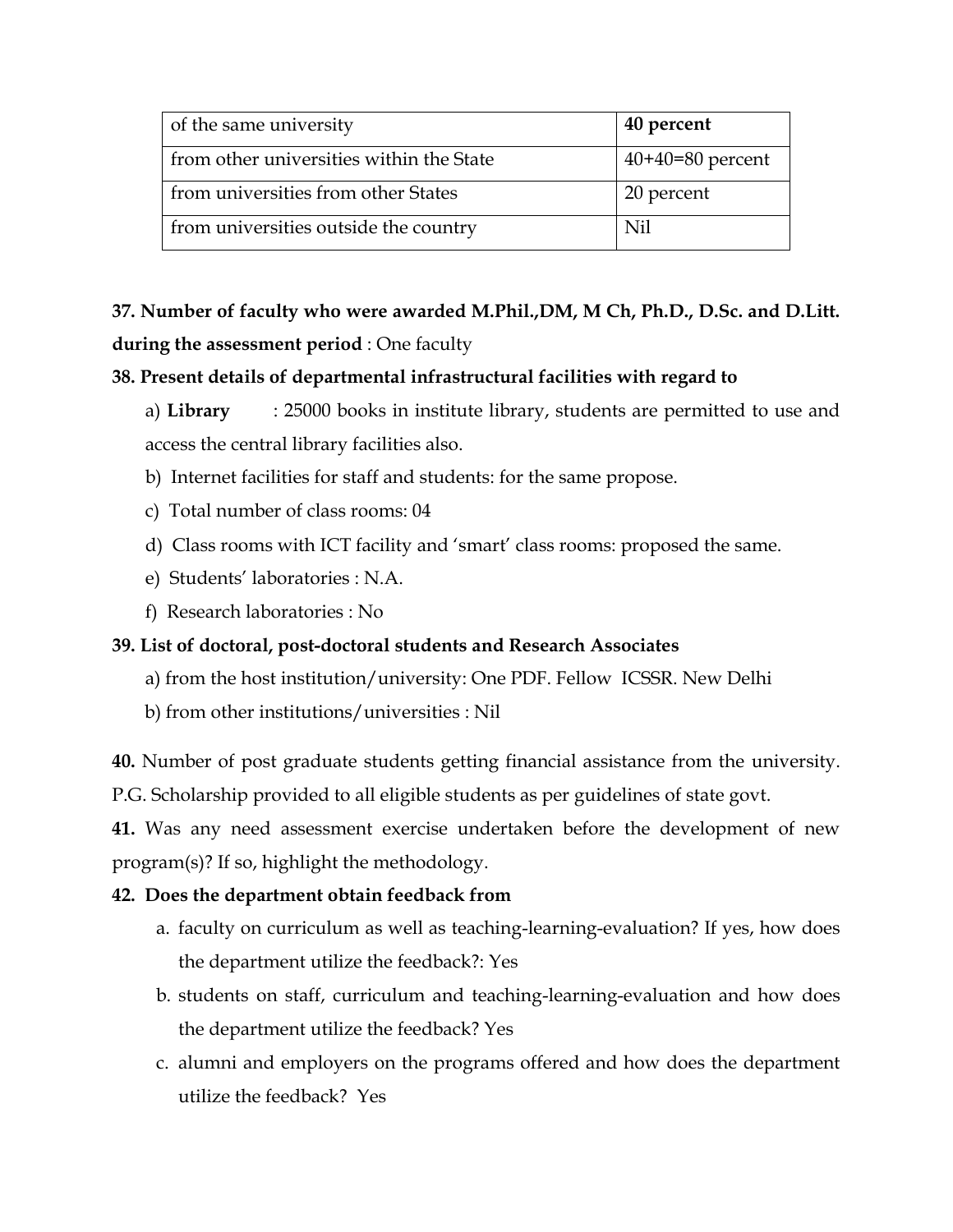| of the same university | **40 percent** |
|---|---|
| from other universities within the State | 40+40=80 percent |
| from universities from other States | 20 percent |
| from universities outside the country | Nil |

**37. Number of faculty who were awarded M.Phil.,DM, M Ch, Ph.D., D.Sc. and D.Litt. during the assessment period** : One faculty

**38. Present details of departmental infrastructural facilities with regard to**

a) **Library** : 25000 books in institute library, students are permitted to use and access the central library facilities also.

b) Internet facilities for staff and students: for the same propose.

c) Total number of class rooms: 04

d) Class rooms with ICT facility and 'smart' class rooms: proposed the same.

e) Students' laboratories : N.A.

f) Research laboratories : No

**39. List of doctoral, post-doctoral students and Research Associates**

a) from the host institution/university: One PDF. Fellow ICSSR. New Delhi

b) from other institutions/universities : Nil

**40.** Number of post graduate students getting financial assistance from the university. P.G. Scholarship provided to all eligible students as per guidelines of state govt.

**41.** Was any need assessment exercise undertaken before the development of new program(s)? If so, highlight the methodology.

**42. Does the department obtain feedback from**

a. faculty on curriculum as well as teaching-learning-evaluation? If yes, how does the department utilize the feedback?: Yes

b. students on staff, curriculum and teaching-learning-evaluation and how does the department utilize the feedback? Yes

c. alumni and employers on the programs offered and how does the department utilize the feedback? Yes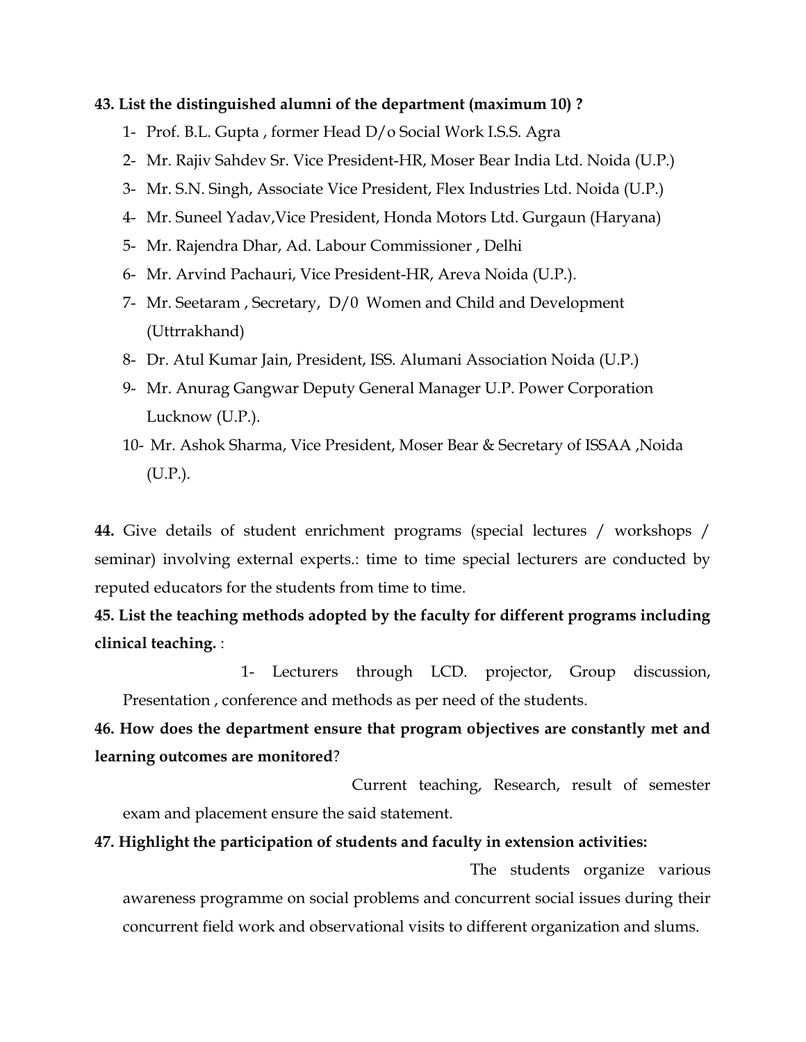**43. List the distinguished alumni of the department (maximum 10) ?**

1- Prof. B.L. Gupta , former Head D/o Social Work I.S.S. Agra
2- Mr. Rajiv Sahdev Sr. Vice President-HR, Moser Bear India Ltd. Noida (U.P.)
3- Mr. S.N. Singh, Associate Vice President, Flex Industries Ltd. Noida (U.P.)
4- Mr. Suneel Yadav,Vice President, Honda Motors Ltd. Gurgaun (Haryana)
5- Mr. Rajendra Dhar, Ad. Labour Commissioner , Delhi
6- Mr. Arvind Pachauri, Vice President-HR, Areva Noida (U.P.).
7- Mr. Seetaram , Secretary, D/0 Women and Child and Development (Uttrrakhand)
8- Dr. Atul Kumar Jain, President, ISS. Alumani Association Noida (U.P.)
9- Mr. Anurag Gangwar Deputy General Manager U.P. Power Corporation Lucknow (U.P.).
10- Mr. Ashok Sharma, Vice President, Moser Bear & Secretary of ISSAA ,Noida (U.P.).

**44.** Give details of student enrichment programs (special lectures / workshops / seminar) involving external experts.: time to time special lecturers are conducted by reputed educators for the students from time to time.

**45. List the teaching methods adopted by the faculty for different programs including clinical teaching.** :

1- Lecturers through LCD. projector, Group discussion, Presentation , conference and methods as per need of the students.

**46. How does the department ensure that program objectives are constantly met and learning outcomes are monitored**?

Current teaching, Research, result of semester exam and placement ensure the said statement.

**47. Highlight the participation of students and faculty in extension activities:**

The students organize various awareness programme on social problems and concurrent social issues during their concurrent field work and observational visits to different organization and slums.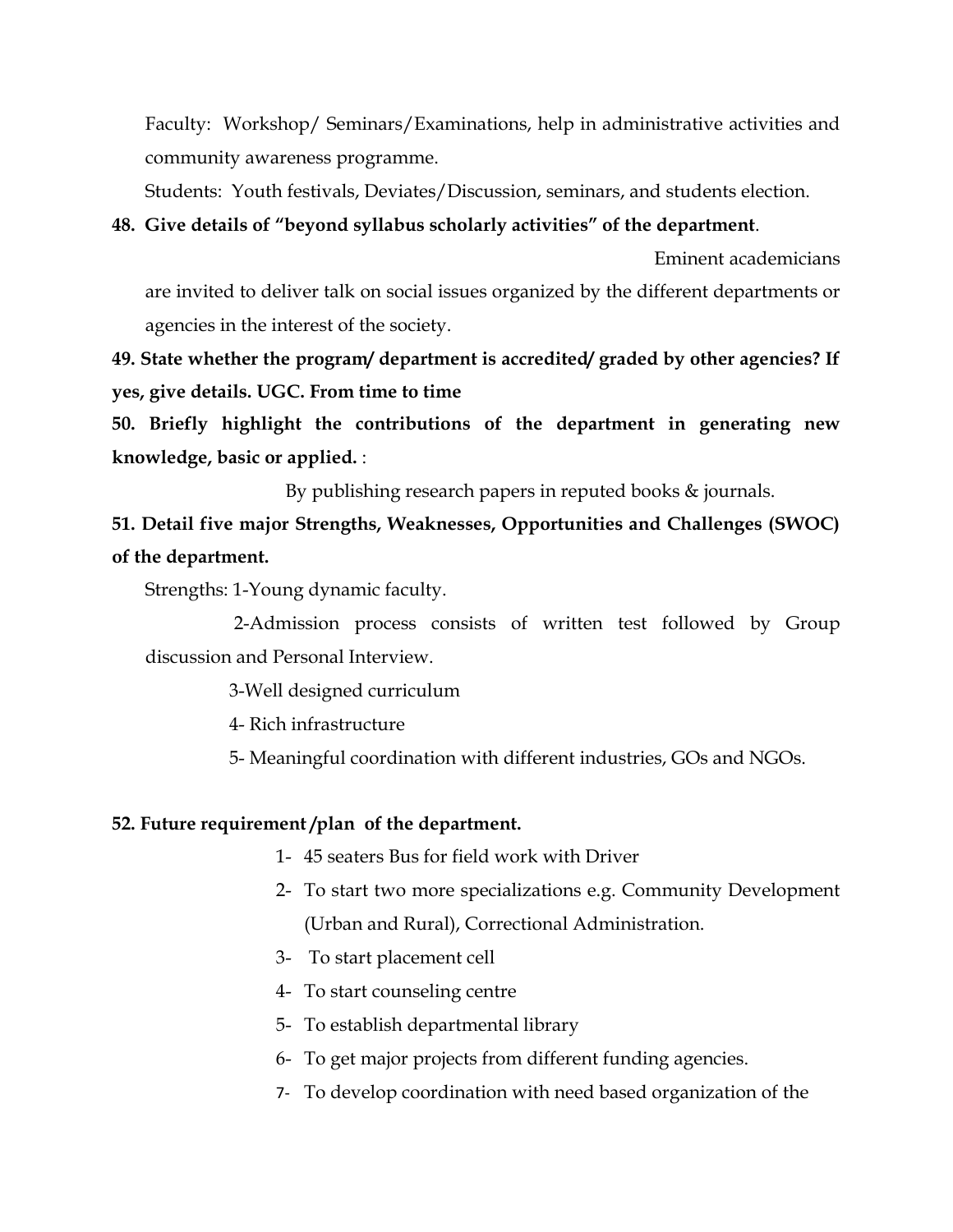Faculty: Workshop/ Seminars/Examinations, help in administrative activities and community awareness programme.

Students: Youth festivals, Deviates/Discussion, seminars, and students election.

**48. Give details of "beyond syllabus scholarly activities" of the department**.

Eminent academicians are invited to deliver talk on social issues organized by the different departments or agencies in the interest of the society.

**49. State whether the program/ department is accredited/ graded by other agencies? If yes, give details. UGC. From time to time**

**50. Briefly highlight the contributions of the department in generating new knowledge, basic or applied.** :

By publishing research papers in reputed books & journals.

**51. Detail five major Strengths, Weaknesses, Opportunities and Challenges (SWOC) of the department.**

Strengths: 1-Young dynamic faculty.

2-Admission process consists of written test followed by Group discussion and Personal Interview.

3-Well designed curriculum

4- Rich infrastructure

5- Meaningful coordination with different industries, GOs and NGOs.

**52. Future requirement /plan of the department.**

1- 45 seaters Bus for field work with Driver
2- To start two more specializations e.g. Community Development (Urban and Rural), Correctional Administration.
3- To start placement cell
4- To start counseling centre
5- To establish departmental library
6- To get major projects from different funding agencies.
7- To develop coordination with need based organization of the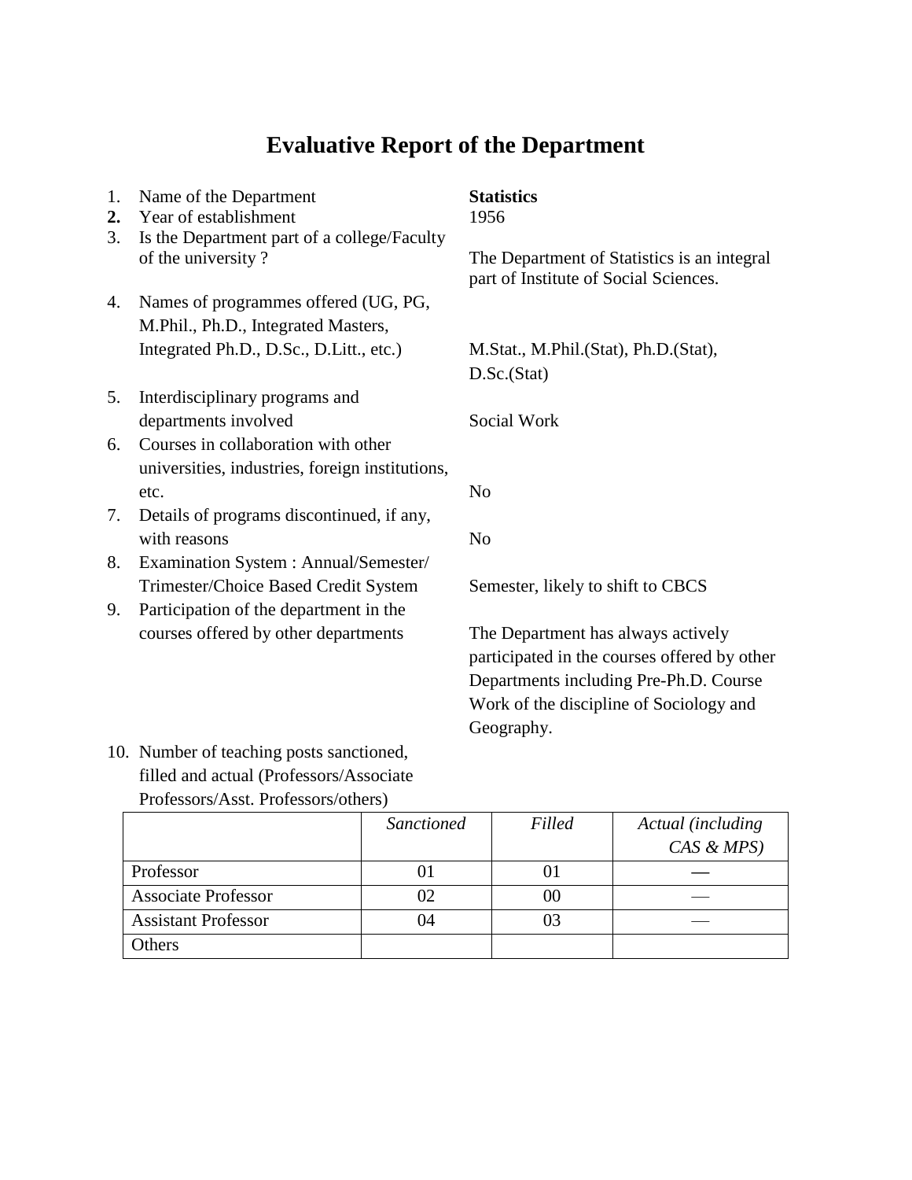# Evaluative Report of the Department

1. Name of the Department — **Statistics**
2. Year of establishment — 1956
3. Is the Department part of a college/Faculty of the university? — The Department of Statistics is an integral part of Institute of Social Sciences.
4. Names of programmes offered (UG, PG, M.Phil., Ph.D., Integrated Masters, Integrated Ph.D., D.Sc., D.Litt., etc.) — M.Stat., M.Phil.(Stat), Ph.D.(Stat), D.Sc.(Stat)
5. Interdisciplinary programs and departments involved — Social Work
6. Courses in collaboration with other universities, industries, foreign institutions, etc. — No
7. Details of programs discontinued, if any, with reasons — No
8. Examination System : Annual/Semester/ Trimester/Choice Based Credit System — Semester, likely to shift to CBCS
9. Participation of the department in the courses offered by other departments — The Department has always actively participated in the courses offered by other Departments including Pre-Ph.D. Course Work of the discipline of Sociology and Geography.
10. Number of teaching posts sanctioned, filled and actual (Professors/Associate Professors/Asst. Professors/others)

| | *Sanctioned* | *Filled* | *Actual (including CAS & MPS)* |
|---|---|---|---|
| Professor | 01 | 01 | — |
| Associate Professor | 02 | 00 | — |
| Assistant Professor | 04 | 03 | — |
| Others | | | |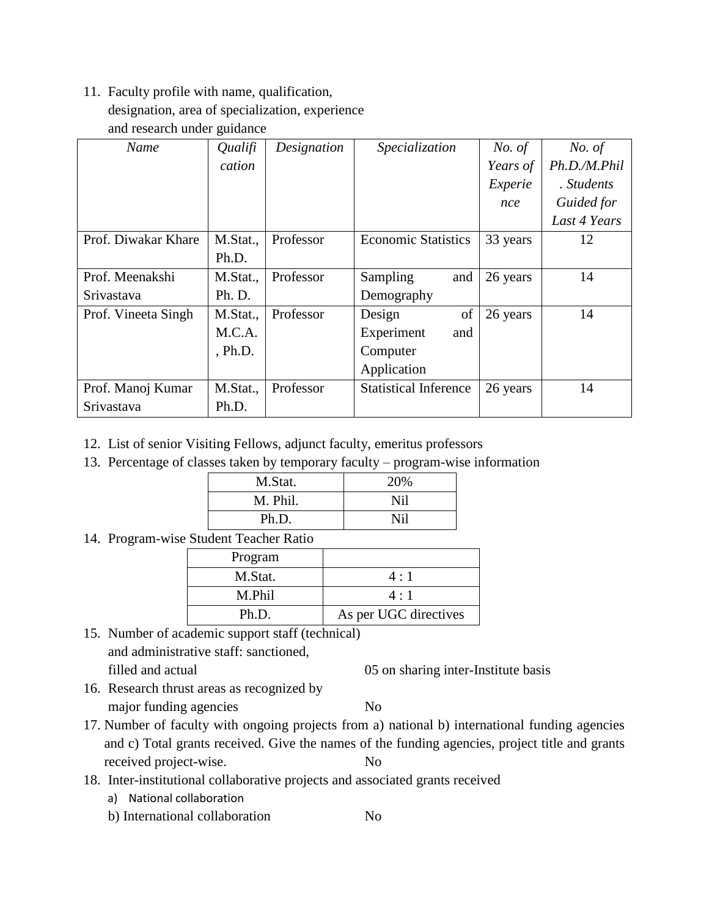11. Faculty profile with name, qualification, designation, area of specialization, experience and research under guidance

| *Name* | *Qualification* | *Designation* | *Specialization* | *No. of Years of Experience* | *No. of Ph.D./M.Phil. Students Guided for Last 4 Years* |
|---|---|---|---|---|---|
| Prof. Diwakar Khare | M.Stat., Ph.D. | Professor | Economic Statistics | 33 years | 12 |
| Prof. Meenakshi Srivastava | M.Stat., Ph. D. | Professor | Sampling and Demography | 26 years | 14 |
| Prof. Vineeta Singh | M.Stat., M.C.A., Ph.D. | Professor | Design of Experiment and Computer Application | 26 years | 14 |
| Prof. Manoj Kumar Srivastava | M.Stat., Ph.D. | Professor | Statistical Inference | 26 years | 14 |

12. List of senior Visiting Fellows, adjunct faculty, emeritus professors
13. Percentage of classes taken by temporary faculty – program-wise information

| M.Stat. | 20% |
|---|---|
| M. Phil. | Nil |
| Ph.D. | Nil |

14. Program-wise Student Teacher Ratio

| Program | |
|---|---|
| M.Stat. | 4 : 1 |
| M.Phil | 4 : 1 |
| Ph.D. | As per UGC directives |

15. Number of academic support staff (technical) and administrative staff: sanctioned, filled and actual — 05 on sharing inter-Institute basis
16. Research thrust areas as recognized by major funding agencies — No
17. Number of faculty with ongoing projects from a) national b) international funding agencies and c) Total grants received. Give the names of the funding agencies, project title and grants received project-wise. — No
18. Inter-institutional collaborative projects and associated grants received
    a) National collaboration
    b) International collaboration — No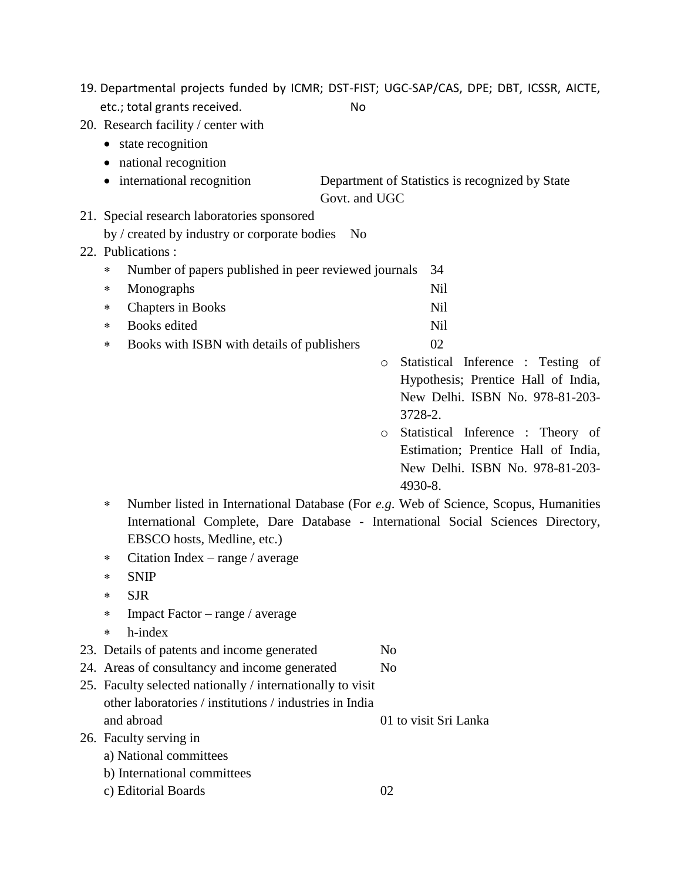19. Departmental projects funded by ICMR; DST-FIST; UGC-SAP/CAS, DPE; DBT, ICSSR, AICTE, etc.; total grants received. No

20. Research facility / center with
    - state recognition
    - national recognition
    - international recognition — Department of Statistics is recognized by State Govt. and UGC

21. Special research laboratories sponsored by / created by industry or corporate bodies No

22. Publications :
    * Number of papers published in peer reviewed journals 34
    * Monographs Nil
    * Chapters in Books Nil
    * Books edited Nil
    * Books with ISBN with details of publishers 02
        - Statistical Inference : Testing of Hypothesis; Prentice Hall of India, New Delhi. ISBN No. 978-81-203-3728-2.
        - Statistical Inference : Theory of Estimation; Prentice Hall of India, New Delhi. ISBN No. 978-81-203-4930-8.
    * Number listed in International Database (For *e.g.* Web of Science, Scopus, Humanities International Complete, Dare Database - International Social Sciences Directory, EBSCO hosts, Medline, etc.)
    * Citation Index – range / average
    * SNIP
    * SJR
    * Impact Factor – range / average
    * h-index

23. Details of patents and income generated No

24. Areas of consultancy and income generated No

25. Faculty selected nationally / internationally to visit other laboratories / institutions / industries in India and abroad 01 to visit Sri Lanka

26. Faculty serving in
    a) National committees
    b) International committees
    c) Editorial Boards 02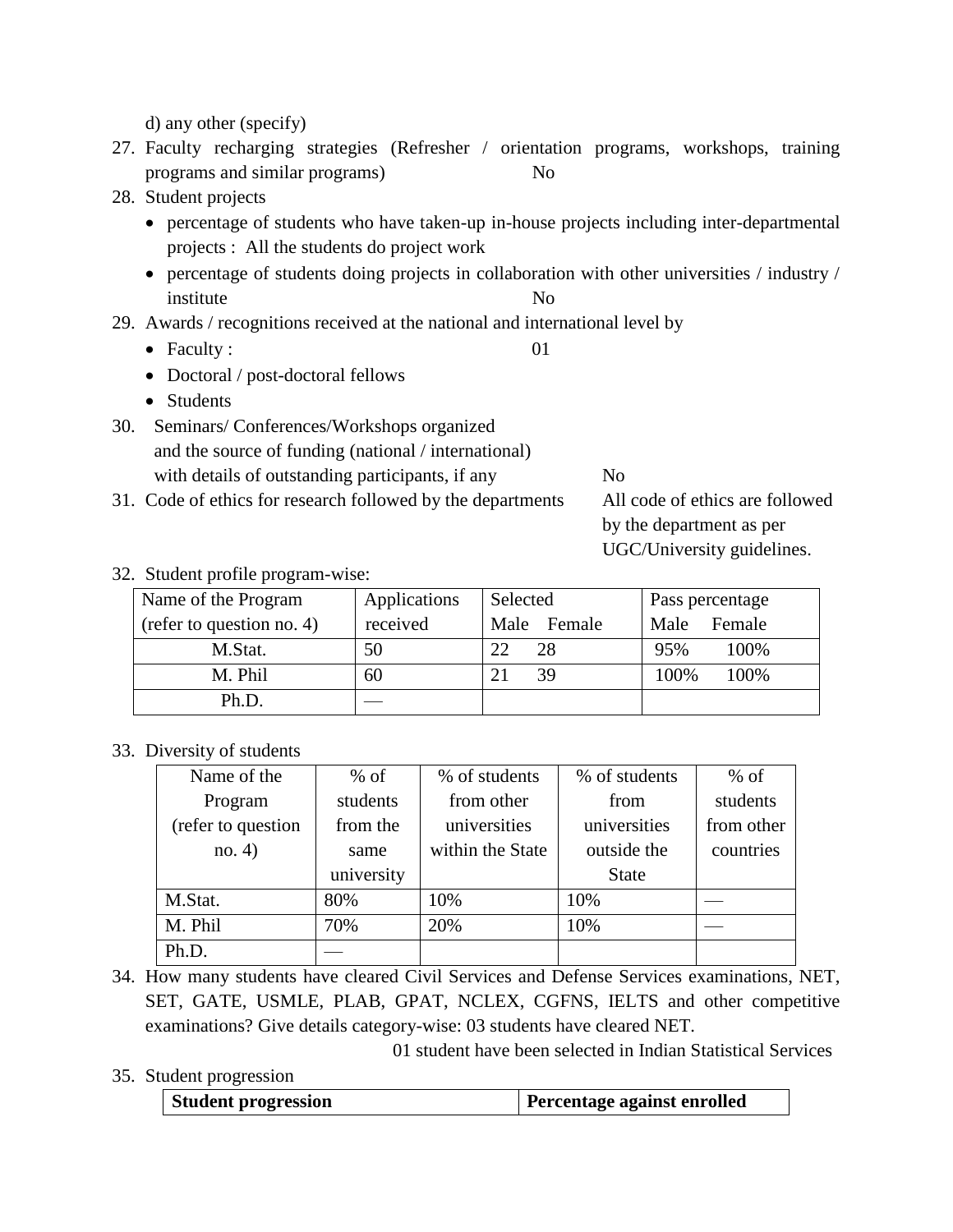d) any other (specify)

27. Faculty recharging strategies (Refresher / orientation programs, workshops, training programs and similar programs) No
28. Student projects
    - percentage of students who have taken-up in-house projects including inter-departmental projects : All the students do project work
    - percentage of students doing projects in collaboration with other universities / industry / institute No
29. Awards / recognitions received at the national and international level by
    - Faculty : 01
    - Doctoral / post-doctoral fellows
    - Students
30. Seminars/ Conferences/Workshops organized and the source of funding (national / international) with details of outstanding participants, if any No
31. Code of ethics for research followed by the departments All code of ethics are followed by the department as per UGC/University guidelines.
32. Student profile program-wise:

| Name of the Program (refer to question no. 4) | Applications received | Selected Male | Selected Female | Pass percentage Male | Pass percentage Female |
|---|---|---|---|---|---|
| M.Stat. | 50 | 22 | 28 | 95% | 100% |
| M. Phil | 60 | 21 | 39 | 100% | 100% |
| Ph.D. | — | | | | |

33. Diversity of students

| Name of the Program (refer to question no. 4) | % of students from the same university | % of students from other universities within the State | % of students from universities outside the State | % of students from other countries |
|---|---|---|---|---|
| M.Stat. | 80% | 10% | 10% | — |
| M. Phil | 70% | 20% | 10% | — |
| Ph.D. | — | | | |

34. How many students have cleared Civil Services and Defense Services examinations, NET, SET, GATE, USMLE, PLAB, GPAT, NCLEX, CGFNS, IELTS and other competitive examinations? Give details category-wise: 03 students have cleared NET.

    01 student have been selected in Indian Statistical Services

35. Student progression

| Student progression | Percentage against enrolled |
|---|---|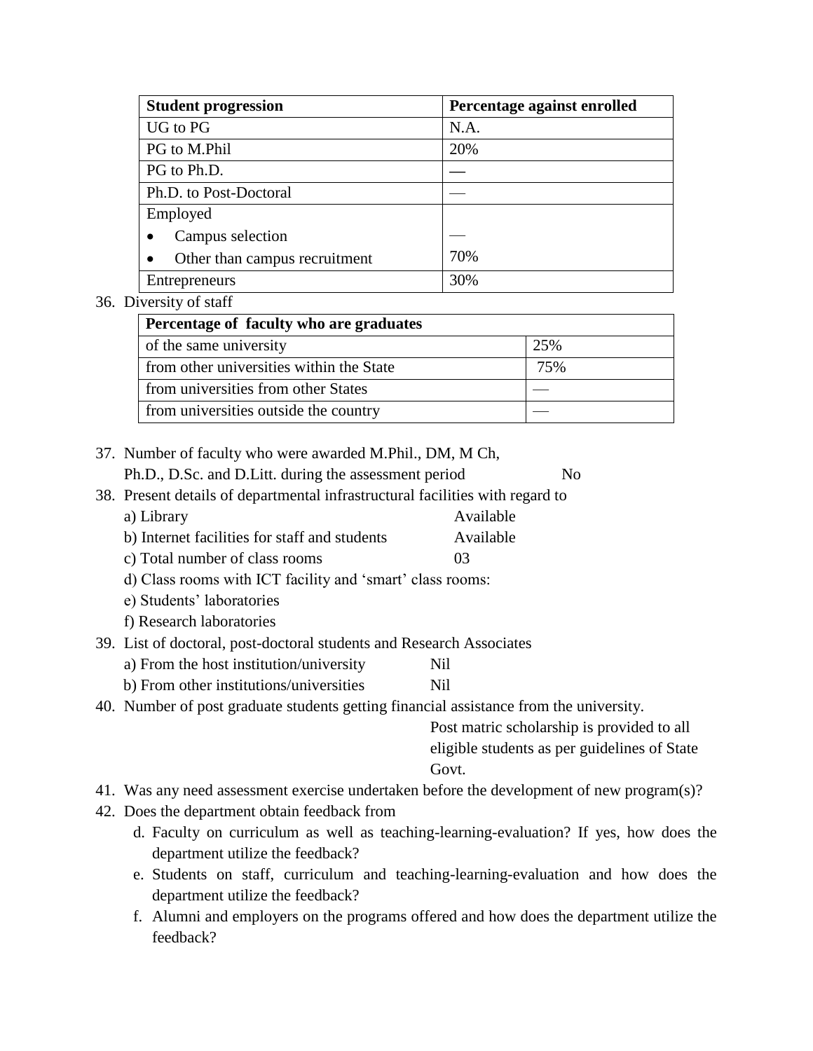| Student progression | Percentage against enrolled |
|---|---|
| UG to PG | N.A. |
| PG to M.Phil | 20% |
| PG to Ph.D. | — |
| Ph.D. to Post-Doctoral | — |
| Employed<br>• Campus selection<br>• Other than campus recruitment | <br>—<br>70% |
| Entrepreneurs | 30% |

36. Diversity of staff

| Percentage of faculty who are graduates | |
|---|---|
| of the same university | 25% |
| from other universities within the State | 75% |
| from universities from other States | — |
| from universities outside the country | — |

37. Number of faculty who were awarded M.Phil., DM, M Ch, Ph.D., D.Sc. and D.Litt. during the assessment period  No
38. Present details of departmental infrastructural facilities with regard to
    a) Library  Available
    b) Internet facilities for staff and students  Available
    c) Total number of class rooms  03
    d) Class rooms with ICT facility and 'smart' class rooms:
    e) Students' laboratories
    f) Research laboratories
39. List of doctoral, post-doctoral students and Research Associates
    a) From the host institution/university  Nil
    b) From other institutions/universities  Nil
40. Number of post graduate students getting financial assistance from the university.
    Post matric scholarship is provided to all eligible students as per guidelines of State Govt.
41. Was any need assessment exercise undertaken before the development of new program(s)?
42. Does the department obtain feedback from
    d. Faculty on curriculum as well as teaching-learning-evaluation? If yes, how does the department utilize the feedback?
    e. Students on staff, curriculum and teaching-learning-evaluation and how does the department utilize the feedback?
    f. Alumni and employers on the programs offered and how does the department utilize the feedback?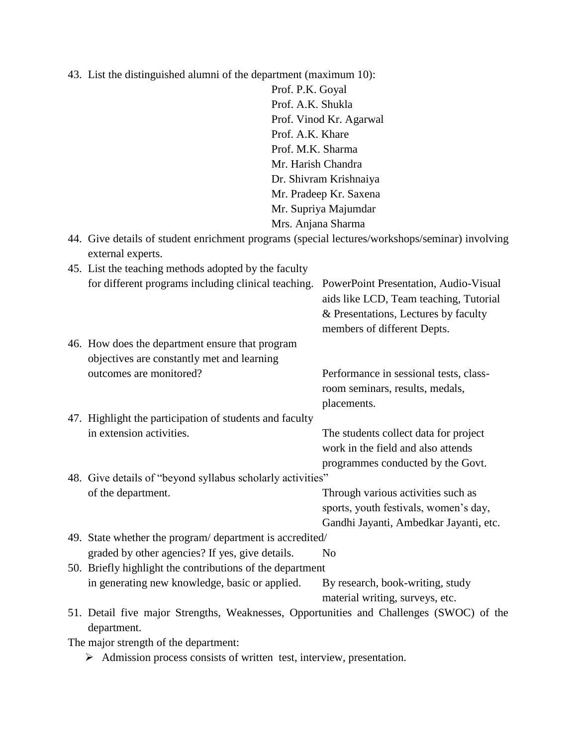43. List the distinguished alumni of the department (maximum 10):

    Prof. P.K. Goyal
    Prof. A.K. Shukla
    Prof. Vinod Kr. Agarwal
    Prof. A.K. Khare
    Prof. M.K. Sharma
    Mr. Harish Chandra
    Dr. Shivram Krishnaiya
    Mr. Pradeep Kr. Saxena
    Mr. Supriya Majumdar
    Mrs. Anjana Sharma

44. Give details of student enrichment programs (special lectures/workshops/seminar) involving external experts.

45. List the teaching methods adopted by the faculty for different programs including clinical teaching.

    PowerPoint Presentation, Audio-Visual aids like LCD, Team teaching, Tutorial & Presentations, Lectures by faculty members of different Depts.

46. How does the department ensure that program objectives are constantly met and learning outcomes are monitored?

    Performance in sessional tests, class-room seminars, results, medals, placements.

47. Highlight the participation of students and faculty in extension activities.

    The students collect data for project work in the field and also attends programmes conducted by the Govt.

48. Give details of "beyond syllabus scholarly activities" of the department.

    Through various activities such as sports, youth festivals, women's day, Gandhi Jayanti, Ambedkar Jayanti, etc.

49. State whether the program/ department is accredited/ graded by other agencies? If yes, give details.

    No

50. Briefly highlight the contributions of the department in generating new knowledge, basic or applied.

    By research, book-writing, study material writing, surveys, etc.

51. Detail five major Strengths, Weaknesses, Opportunities and Challenges (SWOC) of the department.

The major strength of the department:

- Admission process consists of written test, interview, presentation.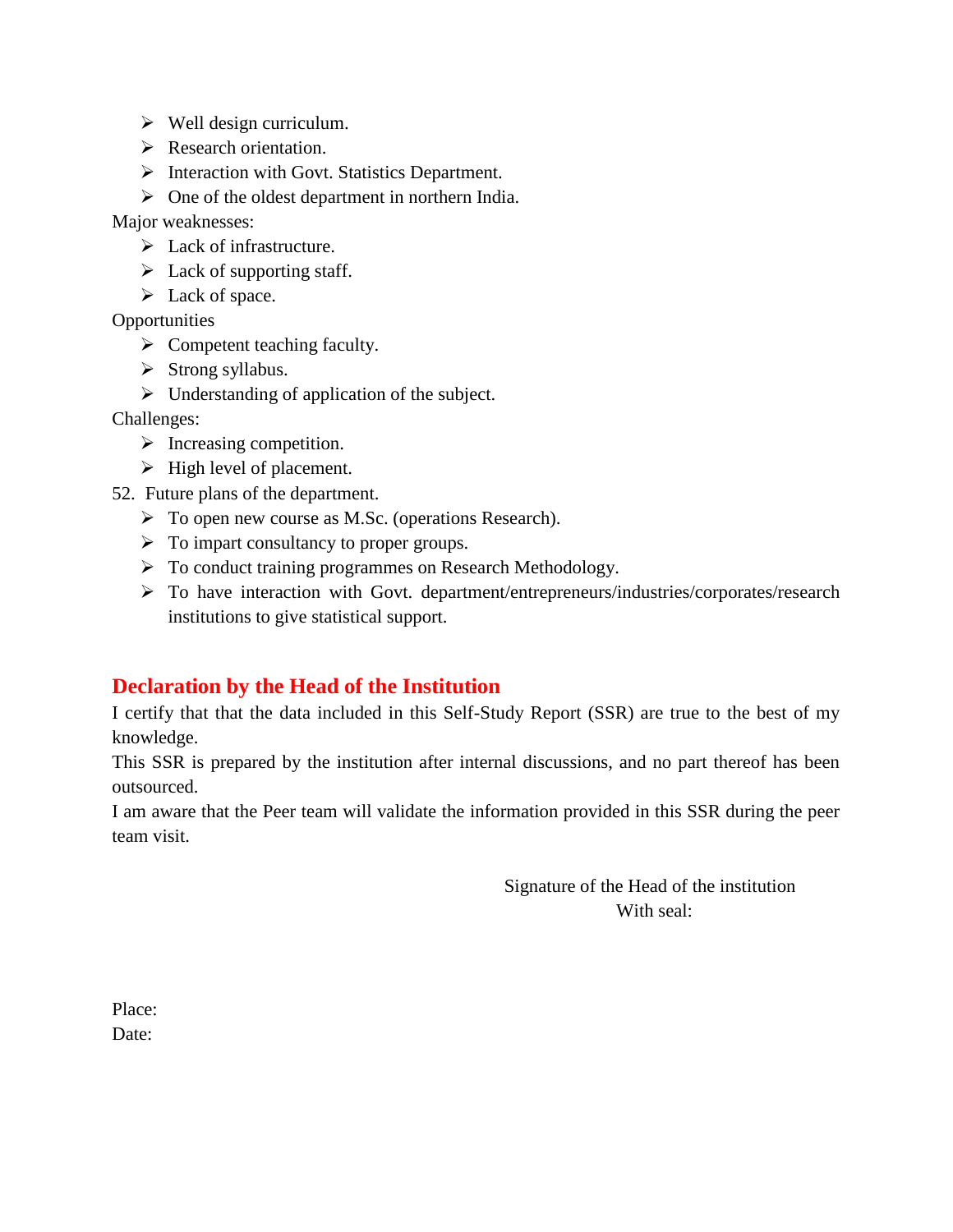- Well design curriculum.
- Research orientation.
- Interaction with Govt. Statistics Department.
- One of the oldest department in northern India.

Major weaknesses:

- Lack of infrastructure.
- Lack of supporting staff.
- Lack of space.

Opportunities

- Competent teaching faculty.
- Strong syllabus.
- Understanding of application of the subject.

Challenges:

- Increasing competition.
- High level of placement.

52. Future plans of the department.

- To open new course as M.Sc. (operations Research).
- To impart consultancy to proper groups.
- To conduct training programmes on Research Methodology.
- To have interaction with Govt. department/entrepreneurs/industries/corporates/research institutions to give statistical support.

## Declaration by the Head of the Institution

I certify that that the data included in this Self-Study Report (SSR) are true to the best of my knowledge.

This SSR is prepared by the institution after internal discussions, and no part thereof has been outsourced.

I am aware that the Peer team will validate the information provided in this SSR during the peer team visit.

Signature of the Head of the institution
With seal:

Place:
Date: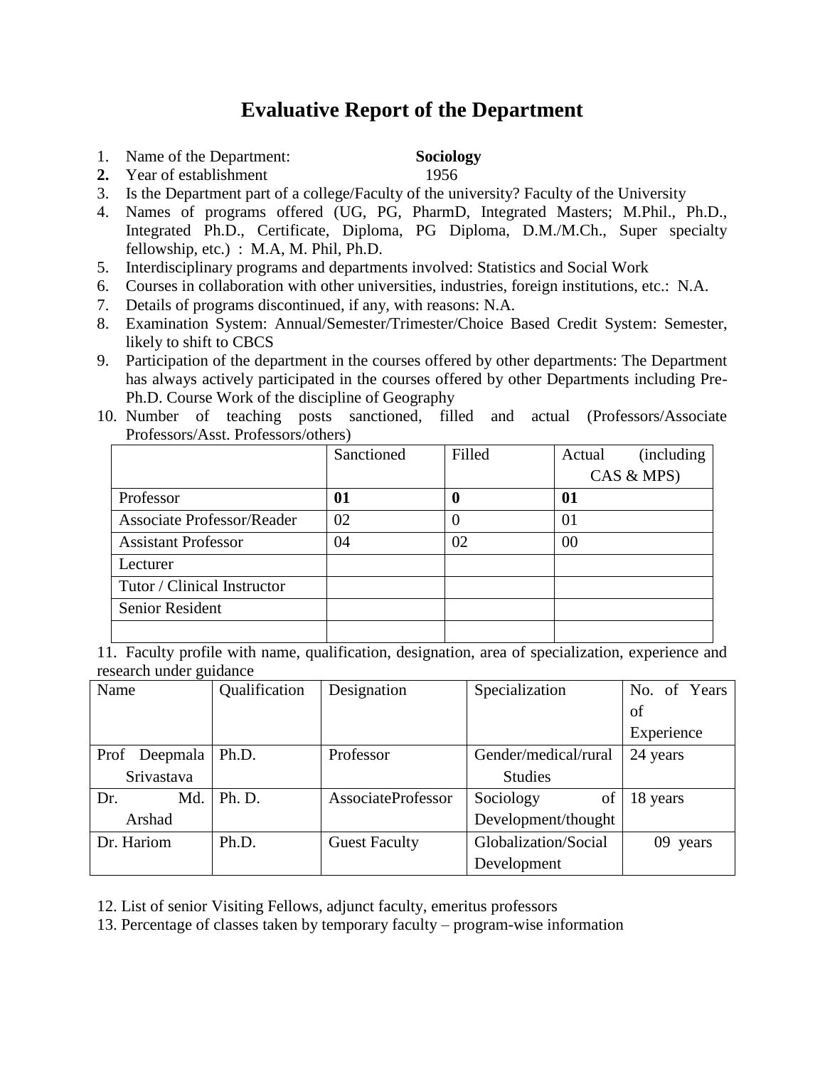# Evaluative Report of the Department

1. Name of the Department: **Sociology**
2. Year of establishment 1956
3. Is the Department part of a college/Faculty of the university? Faculty of the University
4. Names of programs offered (UG, PG, PharmD, Integrated Masters; M.Phil., Ph.D., Integrated Ph.D., Certificate, Diploma, PG Diploma, D.M./M.Ch., Super specialty fellowship, etc.) : M.A, M. Phil, Ph.D.
5. Interdisciplinary programs and departments involved: Statistics and Social Work
6. Courses in collaboration with other universities, industries, foreign institutions, etc.: N.A.
7. Details of programs discontinued, if any, with reasons: N.A.
8. Examination System: Annual/Semester/Trimester/Choice Based Credit System: Semester, likely to shift to CBCS
9. Participation of the department in the courses offered by other departments: The Department has always actively participated in the courses offered by other Departments including Pre-Ph.D. Course Work of the discipline of Geography
10. Number of teaching posts sanctioned, filled and actual (Professors/Associate Professors/Asst. Professors/others)

| | Sanctioned | Filled | Actual (including CAS & MPS) |
|---|---|---|---|
| Professor | **01** | **0** | **01** |
| Associate Professor/Reader | 02 | 0 | 01 |
| Assistant Professor | 04 | 02 | 00 |
| Lecturer | | | |
| Tutor / Clinical Instructor | | | |
| Senior Resident | | | |
| | | | |

11. Faculty profile with name, qualification, designation, area of specialization, experience and research under guidance

| Name | Qualification | Designation | Specialization | No. of Years of Experience |
|---|---|---|---|---|
| Prof Deepmala Srivastava | Ph.D. | Professor | Gender/medical/rural Studies | 24 years |
| Dr. Md. Arshad | Ph. D. | AssociateProfessor | Sociology of Development/thought | 18 years |
| Dr. Hariom | Ph.D. | Guest Faculty | Globalization/Social Development | 09 years |

12. List of senior Visiting Fellows, adjunct faculty, emeritus professors
13. Percentage of classes taken by temporary faculty – program-wise information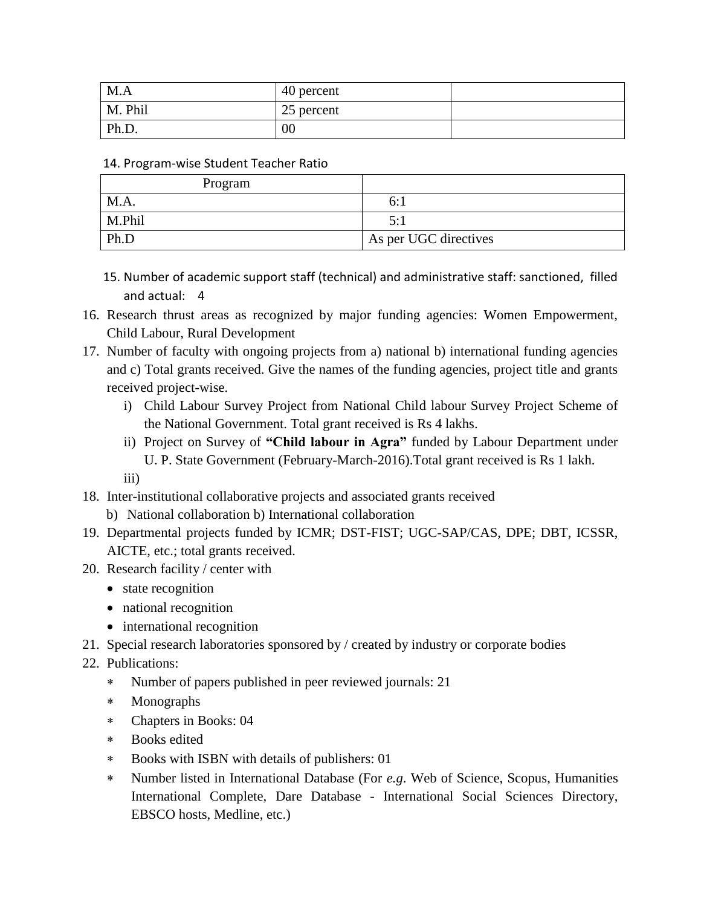| M.A | 40 percent | |
| --- | --- | --- |
| M. Phil | 25 percent | |
| Ph.D. | 00 | |

14. Program-wise Student Teacher Ratio

| Program | |
| --- | --- |
| M.A. | 6:1 |
| M.Phil | 5:1 |
| Ph.D | As per UGC directives |

15. Number of academic support staff (technical) and administrative staff: sanctioned, filled and actual: 4
16. Research thrust areas as recognized by major funding agencies: Women Empowerment, Child Labour, Rural Development
17. Number of faculty with ongoing projects from a) national b) international funding agencies and c) Total grants received. Give the names of the funding agencies, project title and grants received project-wise.
    i) Child Labour Survey Project from National Child labour Survey Project Scheme of the National Government. Total grant received is Rs 4 lakhs.
    ii) Project on Survey of **"Child labour in Agra"** funded by Labour Department under U. P. State Government (February-March-2016).Total grant received is Rs 1 lakh.
    iii)
18. Inter-institutional collaborative projects and associated grants received
    b) National collaboration b) International collaboration
19. Departmental projects funded by ICMR; DST-FIST; UGC-SAP/CAS, DPE; DBT, ICSSR, AICTE, etc.; total grants received.
20. Research facility / center with
    - state recognition
    - national recognition
    - international recognition
21. Special research laboratories sponsored by / created by industry or corporate bodies
22. Publications:
    * Number of papers published in peer reviewed journals: 21
    * Monographs
    * Chapters in Books: 04
    * Books edited
    * Books with ISBN with details of publishers: 01
    * Number listed in International Database (For *e.g*. Web of Science, Scopus, Humanities International Complete, Dare Database - International Social Sciences Directory, EBSCO hosts, Medline, etc.)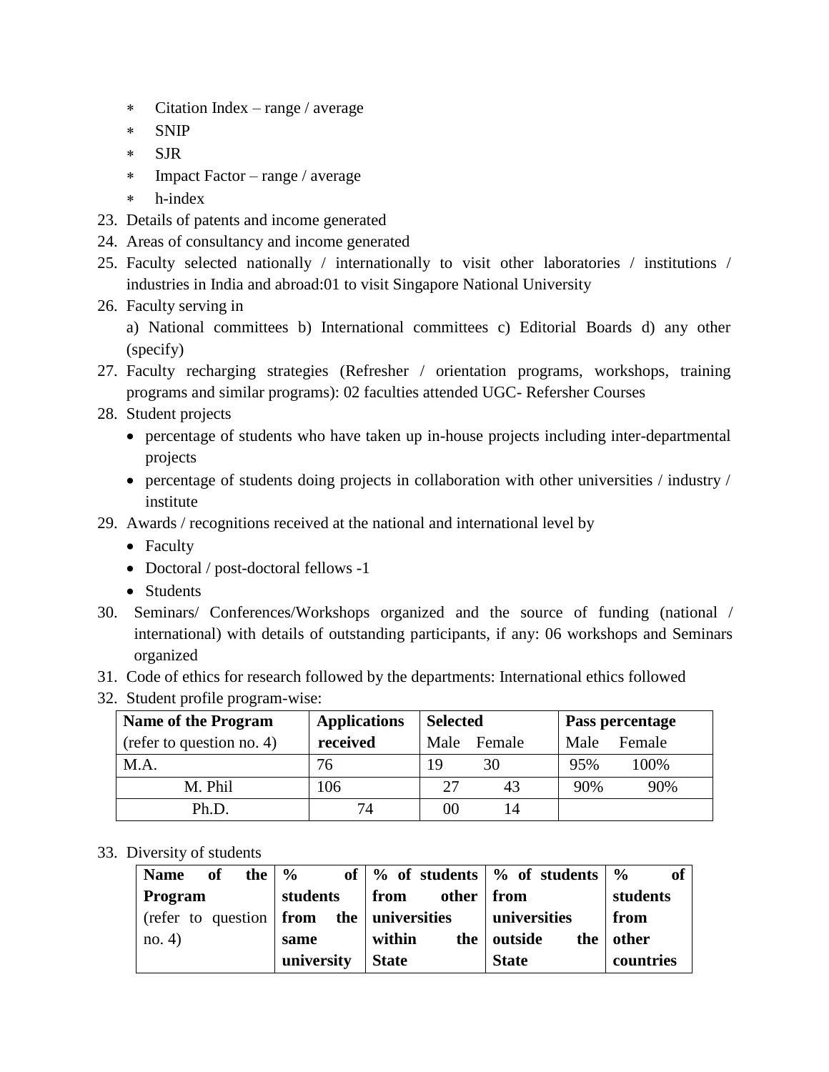* Citation Index – range / average
* SNIP
* SJR
* Impact Factor – range / average
* h-index

23. Details of patents and income generated
24. Areas of consultancy and income generated
25. Faculty selected nationally / internationally to visit other laboratories / institutions / industries in India and abroad:01 to visit Singapore National University
26. Faculty serving in
    a) National committees b) International committees c) Editorial Boards d) any other (specify)
27. Faculty recharging strategies (Refresher / orientation programs, workshops, training programs and similar programs): 02 faculties attended UGC- Refersher Courses
28. Student projects
    - percentage of students who have taken up in-house projects including inter-departmental projects
    - percentage of students doing projects in collaboration with other universities / industry / institute
29. Awards / recognitions received at the national and international level by
    - Faculty
    - Doctoral / post-doctoral fellows -1
    - Students
30. Seminars/ Conferences/Workshops organized and the source of funding (national / international) with details of outstanding participants, if any: 06 workshops and Seminars organized
31. Code of ethics for research followed by the departments: International ethics followed
32. Student profile program-wise:

| **Name of the Program** (refer to question no. 4) | **Applications received** | **Selected** | | **Pass percentage** | |
|---|---|---|---|---|---|
| | | Male | Female | Male | Female |
| M.A. | 76 | 19 | 30 | 95% | 100% |
| M. Phil | 106 | 27 | 43 | 90% | 90% |
| Ph.D. | 74 | 00 | 14 | | |

33. Diversity of students

| **Name of the Program** (refer to question no. 4) | **% of students from the same university** | **% of students from other universities within the State** | **% of students from universities outside the State** | **% of students from other countries** |
|---|---|---|---|---|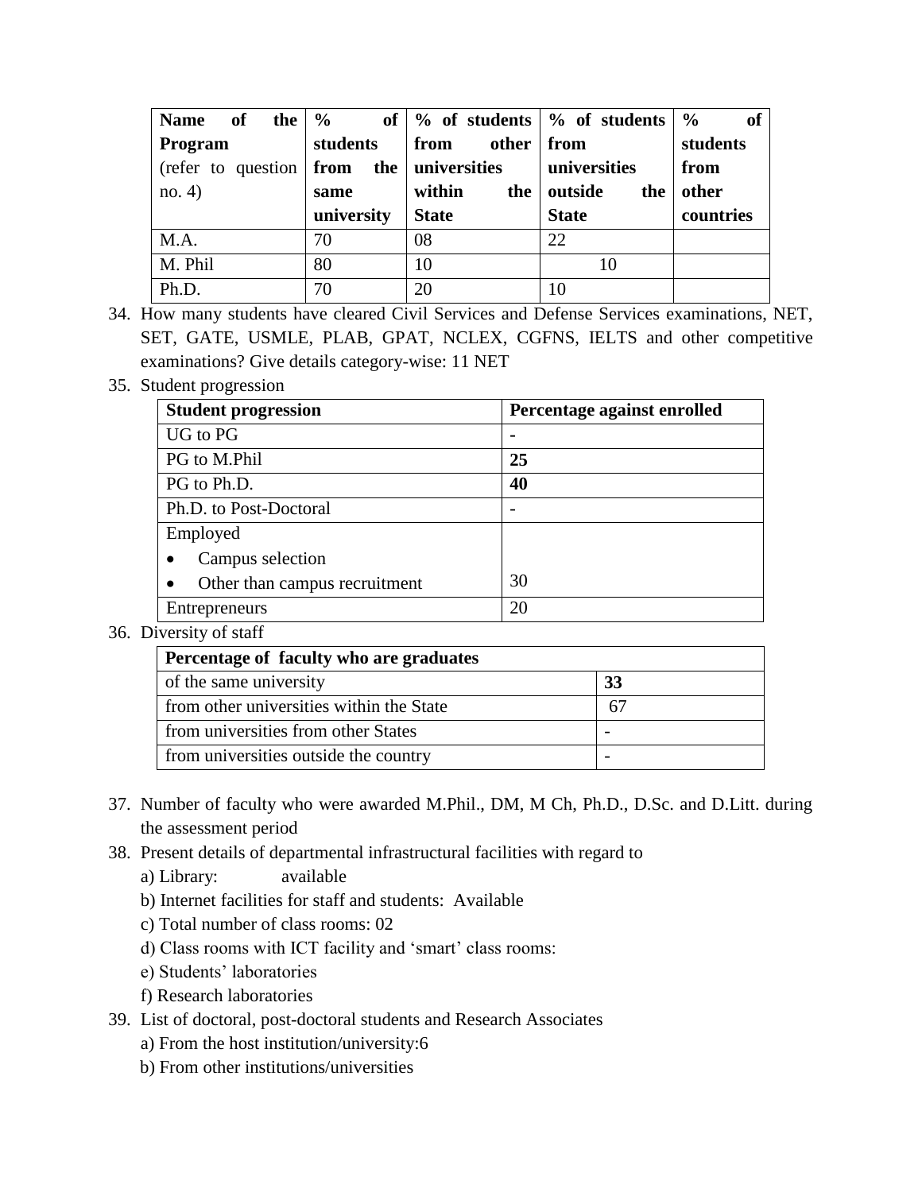| **Name of the Program** (refer to question no. 4) | **% of students from the same university** | **% of students from other universities within the State** | **% of students from universities outside the State** | **% of students from other countries** |
|---|---|---|---|---|
| M.A. | 70 | 08 | 22 | |
| M. Phil | 80 | 10 | 10 | |
| Ph.D. | 70 | 20 | 10 | |

34. How many students have cleared Civil Services and Defense Services examinations, NET, SET, GATE, USMLE, PLAB, GPAT, NCLEX, CGFNS, IELTS and other competitive examinations? Give details category-wise: 11 NET

35. Student progression

| **Student progression** | **Percentage against enrolled** |
|---|---|
| UG to PG | **-** |
| PG to M.Phil | **25** |
| PG to Ph.D. | **40** |
| Ph.D. to Post-Doctoral | - |
| Employed<br>• Campus selection<br>• Other than campus recruitment | 30 |
| Entrepreneurs | 20 |

36. Diversity of staff

| **Percentage of faculty who are graduates** | |
|---|---|
| of the same university | **33** |
| from other universities within the State | 67 |
| from universities from other States | - |
| from universities outside the country | - |

37. Number of faculty who were awarded M.Phil., DM, M Ch, Ph.D., D.Sc. and D.Litt. during the assessment period

38. Present details of departmental infrastructural facilities with regard to
    a) Library: available
    b) Internet facilities for staff and students: Available
    c) Total number of class rooms: 02
    d) Class rooms with ICT facility and 'smart' class rooms:
    e) Students' laboratories
    f) Research laboratories

39. List of doctoral, post-doctoral students and Research Associates
    a) From the host institution/university:6
    b) From other institutions/universities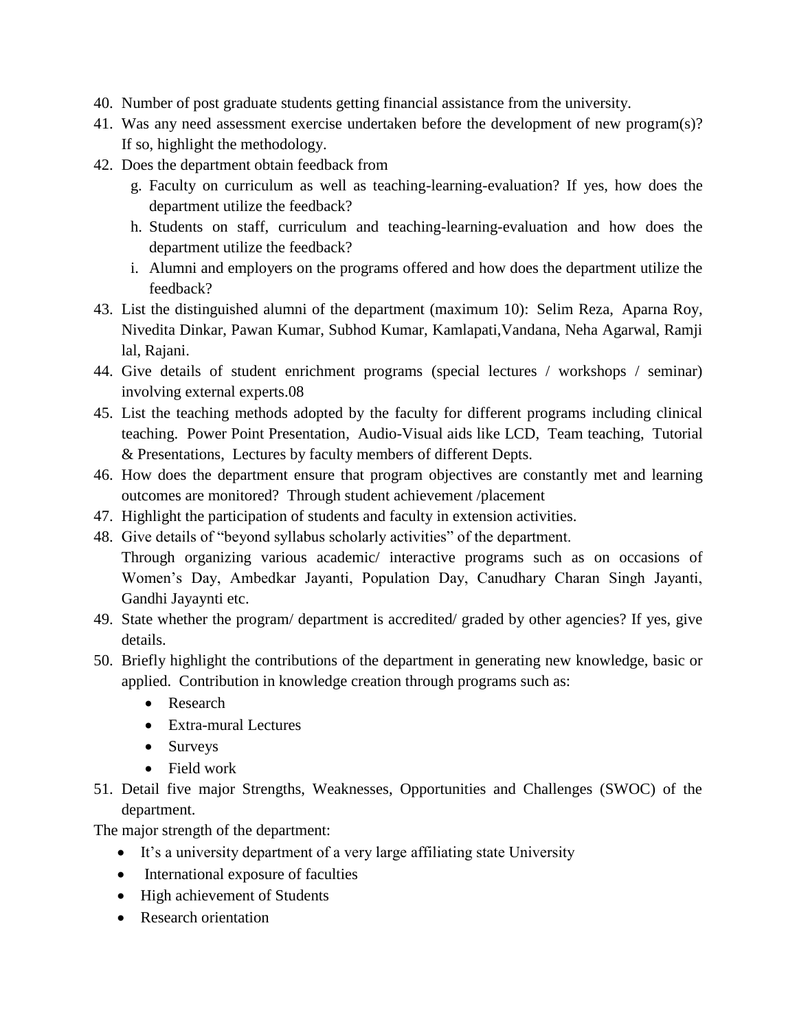40. Number of post graduate students getting financial assistance from the university.
41. Was any need assessment exercise undertaken before the development of new program(s)? If so, highlight the methodology.
42. Does the department obtain feedback from
    g. Faculty on curriculum as well as teaching-learning-evaluation? If yes, how does the department utilize the feedback?
    h. Students on staff, curriculum and teaching-learning-evaluation and how does the department utilize the feedback?
    i. Alumni and employers on the programs offered and how does the department utilize the feedback?
43. List the distinguished alumni of the department (maximum 10): Selim Reza, Aparna Roy, Nivedita Dinkar, Pawan Kumar, Subhod Kumar, Kamlapati,Vandana, Neha Agarwal, Ramji lal, Rajani.
44. Give details of student enrichment programs (special lectures / workshops / seminar) involving external experts.08
45. List the teaching methods adopted by the faculty for different programs including clinical teaching. Power Point Presentation, Audio-Visual aids like LCD, Team teaching, Tutorial & Presentations, Lectures by faculty members of different Depts.
46. How does the department ensure that program objectives are constantly met and learning outcomes are monitored? Through student achievement /placement
47. Highlight the participation of students and faculty in extension activities.
48. Give details of "beyond syllabus scholarly activities" of the department.
    Through organizing various academic/ interactive programs such as on occasions of Women's Day, Ambedkar Jayanti, Population Day, Canudhary Charan Singh Jayanti, Gandhi Jayaynti etc.
49. State whether the program/ department is accredited/ graded by other agencies? If yes, give details.
50. Briefly highlight the contributions of the department in generating new knowledge, basic or applied. Contribution in knowledge creation through programs such as:
    - Research
    - Extra-mural Lectures
    - Surveys
    - Field work
51. Detail five major Strengths, Weaknesses, Opportunities and Challenges (SWOC) of the department.

The major strength of the department:

- It's a university department of a very large affiliating state University
- International exposure of faculties
- High achievement of Students
- Research orientation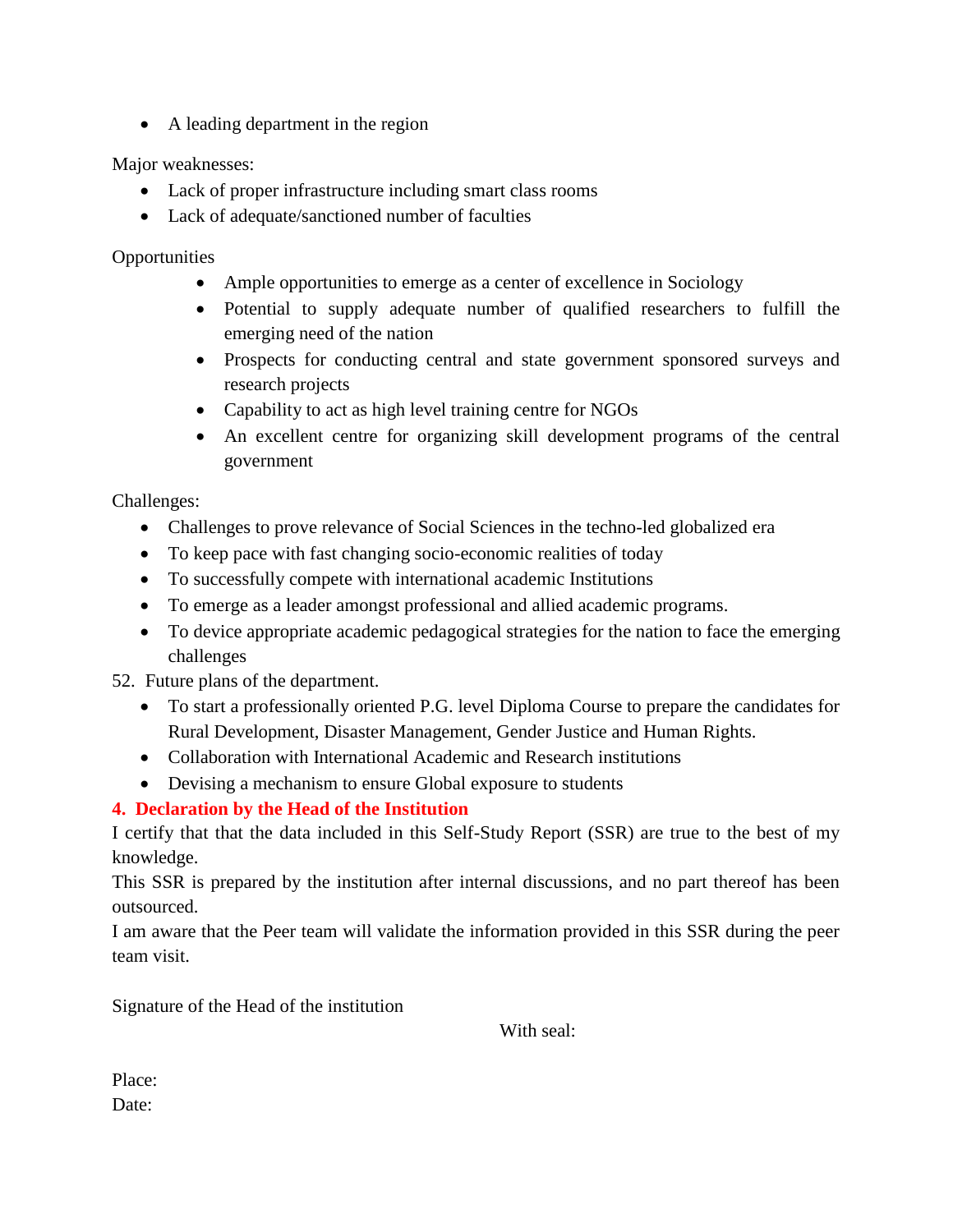- A leading department in the region

Major weaknesses:

- Lack of proper infrastructure including smart class rooms
- Lack of adequate/sanctioned number of faculties

Opportunities

- Ample opportunities to emerge as a center of excellence in Sociology
- Potential to supply adequate number of qualified researchers to fulfill the emerging need of the nation
- Prospects for conducting central and state government sponsored surveys and research projects
- Capability to act as high level training centre for NGOs
- An excellent centre for organizing skill development programs of the central government

Challenges:

- Challenges to prove relevance of Social Sciences in the techno-led globalized era
- To keep pace with fast changing socio-economic realities of today
- To successfully compete with international academic Institutions
- To emerge as a leader amongst professional and allied academic programs.
- To device appropriate academic pedagogical strategies for the nation to face the emerging challenges

52. Future plans of the department.

- To start a professionally oriented P.G. level Diploma Course to prepare the candidates for Rural Development, Disaster Management, Gender Justice and Human Rights.
- Collaboration with International Academic and Research institutions
- Devising a mechanism to ensure Global exposure to students

## 4. Declaration by the Head of the Institution

I certify that that the data included in this Self-Study Report (SSR) are true to the best of my knowledge.

This SSR is prepared by the institution after internal discussions, and no part thereof has been outsourced.

I am aware that the Peer team will validate the information provided in this SSR during the peer team visit.

Signature of the Head of the institution

With seal:

Place:

Date: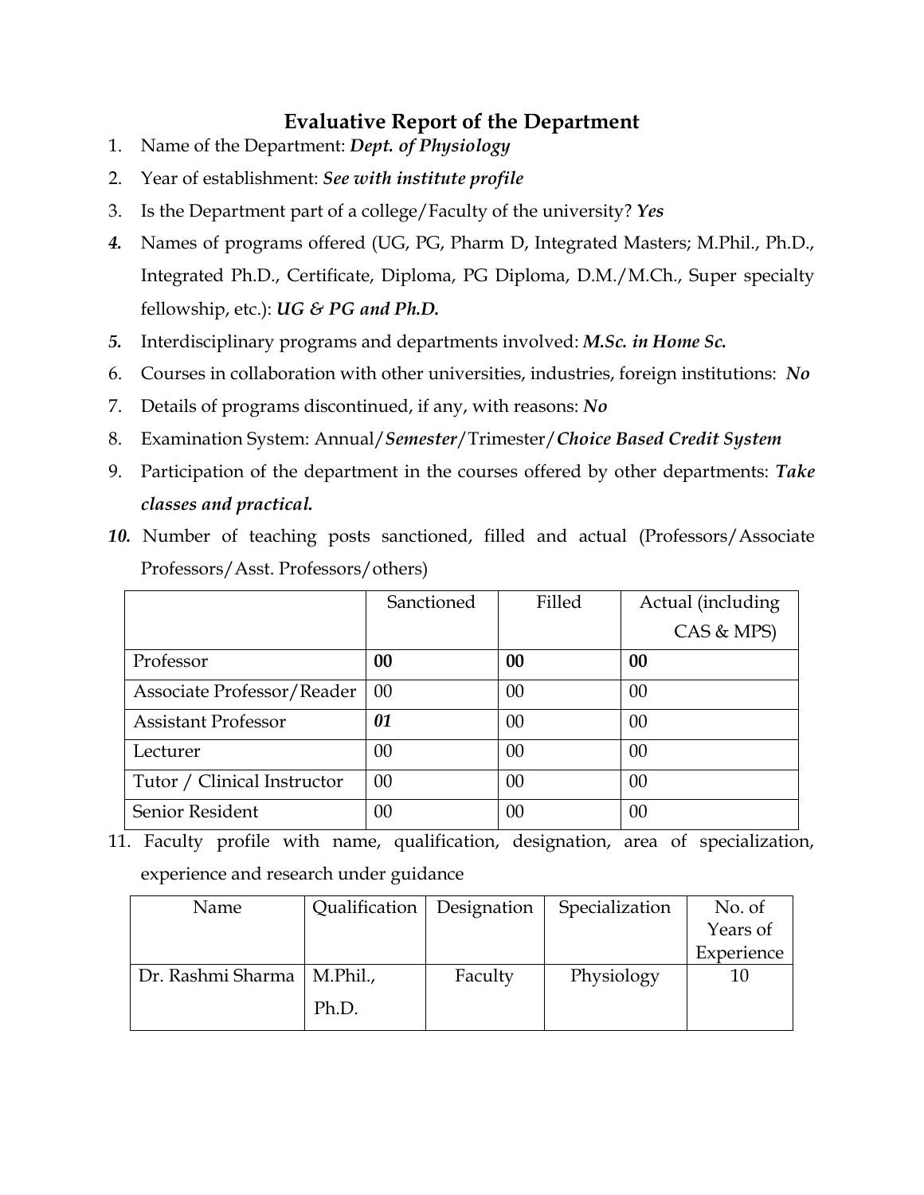# Evaluative Report of the Department

1. Name of the Department: ***Dept. of Physiology***
2. Year of establishment: ***See with institute profile***
3. Is the Department part of a college/Faculty of the university? ***Yes***
4. Names of programs offered (UG, PG, Pharm D, Integrated Masters; M.Phil., Ph.D., Integrated Ph.D., Certificate, Diploma, PG Diploma, D.M./M.Ch., Super specialty fellowship, etc.): ***UG & PG and Ph.D.***
5. Interdisciplinary programs and departments involved: ***M.Sc. in Home Sc.***
6. Courses in collaboration with other universities, industries, foreign institutions: ***No***
7. Details of programs discontinued, if any, with reasons: ***No***
8. Examination System: Annual/***Semester***/Trimester/***Choice Based Credit System***
9. Participation of the department in the courses offered by other departments: ***Take classes and practical.***
10. Number of teaching posts sanctioned, filled and actual (Professors/Associate Professors/Asst. Professors/others)

| | Sanctioned | Filled | Actual (including CAS & MPS) |
|---|---|---|---|
| Professor | **00** | **00** | **00** |
| Associate Professor/Reader | 00 | 00 | 00 |
| Assistant Professor | ***01*** | 00 | 00 |
| Lecturer | 00 | 00 | 00 |
| Tutor / Clinical Instructor | 00 | 00 | 00 |
| Senior Resident | 00 | 00 | 00 |

11. Faculty profile with name, qualification, designation, area of specialization, experience and research under guidance

| Name | Qualification | Designation | Specialization | No. of Years of Experience |
|---|---|---|---|---|
| Dr. Rashmi Sharma | M.Phil., Ph.D. | Faculty | Physiology | 10 |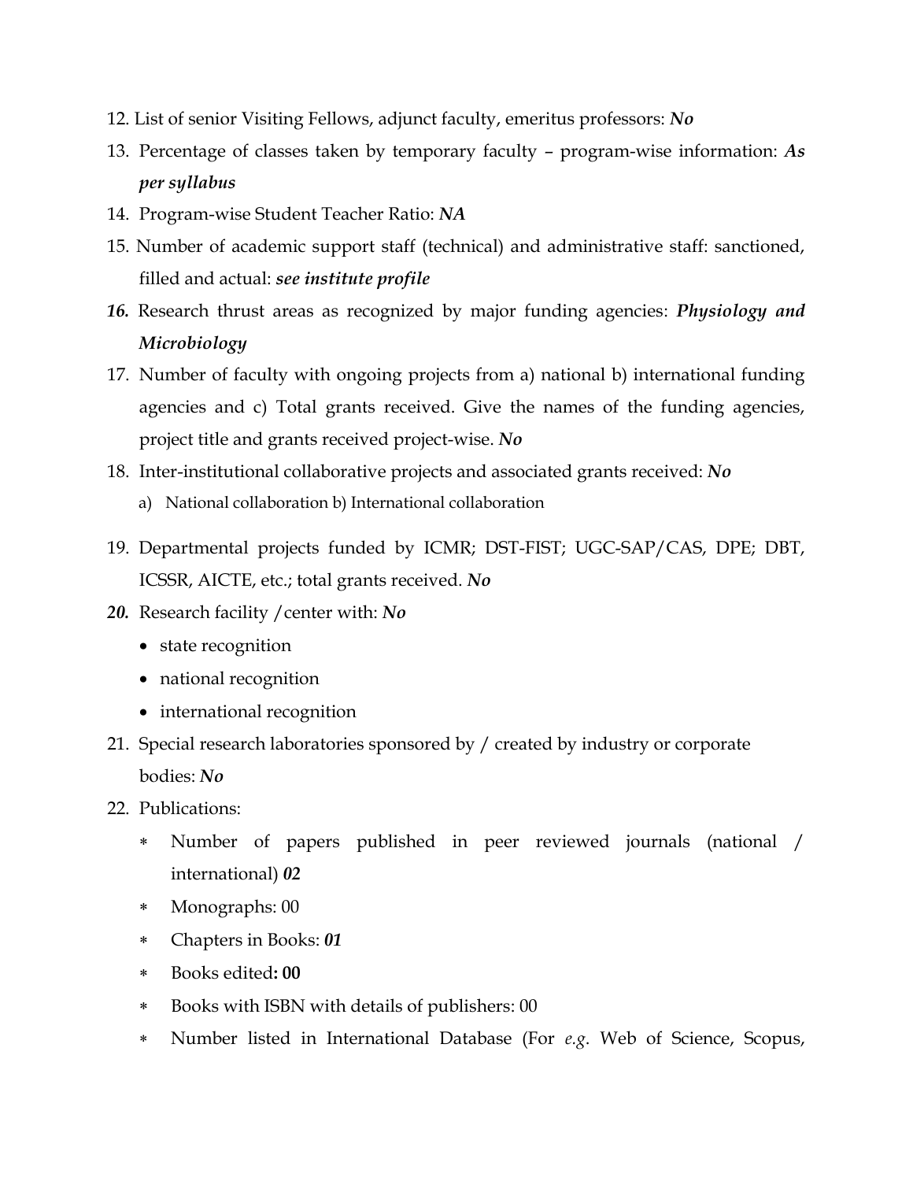12. List of senior Visiting Fellows, adjunct faculty, emeritus professors: ***No***
13. Percentage of classes taken by temporary faculty – program-wise information: ***As per syllabus***
14. Program-wise Student Teacher Ratio: ***NA***
15. Number of academic support staff (technical) and administrative staff: sanctioned, filled and actual: ***see institute profile***
16. Research thrust areas as recognized by major funding agencies: ***Physiology and Microbiology***
17. Number of faculty with ongoing projects from a) national b) international funding agencies and c) Total grants received. Give the names of the funding agencies, project title and grants received project-wise. ***No***
18. Inter-institutional collaborative projects and associated grants received: ***No***
    a) National collaboration b) International collaboration
19. Departmental projects funded by ICMR; DST-FIST; UGC-SAP/CAS, DPE; DBT, ICSSR, AICTE, etc.; total grants received. ***No***
20. Research facility /center with: ***No***
    - state recognition
    - national recognition
    - international recognition
21. Special research laboratories sponsored by / created by industry or corporate bodies: ***No***
22. Publications:
    * Number of papers published in peer reviewed journals (national / international) ***02***
    * Monographs: 00
    * Chapters in Books: ***01***
    * Books edited**: 00**
    * Books with ISBN with details of publishers: 00
    * Number listed in International Database (For *e.g*. Web of Science, Scopus,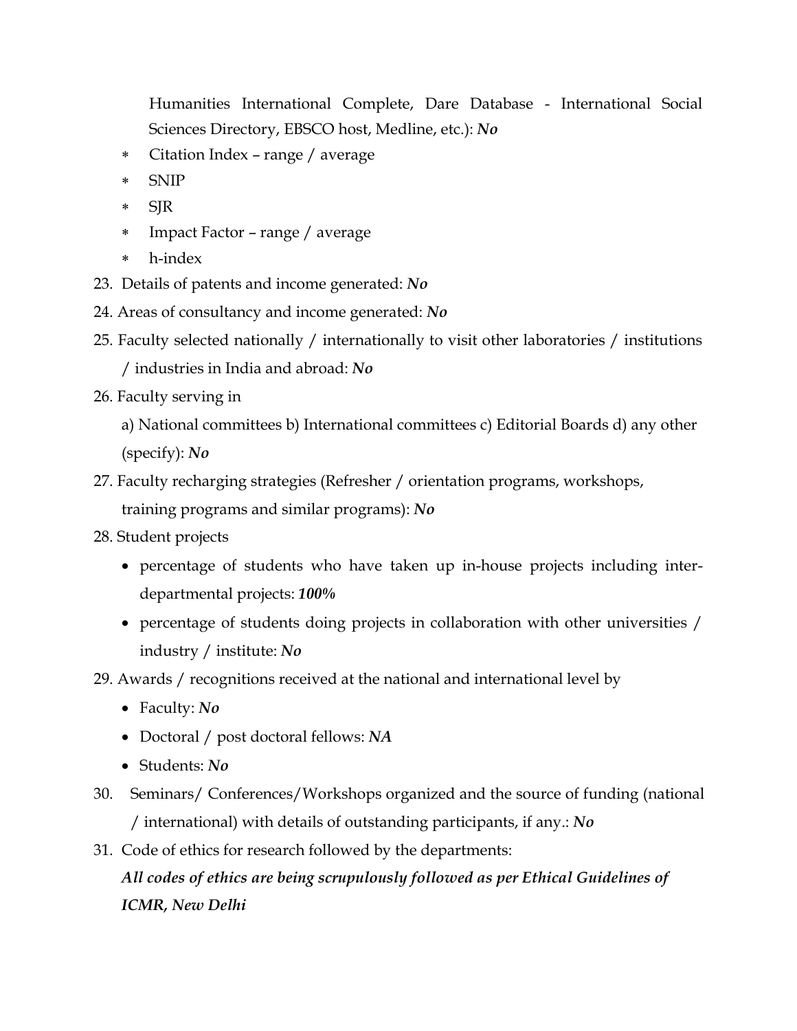Humanities International Complete, Dare Database - International Social Sciences Directory, EBSCO host, Medline, etc.): ***No***

- Citation Index – range / average
- SNIP
- SJR
- Impact Factor – range / average
- h-index

23. Details of patents and income generated: ***No***
24. Areas of consultancy and income generated: ***No***
25. Faculty selected nationally / internationally to visit other laboratories / institutions / industries in India and abroad: ***No***
26. Faculty serving in

    a) National committees b) International committees c) Editorial Boards d) any other (specify): ***No***
27. Faculty recharging strategies (Refresher / orientation programs, workshops, training programs and similar programs): ***No***
28. Student projects
    - percentage of students who have taken up in-house projects including inter-departmental projects: ***100%***
    - percentage of students doing projects in collaboration with other universities / industry / institute: ***No***
29. Awards / recognitions received at the national and international level by
    - Faculty: ***No***
    - Doctoral / post doctoral fellows: ***NA***
    - Students: ***No***
30. Seminars/ Conferences/Workshops organized and the source of funding (national / international) with details of outstanding participants, if any.: ***No***
31. Code of ethics for research followed by the departments:

    ***All codes of ethics are being scrupulously followed as per Ethical Guidelines of ICMR, New Delhi***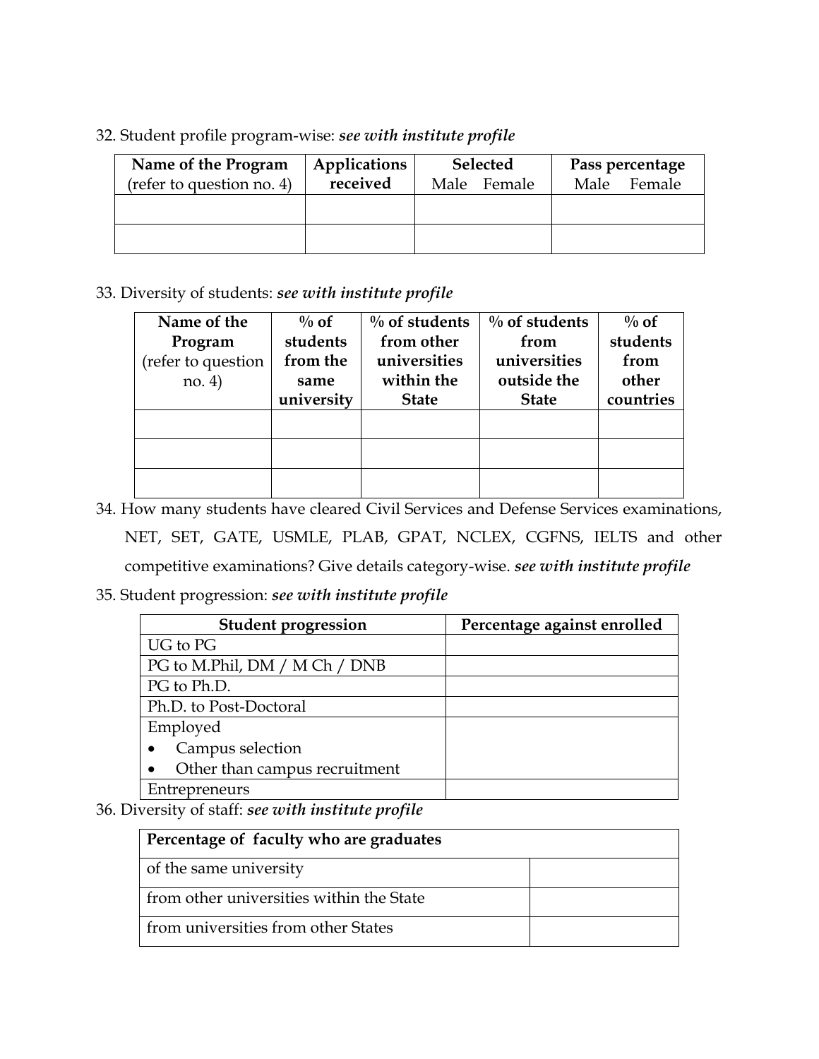32. Student profile program-wise: ***see with institute profile***

| Name of the Program (refer to question no. 4) | Applications received | Selected | | Pass percentage | |
|---|---|---|---|---|---|
| | | Male | Female | Male | Female |
| | | | | | |
| | | | | | |

33. Diversity of students: ***see with institute profile***

| Name of the Program (refer to question no. 4) | % of students from the same university | % of students from other universities within the State | % of students from universities outside the State | % of students from other countries |
|---|---|---|---|---|
| | | | | |
| | | | | |
| | | | | |

34. How many students have cleared Civil Services and Defense Services examinations, NET, SET, GATE, USMLE, PLAB, GPAT, NCLEX, CGFNS, IELTS and other competitive examinations? Give details category-wise. ***see with institute profile***

35. Student progression: ***see with institute profile***

| Student progression | Percentage against enrolled |
|---|---|
| UG to PG | |
| PG to M.Phil, DM / M Ch / DNB | |
| PG to Ph.D. | |
| Ph.D. to Post-Doctoral | |
| Employed<br>• Campus selection<br>• Other than campus recruitment | |
| Entrepreneurs | |

36. Diversity of staff: ***see with institute profile***

| Percentage of faculty who are graduates | |
|---|---|
| of the same university | |
| from other universities within the State | |
| from universities from other States | |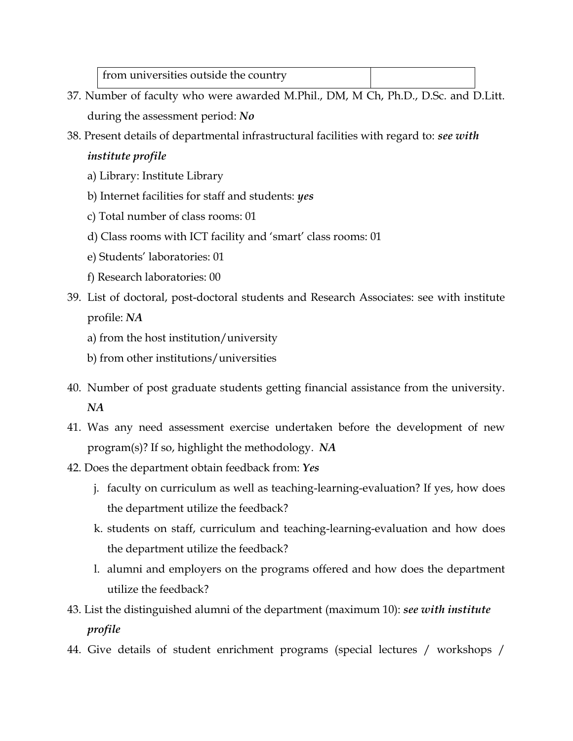| from universities outside the country | |
|---|---|

37. Number of faculty who were awarded M.Phil., DM, M Ch, Ph.D., D.Sc. and D.Litt. during the assessment period: ***No***

38. Present details of departmental infrastructural facilities with regard to: ***see with institute profile***

    a) Library: Institute Library

    b) Internet facilities for staff and students: ***yes***

    c) Total number of class rooms: 01

    d) Class rooms with ICT facility and 'smart' class rooms: 01

    e) Students' laboratories: 01

    f) Research laboratories: 00

39. List of doctoral, post-doctoral students and Research Associates: see with institute profile: ***NA***

    a) from the host institution/university

    b) from other institutions/universities

40. Number of post graduate students getting financial assistance from the university. ***NA***

41. Was any need assessment exercise undertaken before the development of new program(s)? If so, highlight the methodology. ***NA***

42. Does the department obtain feedback from: ***Yes***

    j. faculty on curriculum as well as teaching-learning-evaluation? If yes, how does the department utilize the feedback?

    k. students on staff, curriculum and teaching-learning-evaluation and how does the department utilize the feedback?

    l. alumni and employers on the programs offered and how does the department utilize the feedback?

43. List the distinguished alumni of the department (maximum 10): ***see with institute profile***

44. Give details of student enrichment programs (special lectures / workshops /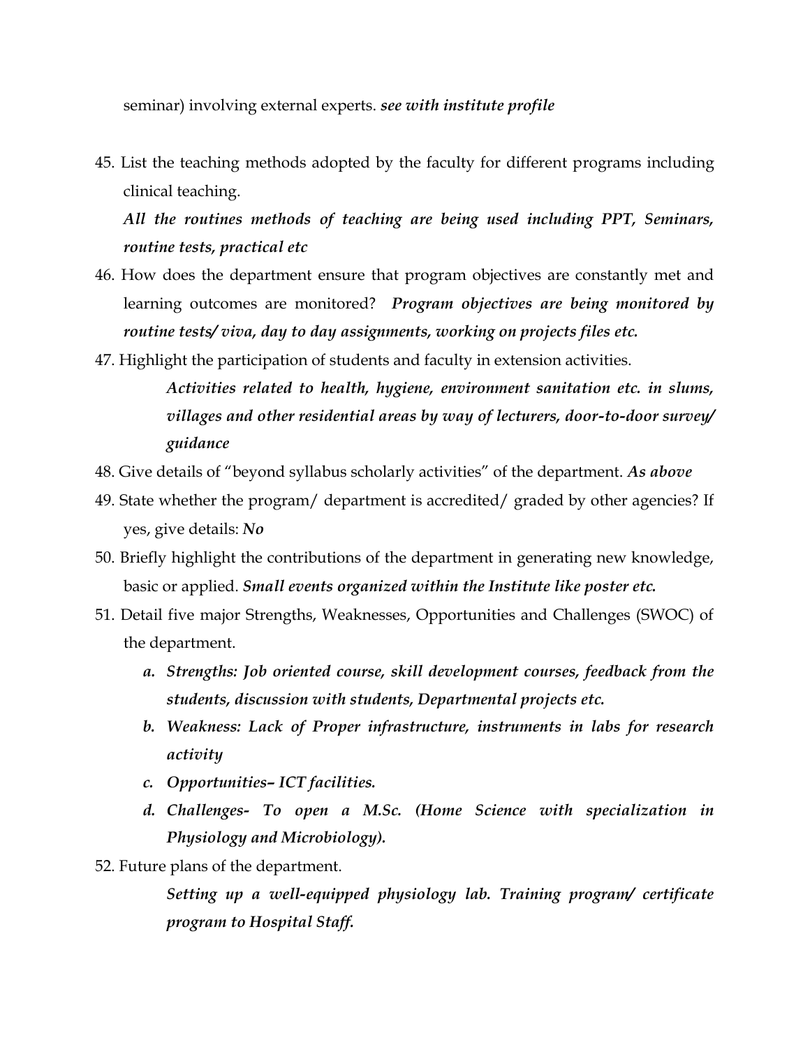seminar) involving external experts. ***see with institute profile***

45. List the teaching methods adopted by the faculty for different programs including clinical teaching.

    ***All the routines methods of teaching are being used including PPT, Seminars, routine tests, practical etc***

46. How does the department ensure that program objectives are constantly met and learning outcomes are monitored? ***Program objectives are being monitored by routine tests/ viva, day to day assignments, working on projects files etc.***

47. Highlight the participation of students and faculty in extension activities.

    ***Activities related to health, hygiene, environment sanitation etc. in slums, villages and other residential areas by way of lecturers, door-to-door survey/ guidance***

48. Give details of "beyond syllabus scholarly activities" of the department. ***As above***

49. State whether the program/ department is accredited/ graded by other agencies? If yes, give details: ***No***

50. Briefly highlight the contributions of the department in generating new knowledge, basic or applied. ***Small events organized within the Institute like poster etc.***

51. Detail five major Strengths, Weaknesses, Opportunities and Challenges (SWOC) of the department.

    ***a. Strengths: Job oriented course, skill development courses, feedback from the students, discussion with students, Departmental projects etc.***

    ***b. Weakness: Lack of Proper infrastructure, instruments in labs for research activity***

    ***c. Opportunities– ICT facilities.***

    ***d. Challenges- To open a M.Sc. (Home Science with specialization in Physiology and Microbiology).***

52. Future plans of the department.

    ***Setting up a well-equipped physiology lab. Training program/ certificate program to Hospital Staff.***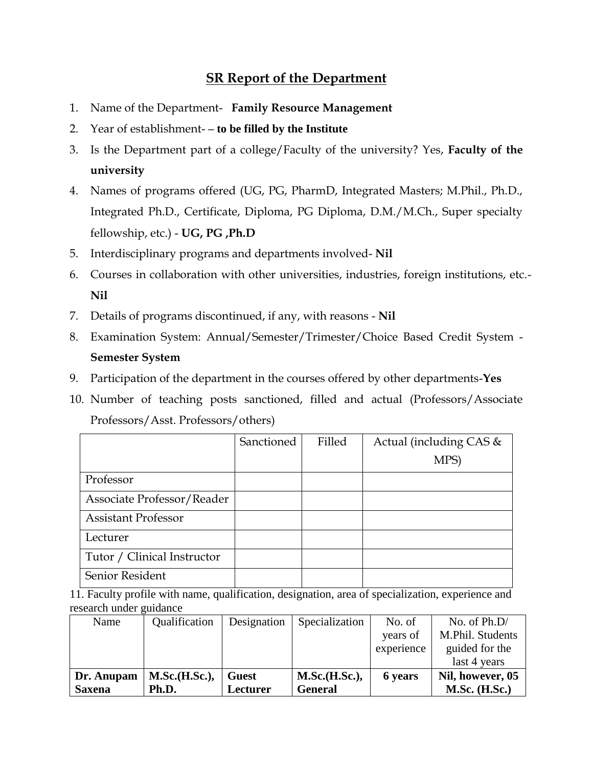# SR Report of the Department

1. Name of the Department- **Family Resource Management**
2. Year of establishment- – **to be filled by the Institute**
3. Is the Department part of a college/Faculty of the university? Yes, **Faculty of the university**
4. Names of programs offered (UG, PG, PharmD, Integrated Masters; M.Phil., Ph.D., Integrated Ph.D., Certificate, Diploma, PG Diploma, D.M./M.Ch., Super specialty fellowship, etc.) - **UG, PG ,Ph.D**
5. Interdisciplinary programs and departments involved- **Nil**
6. Courses in collaboration with other universities, industries, foreign institutions, etc.- **Nil**
7. Details of programs discontinued, if any, with reasons - **Nil**
8. Examination System: Annual/Semester/Trimester/Choice Based Credit System - **Semester System**
9. Participation of the department in the courses offered by other departments-**Yes**
10. Number of teaching posts sanctioned, filled and actual (Professors/Associate Professors/Asst. Professors/others)

| | Sanctioned | Filled | Actual (including CAS & MPS) |
|---|---|---|---|
| Professor | | | |
| Associate Professor/Reader | | | |
| Assistant Professor | | | |
| Lecturer | | | |
| Tutor / Clinical Instructor | | | |
| Senior Resident | | | |

11. Faculty profile with name, qualification, designation, area of specialization, experience and research under guidance

| Name | Qualification | Designation | Specialization | No. of years of experience | No. of Ph.D/ M.Phil. Students guided for the last 4 years |
|---|---|---|---|---|---|
| **Dr. Anupam Saxena** | **M.Sc.(H.Sc.), Ph.D.** | **Guest Lecturer** | **M.Sc.(H.Sc.), General** | **6 years** | **Nil, however, 05 M.Sc. (H.Sc.)** |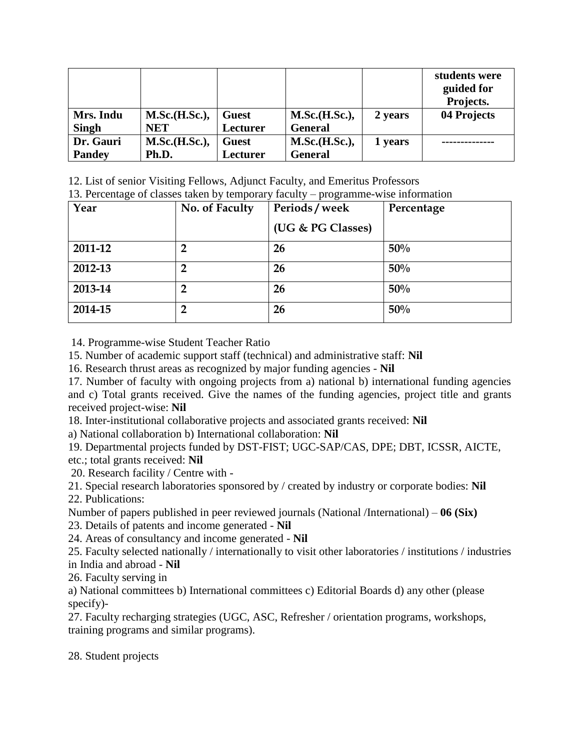| | | | | | students were guided for Projects. |
|---|---|---|---|---|---|
| **Mrs. Indu Singh** | **M.Sc.(H.Sc.), NET** | **Guest Lecturer** | **M.Sc.(H.Sc.), General** | **2 years** | **04 Projects** |
| **Dr. Gauri Pandey** | **M.Sc.(H.Sc.), Ph.D.** | **Guest Lecturer** | **M.Sc.(H.Sc.), General** | **1 years** | ------------- |

12. List of senior Visiting Fellows, Adjunct Faculty, and Emeritus Professors

13. Percentage of classes taken by temporary faculty – programme-wise information

| Year | No. of Faculty | Periods / week (UG & PG Classes) | Percentage |
|---|---|---|---|
| **2011-12** | **2** | **26** | **50%** |
| **2012-13** | **2** | **26** | **50%** |
| **2013-14** | **2** | **26** | **50%** |
| **2014-15** | **2** | **26** | **50%** |

14. Programme-wise Student Teacher Ratio

15. Number of academic support staff (technical) and administrative staff: **Nil**

16. Research thrust areas as recognized by major funding agencies - **Nil**

17. Number of faculty with ongoing projects from a) national b) international funding agencies and c) Total grants received. Give the names of the funding agencies, project title and grants received project-wise: **Nil**

18. Inter-institutional collaborative projects and associated grants received: **Nil**

a) National collaboration b) International collaboration: **Nil**

19. Departmental projects funded by DST-FIST; UGC-SAP/CAS, DPE; DBT, ICSSR, AICTE, etc.; total grants received: **Nil**

20. Research facility / Centre with -

21. Special research laboratories sponsored by / created by industry or corporate bodies: **Nil**

22. Publications:

Number of papers published in peer reviewed journals (National /International) – **06 (Six)**

23. Details of patents and income generated - **Nil**

24. Areas of consultancy and income generated - **Nil**

25. Faculty selected nationally / internationally to visit other laboratories / institutions / industries in India and abroad - **Nil**

26. Faculty serving in

a) National committees b) International committees c) Editorial Boards d) any other (please specify)-

27. Faculty recharging strategies (UGC, ASC, Refresher / orientation programs, workshops, training programs and similar programs).

28. Student projects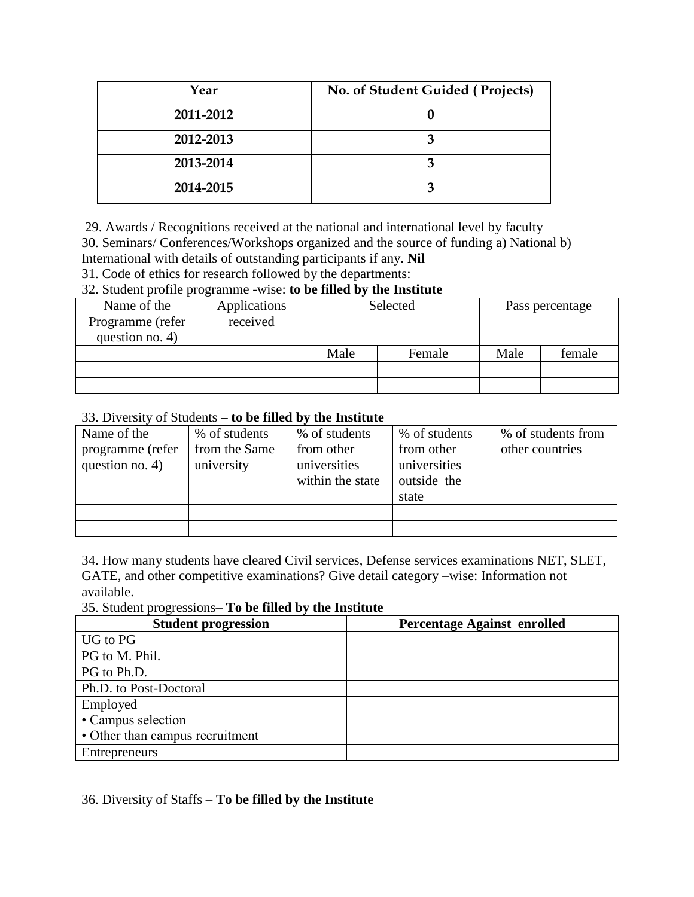| Year | No. of Student Guided ( Projects) |
|---|---|
| 2011-2012 | 0 |
| 2012-2013 | 3 |
| 2013-2014 | 3 |
| 2014-2015 | 3 |

29. Awards / Recognitions received at the national and international level by faculty

30. Seminars/ Conferences/Workshops organized and the source of funding a) National b) International with details of outstanding participants if any. **Nil**

31. Code of ethics for research followed by the departments:

32. Student profile programme -wise: **to be filled by the Institute**

| Name of the Programme (refer question no. 4) | Applications received | Selected | | Pass percentage | |
|---|---|---|---|---|---|
| | | Male | Female | Male | female |
| | | | | | |
| | | | | | |

33. Diversity of Students **– to be filled by the Institute**

| Name of the programme (refer question no. 4) | % of students from the Same university | % of students from other universities within the state | % of students from other universities outside the state | % of students from other countries |
|---|---|---|---|---|
| | | | | |
| | | | | |

34. How many students have cleared Civil services, Defense services examinations NET, SLET, GATE, and other competitive examinations? Give detail category –wise: Information not available.

35. Student progressions– **To be filled by the Institute**

| Student progression | Percentage Against enrolled |
|---|---|
| UG to PG | |
| PG to M. Phil. | |
| PG to Ph.D. | |
| Ph.D. to Post-Doctoral | |
| Employed<br>• Campus selection<br>• Other than campus recruitment | |
| Entrepreneurs | |

36. Diversity of Staffs – **To be filled by the Institute**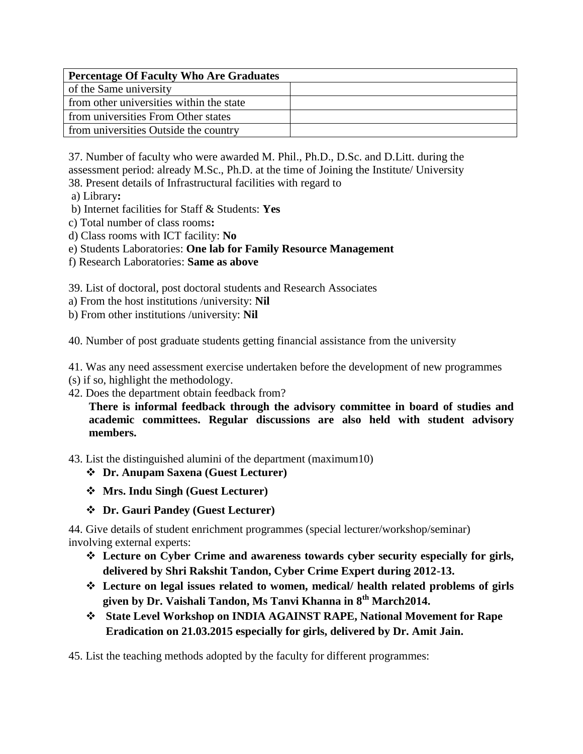| Percentage Of Faculty Who Are Graduates | |
|---|---|
| of the Same university | |
| from other universities within the state | |
| from universities From Other states | |
| from universities Outside the country | |

37. Number of faculty who were awarded M. Phil., Ph.D., D.Sc. and D.Litt. during the assessment period: already M.Sc., Ph.D. at the time of Joining the Institute/ University

38. Present details of Infrastructural facilities with regard to

a) Library**:**

b) Internet facilities for Staff & Students: **Yes**

c) Total number of class rooms**:**

d) Class rooms with ICT facility: **No**

e) Students Laboratories: **One lab for Family Resource Management**

f) Research Laboratories: **Same as above**

39. List of doctoral, post doctoral students and Research Associates

a) From the host institutions /university: **Nil**

b) From other institutions /university: **Nil**

40. Number of post graduate students getting financial assistance from the university

41. Was any need assessment exercise undertaken before the development of new programmes (s) if so, highlight the methodology.

42. Does the department obtain feedback from?

**There is informal feedback through the advisory committee in board of studies and academic committees. Regular discussions are also held with student advisory members.**

43. List the distinguished alumini of the department (maximum10)

- **Dr. Anupam Saxena (Guest Lecturer)**
- **Mrs. Indu Singh (Guest Lecturer)**
- **Dr. Gauri Pandey (Guest Lecturer)**

44. Give details of student enrichment programmes (special lecturer/workshop/seminar) involving external experts:

- **Lecture on Cyber Crime and awareness towards cyber security especially for girls, delivered by Shri Rakshit Tandon, Cyber Crime Expert during 2012-13.**
- **Lecture on legal issues related to women, medical/ health related problems of girls given by Dr. Vaishali Tandon, Ms Tanvi Khanna in 8th March2014.**
- **State Level Workshop on INDIA AGAINST RAPE, National Movement for Rape Eradication on 21.03.2015 especially for girls, delivered by Dr. Amit Jain.**

45. List the teaching methods adopted by the faculty for different programmes: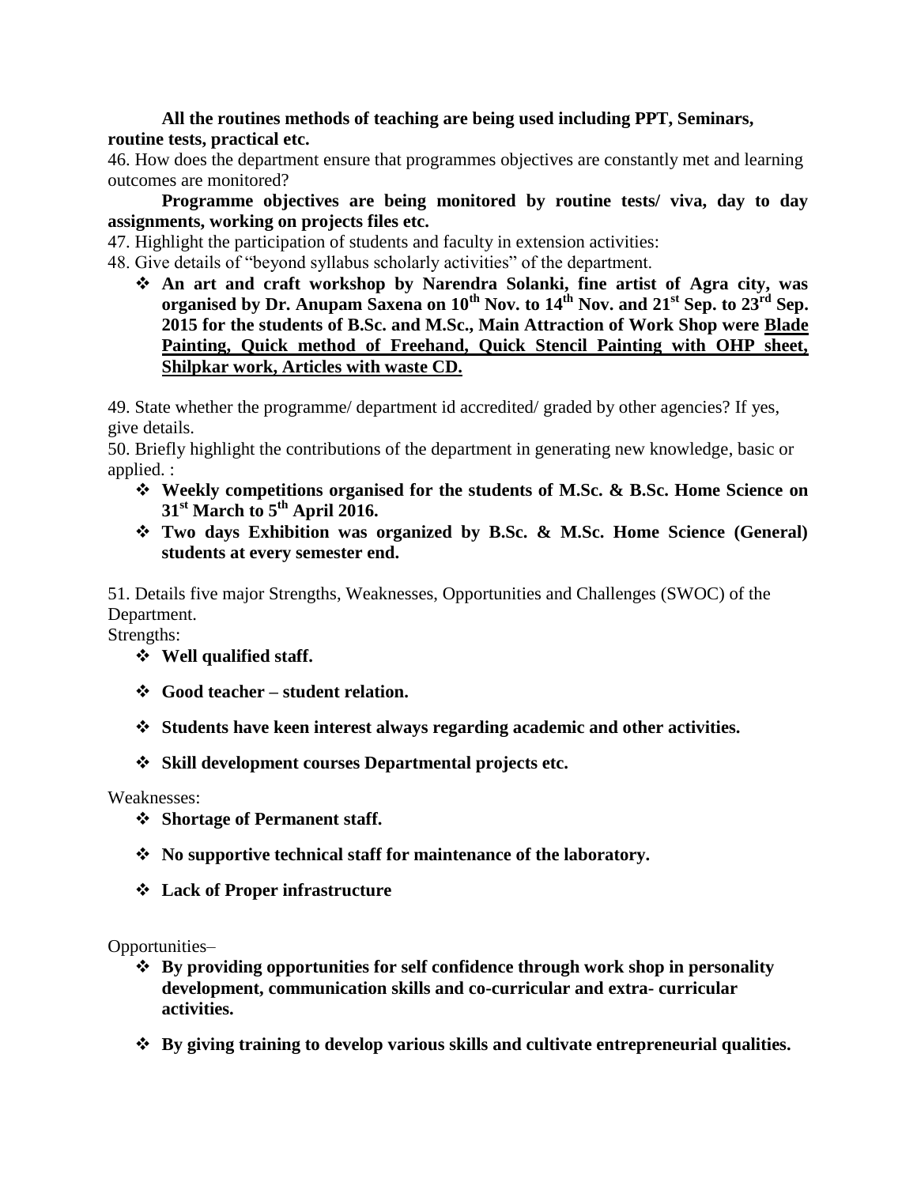**All the routines methods of teaching are being used including PPT, Seminars, routine tests, practical etc.**

46. How does the department ensure that programmes objectives are constantly met and learning outcomes are monitored?

**Programme objectives are being monitored by routine tests/ viva, day to day assignments, working on projects files etc.**

47. Highlight the participation of students and faculty in extension activities:

48. Give details of "beyond syllabus scholarly activities" of the department.

- **An art and craft workshop by Narendra Solanki, fine artist of Agra city, was organised by Dr. Anupam Saxena on 10th Nov. to 14th Nov. and 21st Sep. to 23rd Sep. 2015 for the students of B.Sc. and M.Sc., Main Attraction of Work Shop were <u>Blade Painting, Quick method of Freehand, Quick Stencil Painting with OHP sheet, Shilpkar work, Articles with waste CD.</u>**

49. State whether the programme/ department id accredited/ graded by other agencies? If yes, give details.

50. Briefly highlight the contributions of the department in generating new knowledge, basic or applied. :

- **Weekly competitions organised for the students of M.Sc. & B.Sc. Home Science on 31st March to 5th April 2016.**
- **Two days Exhibition was organized by B.Sc. & M.Sc. Home Science (General) students at every semester end.**

51. Details five major Strengths, Weaknesses, Opportunities and Challenges (SWOC) of the Department.

Strengths:

- **Well qualified staff.**
- **Good teacher – student relation.**
- **Students have keen interest always regarding academic and other activities.**
- **Skill development courses Departmental projects etc.**

Weaknesses:

- **Shortage of Permanent staff.**
- **No supportive technical staff for maintenance of the laboratory.**
- **Lack of Proper infrastructure**

Opportunities–

- **By providing opportunities for self confidence through work shop in personality development, communication skills and co-curricular and extra- curricular activities.**
- **By giving training to develop various skills and cultivate entrepreneurial qualities.**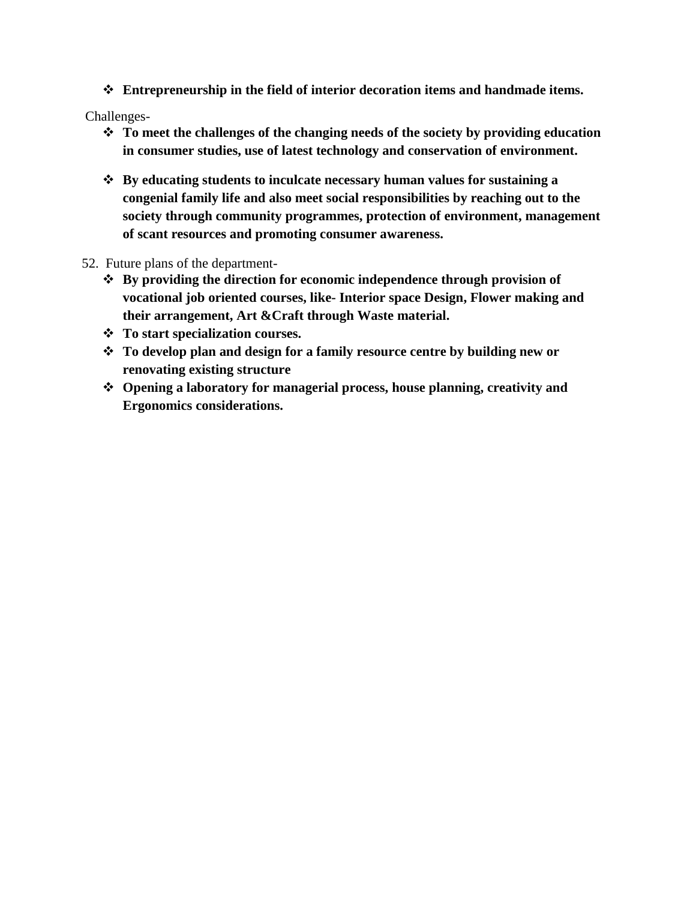- **Entrepreneurship in the field of interior decoration items and handmade items.**

Challenges-

- **To meet the challenges of the changing needs of the society by providing education in consumer studies, use of latest technology and conservation of environment.**
- **By educating students to inculcate necessary human values for sustaining a congenial family life and also meet social responsibilities by reaching out to the society through community programmes, protection of environment, management of scant resources and promoting consumer awareness.**

52. Future plans of the department-

- **By providing the direction for economic independence through provision of vocational job oriented courses, like- Interior space Design, Flower making and their arrangement, Art &Craft through Waste material.**
- **To start specialization courses.**
- **To develop plan and design for a family resource centre by building new or renovating existing structure**
- **Opening a laboratory for managerial process, house planning, creativity and Ergonomics considerations.**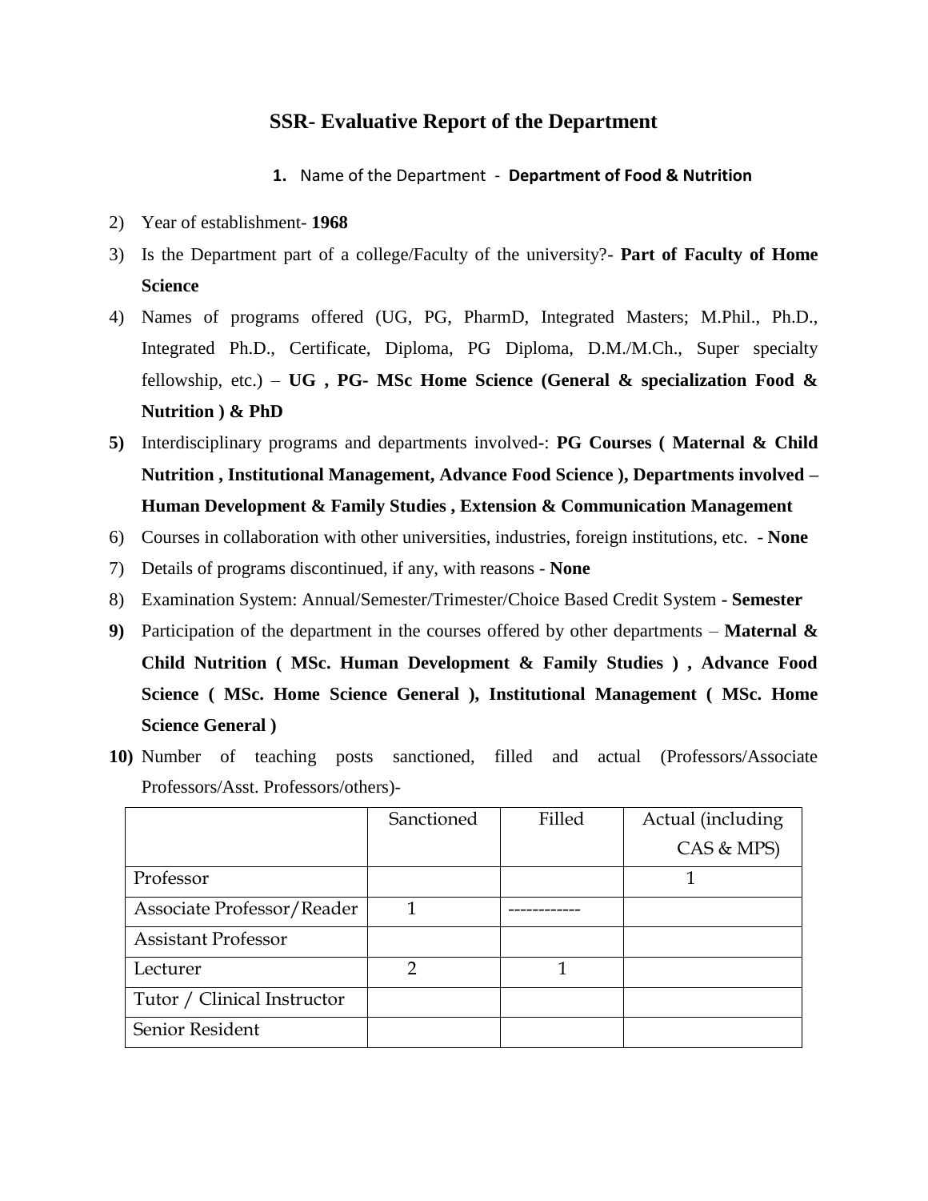## SSR- Evaluative Report of the Department

1. Name of the Department - **Department of Food & Nutrition**

2) Year of establishment- **1968**
3) Is the Department part of a college/Faculty of the university?- **Part of Faculty of Home Science**
4) Names of programs offered (UG, PG, PharmD, Integrated Masters; M.Phil., Ph.D., Integrated Ph.D., Certificate, Diploma, PG Diploma, D.M./M.Ch., Super specialty fellowship, etc.) – **UG , PG- MSc Home Science (General & specialization Food & Nutrition ) & PhD**
5) Interdisciplinary programs and departments involved-: **PG Courses ( Maternal & Child Nutrition , Institutional Management, Advance Food Science ), Departments involved – Human Development & Family Studies , Extension & Communication Management**
6) Courses in collaboration with other universities, industries, foreign institutions, etc. - **None**
7) Details of programs discontinued, if any, with reasons - **None**
8) Examination System: Annual/Semester/Trimester/Choice Based Credit System **- Semester**
9) Participation of the department in the courses offered by other departments – **Maternal & Child Nutrition ( MSc. Human Development & Family Studies ) , Advance Food Science ( MSc. Home Science General ), Institutional Management ( MSc. Home Science General )**
10) Number of teaching posts sanctioned, filled and actual (Professors/Associate Professors/Asst. Professors/others)-

| | Sanctioned | Filled | Actual (including CAS & MPS) |
|---|---|---|---|
| Professor | | | 1 |
| Associate Professor/Reader | 1 | ------------ | |
| Assistant Professor | | | |
| Lecturer | 2 | 1 | |
| Tutor / Clinical Instructor | | | |
| Senior Resident | | | |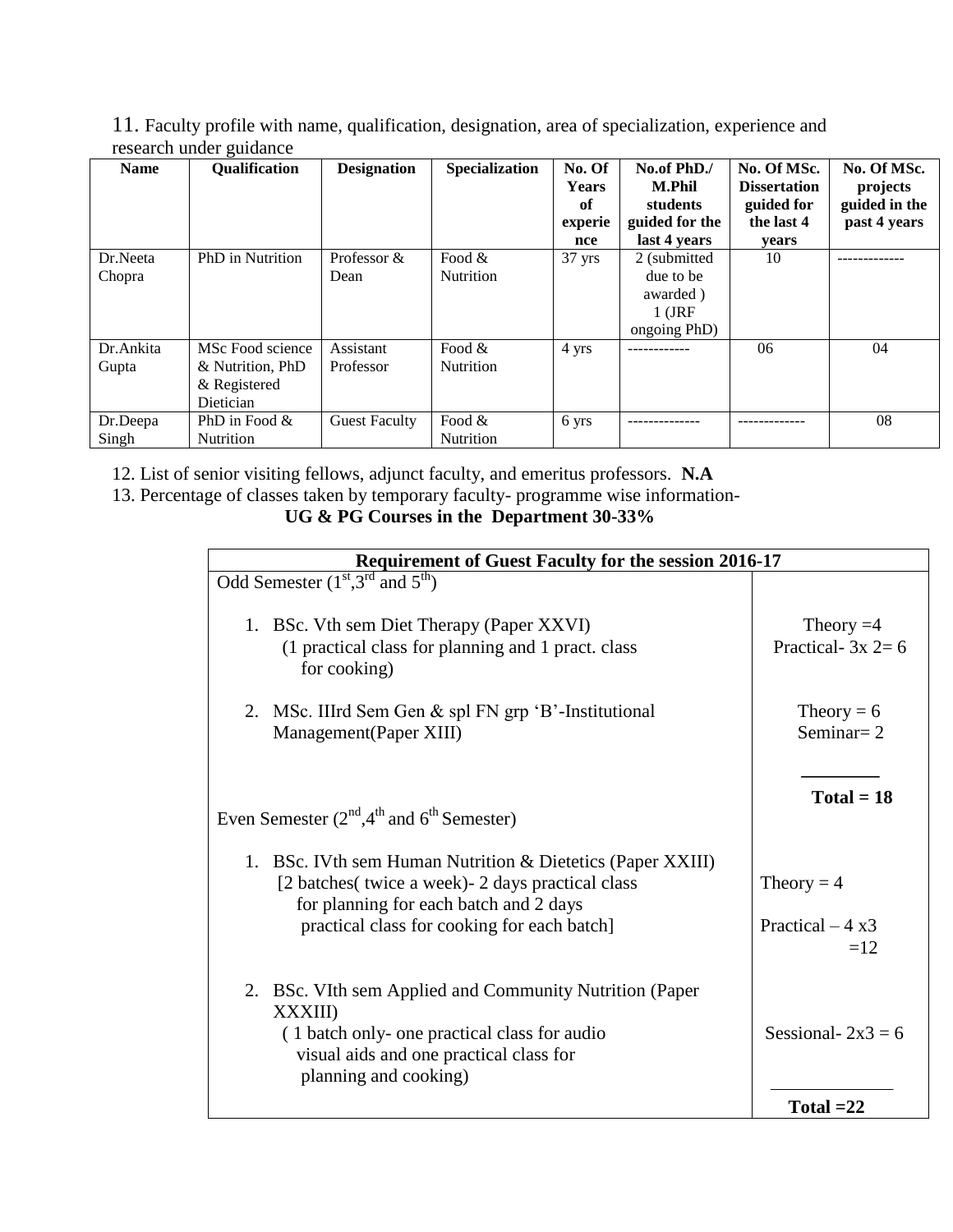11. Faculty profile with name, qualification, designation, area of specialization, experience and research under guidance

| Name | Qualification | Designation | Specialization | No. Of Years of experience | No.of PhD./ M.Phil students guided for the last 4 years | No. Of MSc. Dissertation guided for the last 4 years | No. Of MSc. projects guided in the past 4 years |
|---|---|---|---|---|---|---|---|
| Dr.Neeta Chopra | PhD in Nutrition | Professor & Dean | Food & Nutrition | 37 yrs | 2 (submitted due to be awarded ) 1 (JRF ongoing PhD) | 10 | ------------- |
| Dr.Ankita Gupta | MSc Food science & Nutrition, PhD & Registered Dietician | Assistant Professor | Food & Nutrition | 4 yrs | ------------ | 06 | 04 |
| Dr.Deepa Singh | PhD in Food & Nutrition | Guest Faculty | Food & Nutrition | 6 yrs | -------------- | ------------- | 08 |

12. List of senior visiting fellows, adjunct faculty, and emeritus professors. **N.A**

13. Percentage of classes taken by temporary faculty- programme wise information-

**UG & PG Courses in the Department 30-33%**

| Requirement of Guest Faculty for the session 2016-17 | |
|---|---|
| Odd Semester (1st,3rd and 5th) | |
| 1. BSc. Vth sem Diet Therapy (Paper XXVI) (1 practical class for planning and 1 pract. class for cooking) | Theory =4 Practical- 3x 2= 6 |
| 2. MSc. IIIrd Sem Gen & spl FN grp 'B'-Institutional Management(Paper XIII) | Theory = 6 Seminar= 2 |
| | **Total = 18** |
| Even Semester (2nd,4th and 6th Semester) | |
| 1. BSc. IVth sem Human Nutrition & Dietetics (Paper XXIII) [2 batches( twice a week)- 2 days practical class for planning for each batch and 2 days practical class for cooking for each batch] | Theory = 4 Practical – 4 x3 =12 |
| 2. BSc. VIth sem Applied and Community Nutrition (Paper XXXIII) ( 1 batch only- one practical class for audio visual aids and one practical class for planning and cooking) | Sessional- 2x3 = 6 |
| | **Total =22** |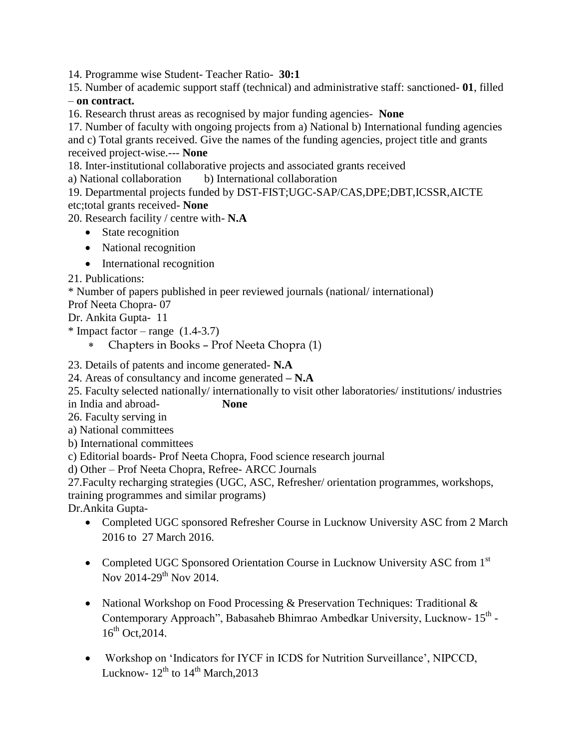14. Programme wise Student- Teacher Ratio- **30:1**

15. Number of academic support staff (technical) and administrative staff: sanctioned- **01**, filled – **on contract.**

16. Research thrust areas as recognised by major funding agencies- **None**

17. Number of faculty with ongoing projects from a) National b) International funding agencies and c) Total grants received. Give the names of the funding agencies, project title and grants received project-wise.--- **None**

18. Inter-institutional collaborative projects and associated grants received

a) National collaboration  b) International collaboration

19. Departmental projects funded by DST-FIST;UGC-SAP/CAS,DPE;DBT,ICSSR,AICTE etc;total grants received- **None**

20. Research facility / centre with- **N.A**

- State recognition
- National recognition
- International recognition

21. Publications:

* Number of papers published in peer reviewed journals (national/ international)

Prof Neeta Chopra- 07

Dr. Ankita Gupta- 11

* Impact factor – range (1.4-3.7)

- Chapters in Books – Prof Neeta Chopra (1)

23. Details of patents and income generated- **N.A**

24. Areas of consultancy and income generated **– N.A**

25. Faculty selected nationally/ internationally to visit other laboratories/ institutions/ industries in India and abroad- **None**

26. Faculty serving in

a) National committees

b) International committees

c) Editorial boards- Prof Neeta Chopra, Food science research journal

d) Other – Prof Neeta Chopra, Refree- ARCC Journals

27.Faculty recharging strategies (UGC, ASC, Refresher/ orientation programmes, workshops, training programmes and similar programs)

Dr.Ankita Gupta-

- Completed UGC sponsored Refresher Course in Lucknow University ASC from 2 March 2016 to 27 March 2016.
- Completed UGC Sponsored Orientation Course in Lucknow University ASC from 1st Nov 2014-29th Nov 2014.
- National Workshop on Food Processing & Preservation Techniques: Traditional & Contemporary Approach", Babasaheb Bhimrao Ambedkar University, Lucknow- 15th - 16th Oct,2014.
- Workshop on 'Indicators for IYCF in ICDS for Nutrition Surveillance', NIPCCD, Lucknow- 12th to 14th March,2013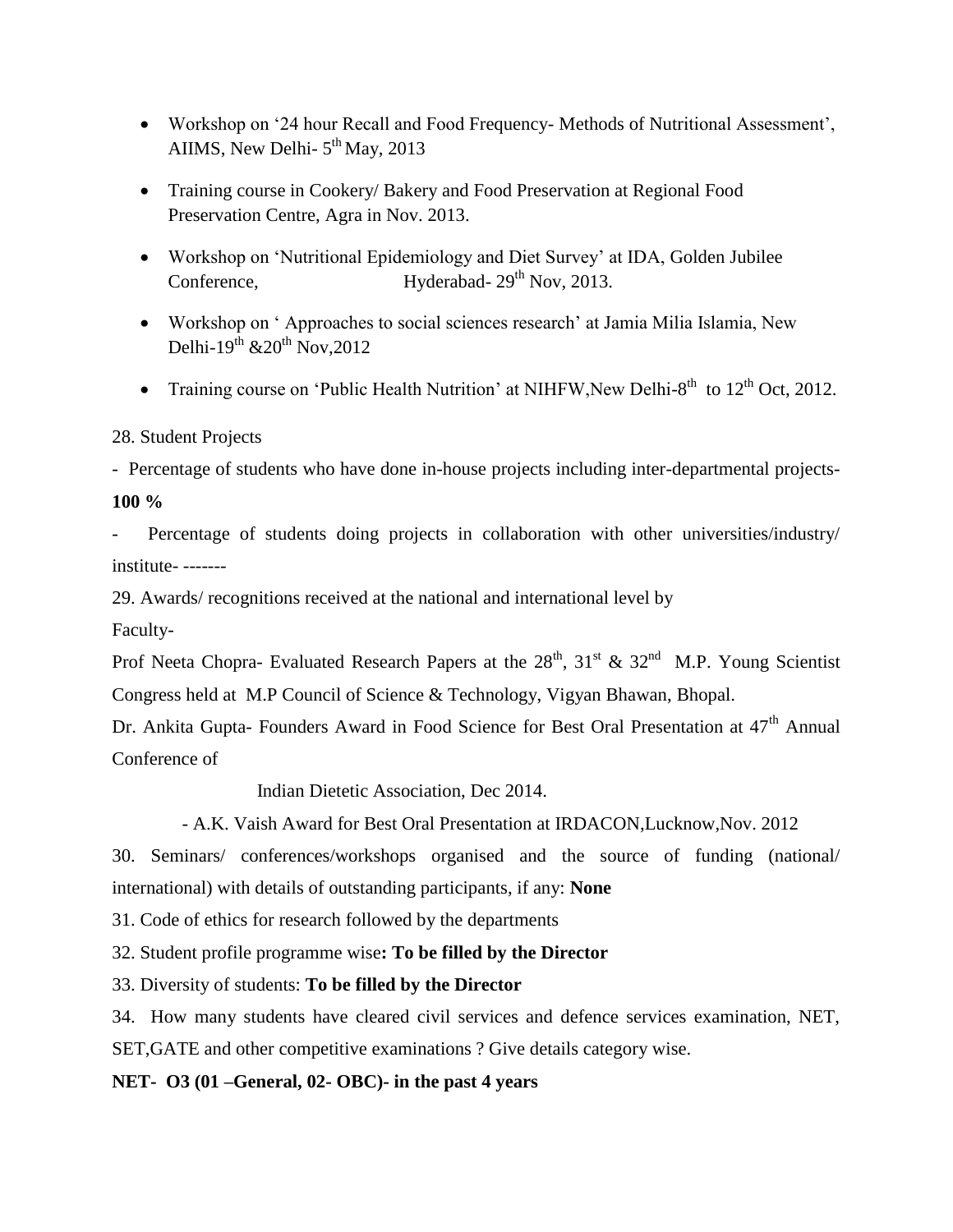- Workshop on '24 hour Recall and Food Frequency- Methods of Nutritional Assessment', AIIMS, New Delhi- 5th May, 2013
- Training course in Cookery/ Bakery and Food Preservation at Regional Food Preservation Centre, Agra in Nov. 2013.
- Workshop on 'Nutritional Epidemiology and Diet Survey' at IDA, Golden Jubilee Conference, Hyderabad- 29th Nov, 2013.
- Workshop on ' Approaches to social sciences research' at Jamia Milia Islamia, New Delhi-19th &20th Nov,2012
- Training course on 'Public Health Nutrition' at NIHFW,New Delhi-8th to 12th Oct, 2012.

28. Student Projects

- Percentage of students who have done in-house projects including inter-departmental projects- **100 %**

- Percentage of students doing projects in collaboration with other universities/industry/ institute- -------

29. Awards/ recognitions received at the national and international level by

Faculty-

Prof Neeta Chopra- Evaluated Research Papers at the 28th, 31st & 32nd M.P. Young Scientist Congress held at M.P Council of Science & Technology, Vigyan Bhawan, Bhopal.

Dr. Ankita Gupta- Founders Award in Food Science for Best Oral Presentation at 47th Annual Conference of

Indian Dietetic Association, Dec 2014.

- A.K. Vaish Award for Best Oral Presentation at IRDACON,Lucknow,Nov. 2012

30. Seminars/ conferences/workshops organised and the source of funding (national/ international) with details of outstanding participants, if any: **None**

31. Code of ethics for research followed by the departments

32. Student profile programme wise**: To be filled by the Director**

33. Diversity of students: **To be filled by the Director**

34. How many students have cleared civil services and defence services examination, NET, SET,GATE and other competitive examinations ? Give details category wise.

**NET- O3 (01 –General, 02- OBC)- in the past 4 years**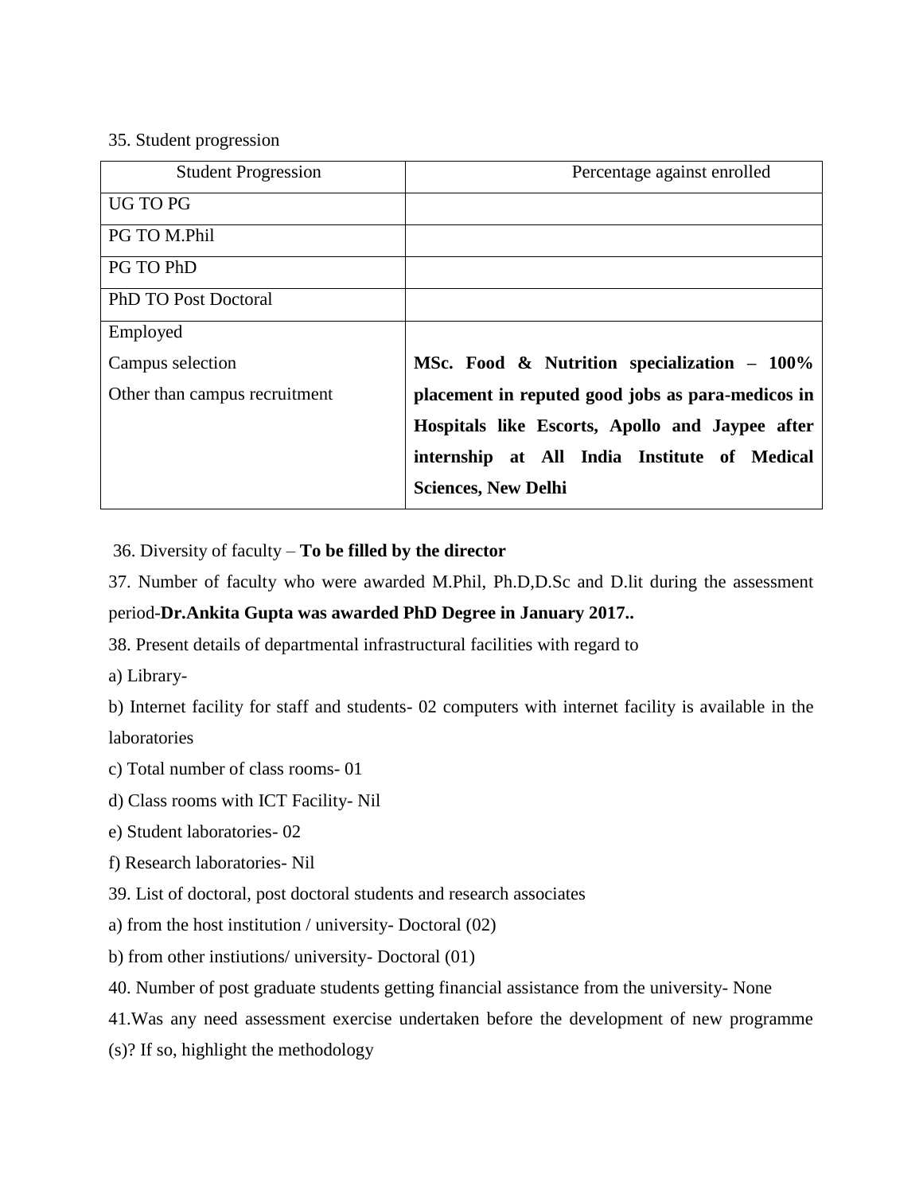35. Student progression

| Student Progression | Percentage against enrolled |
|---|---|
| UG TO PG | |
| PG TO M.Phil | |
| PG TO PhD | |
| PhD TO Post Doctoral | |
| Employed<br>Campus selection<br>Other than campus recruitment | **MSc. Food & Nutrition specialization – 100% placement in reputed good jobs as para-medicos in Hospitals like Escorts, Apollo and Jaypee after internship at All India Institute of Medical Sciences, New Delhi** |

36. Diversity of faculty – **To be filled by the director**

37. Number of faculty who were awarded M.Phil, Ph.D,D.Sc and D.lit during the assessment period-**Dr.Ankita Gupta was awarded PhD Degree in January 2017..**

38. Present details of departmental infrastructural facilities with regard to

a) Library-

b) Internet facility for staff and students- 02 computers with internet facility is available in the laboratories

c) Total number of class rooms- 01

d) Class rooms with ICT Facility- Nil

e) Student laboratories- 02

f) Research laboratories- Nil

39. List of doctoral, post doctoral students and research associates

a) from the host institution / university- Doctoral (02)

b) from other instiutions/ university- Doctoral (01)

40. Number of post graduate students getting financial assistance from the university- None

41.Was any need assessment exercise undertaken before the development of new programme (s)? If so, highlight the methodology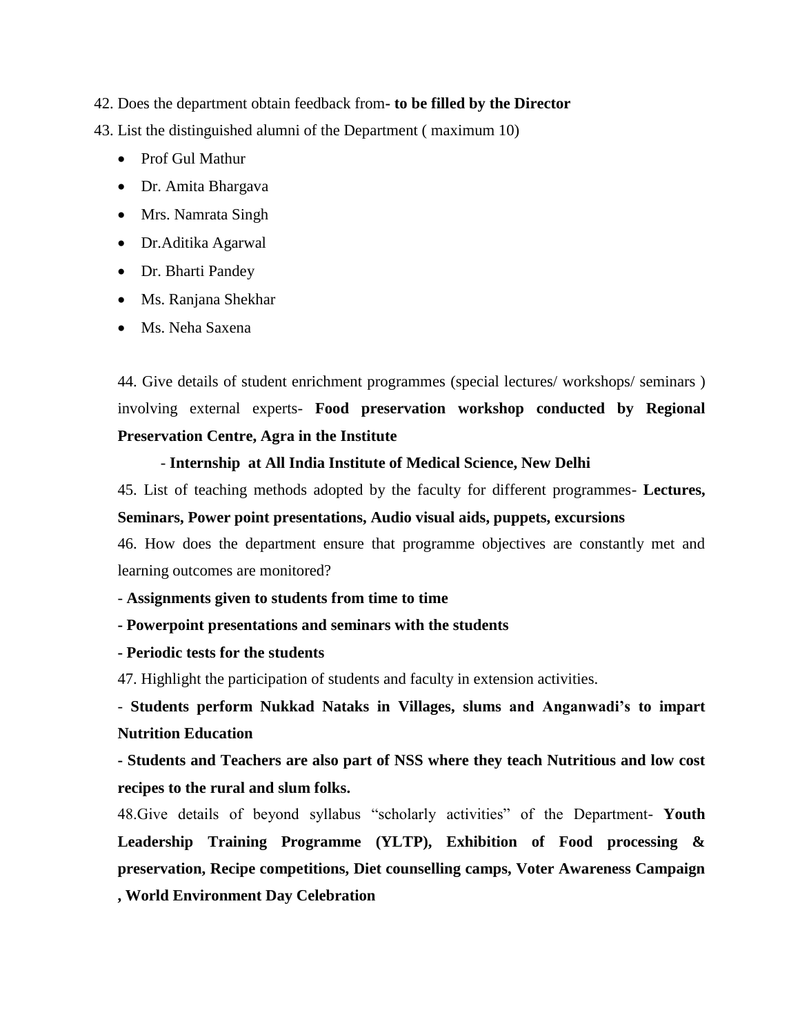42. Does the department obtain feedback from**- to be filled by the Director**

43. List the distinguished alumni of the Department ( maximum 10)

- Prof Gul Mathur
- Dr. Amita Bhargava
- Mrs. Namrata Singh
- Dr.Aditika Agarwal
- Dr. Bharti Pandey
- Ms. Ranjana Shekhar
- Ms. Neha Saxena

44. Give details of student enrichment programmes (special lectures/ workshops/ seminars ) involving external experts- **Food preservation workshop conducted by Regional Preservation Centre, Agra in the Institute**

- **Internship at All India Institute of Medical Science, New Delhi**

45. List of teaching methods adopted by the faculty for different programmes- **Lectures, Seminars, Power point presentations, Audio visual aids, puppets, excursions**

46. How does the department ensure that programme objectives are constantly met and learning outcomes are monitored?

- **Assignments given to students from time to time**
- **Powerpoint presentations and seminars with the students**
- **Periodic tests for the students**

47. Highlight the participation of students and faculty in extension activities.

- **Students perform Nukkad Nataks in Villages, slums and Anganwadi's to impart Nutrition Education**
- **Students and Teachers are also part of NSS where they teach Nutritious and low cost recipes to the rural and slum folks.**

48.Give details of beyond syllabus "scholarly activities" of the Department- **Youth Leadership Training Programme (YLTP), Exhibition of Food processing & preservation, Recipe competitions, Diet counselling camps, Voter Awareness Campaign , World Environment Day Celebration**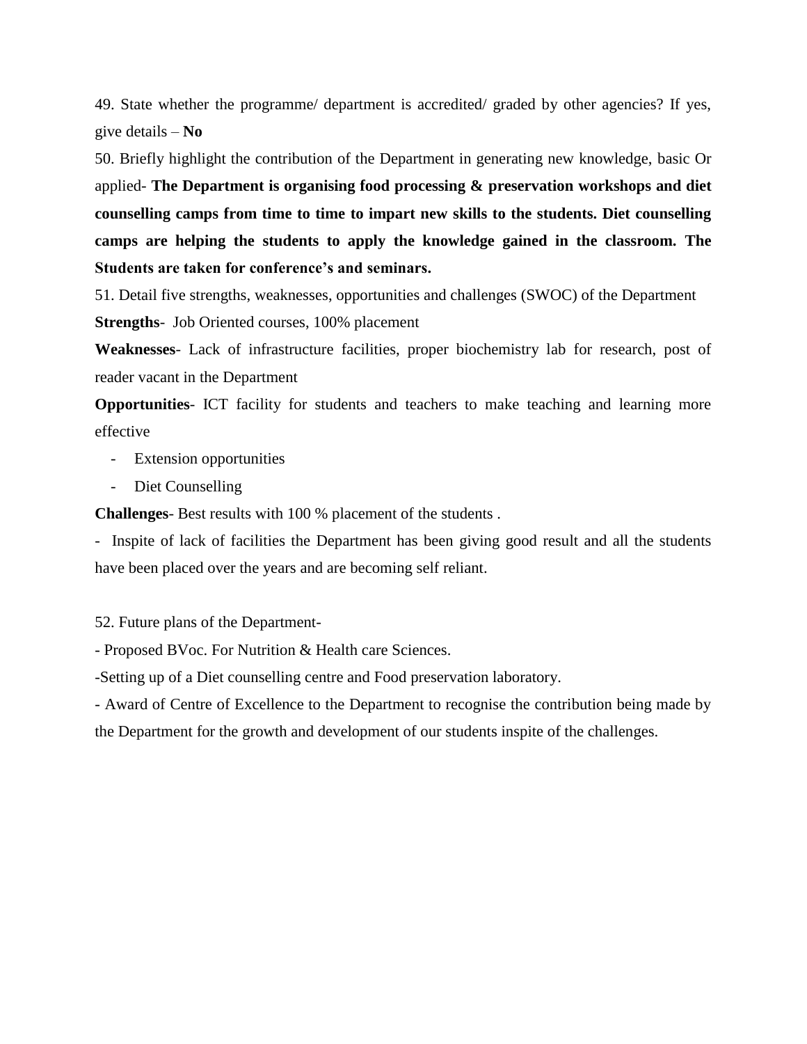49. State whether the programme/ department is accredited/ graded by other agencies? If yes, give details – **No**

50. Briefly highlight the contribution of the Department in generating new knowledge, basic Or applied- **The Department is organising food processing & preservation workshops and diet counselling camps from time to time to impart new skills to the students. Diet counselling camps are helping the students to apply the knowledge gained in the classroom. The Students are taken for conference's and seminars.**

51. Detail five strengths, weaknesses, opportunities and challenges (SWOC) of the Department

**Strengths**- Job Oriented courses, 100% placement

**Weaknesses**- Lack of infrastructure facilities, proper biochemistry lab for research, post of reader vacant in the Department

**Opportunities**- ICT facility for students and teachers to make teaching and learning more effective

- Extension opportunities
- Diet Counselling

**Challenges**- Best results with 100 % placement of the students .

- Inspite of lack of facilities the Department has been giving good result and all the students have been placed over the years and are becoming self reliant.

52. Future plans of the Department-

- Proposed BVoc. For Nutrition & Health care Sciences.
- Setting up of a Diet counselling centre and Food preservation laboratory.
- Award of Centre of Excellence to the Department to recognise the contribution being made by the Department for the growth and development of our students inspite of the challenges.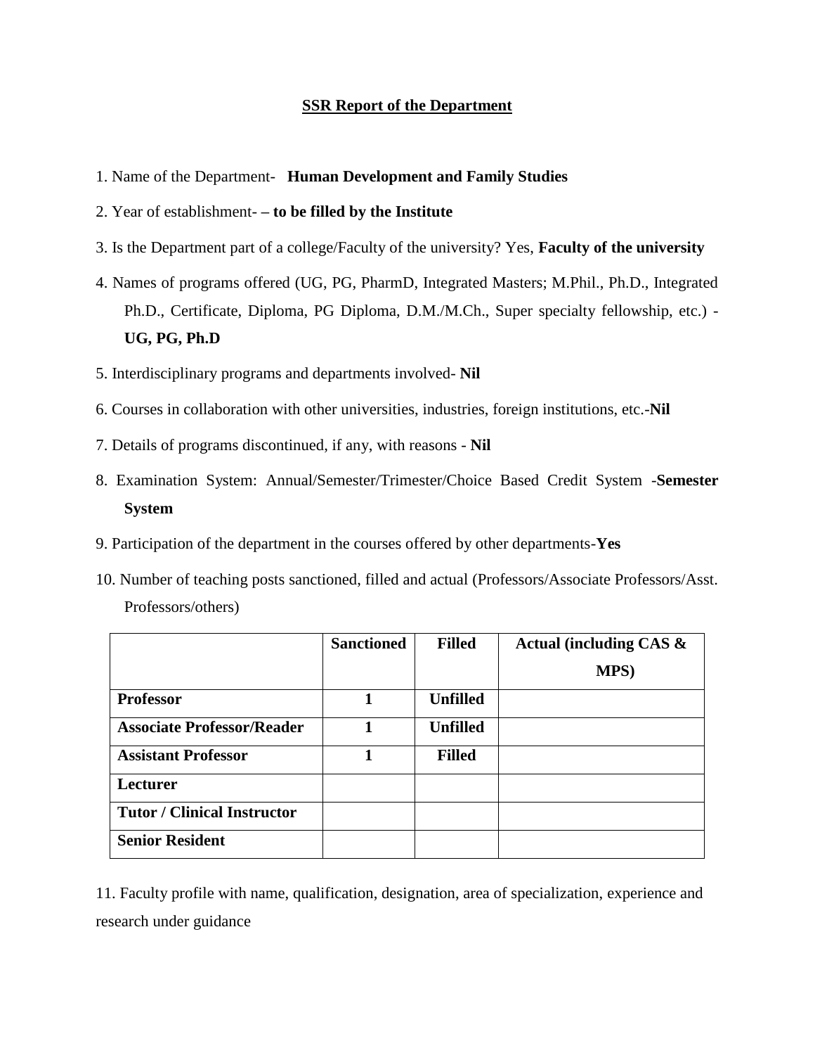## SSR Report of the Department

1. Name of the Department- **Human Development and Family Studies**
2. Year of establishment- **– to be filled by the Institute**
3. Is the Department part of a college/Faculty of the university? Yes, **Faculty of the university**
4. Names of programs offered (UG, PG, PharmD, Integrated Masters; M.Phil., Ph.D., Integrated Ph.D., Certificate, Diploma, PG Diploma, D.M./M.Ch., Super specialty fellowship, etc.) - **UG, PG, Ph.D**
5. Interdisciplinary programs and departments involved- **Nil**
6. Courses in collaboration with other universities, industries, foreign institutions, etc.-**Nil**
7. Details of programs discontinued, if any, with reasons - **Nil**
8. Examination System: Annual/Semester/Trimester/Choice Based Credit System -**Semester System**
9. Participation of the department in the courses offered by other departments-**Yes**
10. Number of teaching posts sanctioned, filled and actual (Professors/Associate Professors/Asst. Professors/others)

| | **Sanctioned** | **Filled** | **Actual (including CAS & MPS)** |
|---|---|---|---|
| **Professor** | **1** | **Unfilled** | |
| **Associate Professor/Reader** | **1** | **Unfilled** | |
| **Assistant Professor** | **1** | **Filled** | |
| **Lecturer** | | | |
| **Tutor / Clinical Instructor** | | | |
| **Senior Resident** | | | |

11. Faculty profile with name, qualification, designation, area of specialization, experience and research under guidance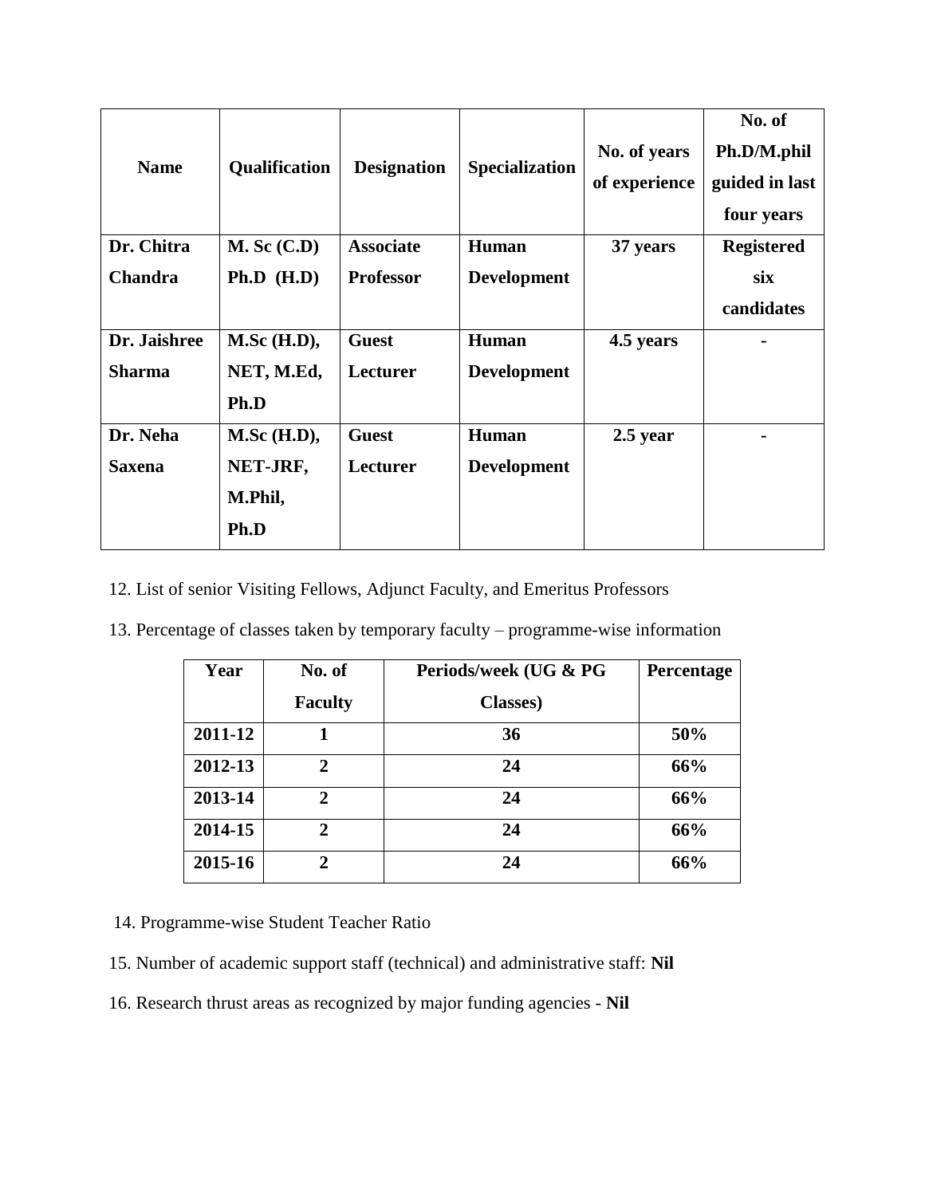| Name | Qualification | Designation | Specialization | No. of years of experience | No. of Ph.D/M.phil guided in last four years |
|---|---|---|---|---|---|
| **Dr. Chitra Chandra** | **M. Sc (C.D) Ph.D (H.D)** | **Associate Professor** | **Human Development** | **37 years** | **Registered six candidates** |
| **Dr. Jaishree Sharma** | **M.Sc (H.D), NET, M.Ed, Ph.D** | **Guest Lecturer** | **Human Development** | **4.5 years** | **-** |
| **Dr. Neha Saxena** | **M.Sc (H.D), NET-JRF, M.Phil, Ph.D** | **Guest Lecturer** | **Human Development** | **2.5 year** | **-** |

12. List of senior Visiting Fellows, Adjunct Faculty, and Emeritus Professors

13. Percentage of classes taken by temporary faculty – programme-wise information

| Year | No. of Faculty | Periods/week (UG & PG Classes) | Percentage |
|---|---|---|---|
| **2011-12** | **1** | **36** | **50%** |
| **2012-13** | **2** | **24** | **66%** |
| **2013-14** | **2** | **24** | **66%** |
| **2014-15** | **2** | **24** | **66%** |
| **2015-16** | **2** | **24** | **66%** |

14. Programme-wise Student Teacher Ratio

15. Number of academic support staff (technical) and administrative staff: **Nil**

16. Research thrust areas as recognized by major funding agencies - **Nil**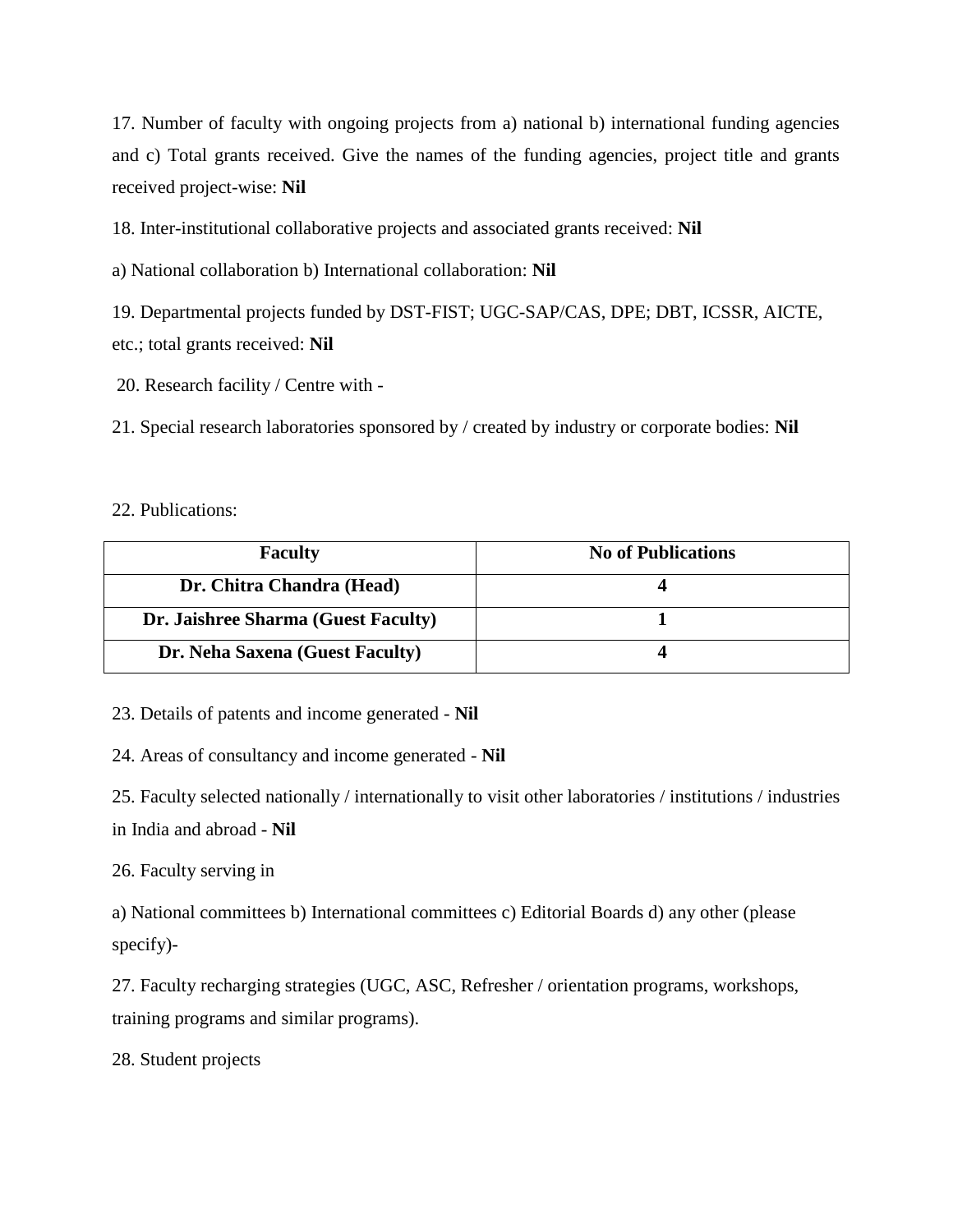17. Number of faculty with ongoing projects from a) national b) international funding agencies and c) Total grants received. Give the names of the funding agencies, project title and grants received project-wise: **Nil**

18. Inter-institutional collaborative projects and associated grants received: **Nil**

a) National collaboration b) International collaboration: **Nil**

19. Departmental projects funded by DST-FIST; UGC-SAP/CAS, DPE; DBT, ICSSR, AICTE, etc.; total grants received: **Nil**

20. Research facility / Centre with -

21. Special research laboratories sponsored by / created by industry or corporate bodies: **Nil**

22. Publications:

| Faculty | No of Publications |
|---|---|
| **Dr. Chitra Chandra (Head)** | **4** |
| **Dr. Jaishree Sharma (Guest Faculty)** | **1** |
| **Dr. Neha Saxena (Guest Faculty)** | **4** |

23. Details of patents and income generated - **Nil**

24. Areas of consultancy and income generated - **Nil**

25. Faculty selected nationally / internationally to visit other laboratories / institutions / industries in India and abroad - **Nil**

26. Faculty serving in

a) National committees b) International committees c) Editorial Boards d) any other (please specify)-

27. Faculty recharging strategies (UGC, ASC, Refresher / orientation programs, workshops, training programs and similar programs).

28. Student projects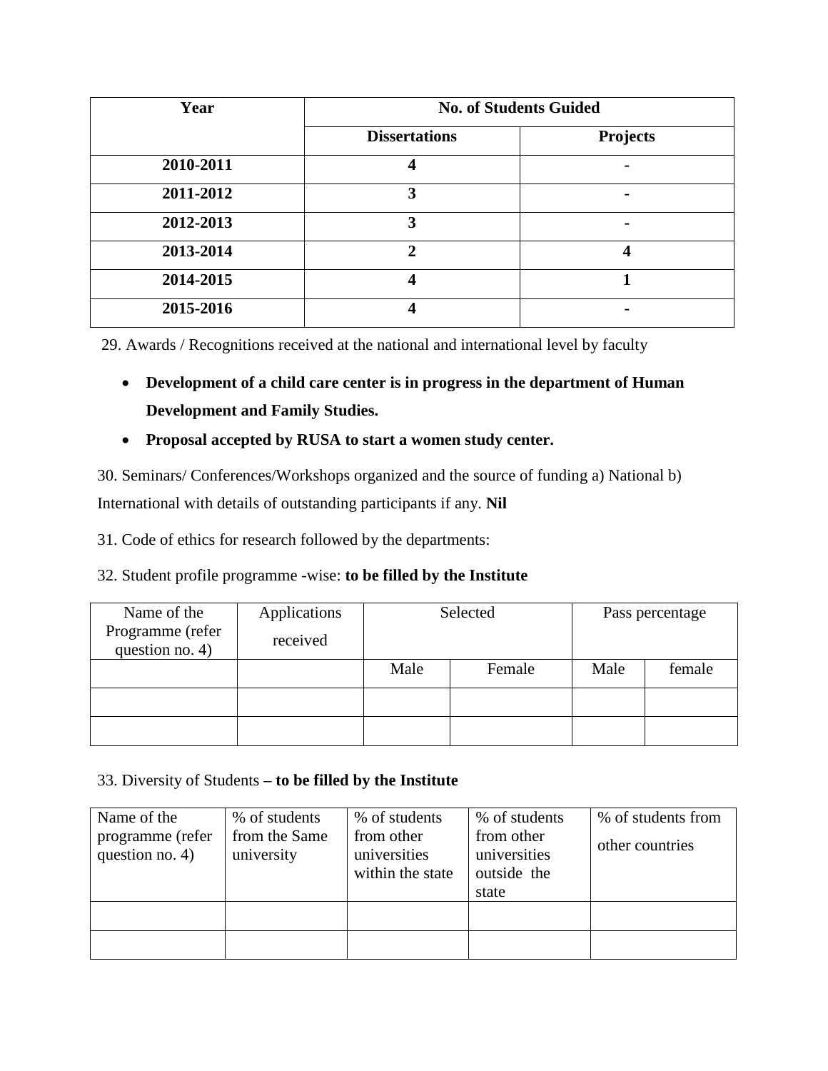| Year | No. of Students Guided | |
|---|---|---|
| | Dissertations | Projects |
| 2010-2011 | 4 | - |
| 2011-2012 | 3 | - |
| 2012-2013 | 3 | - |
| 2013-2014 | 2 | 4 |
| 2014-2015 | 4 | 1 |
| 2015-2016 | 4 | - |

29. Awards / Recognitions received at the national and international level by faculty

- **Development of a child care center is in progress in the department of Human Development and Family Studies.**
- **Proposal accepted by RUSA to start a women study center.**

30. Seminars/ Conferences/Workshops organized and the source of funding a) National b) International with details of outstanding participants if any. **Nil**

31. Code of ethics for research followed by the departments:

32. Student profile programme -wise: **to be filled by the Institute**

| Name of the Programme (refer question no. 4) | Applications received | Selected | | Pass percentage | |
|---|---|---|---|---|---|
| | | Male | Female | Male | female |
| | | | | | |
| | | | | | |

33. Diversity of Students **– to be filled by the Institute**

| Name of the programme (refer question no. 4) | % of students from the Same university | % of students from other universities within the state | % of students from other universities outside the state | % of students from other countries |
|---|---|---|---|---|
| | | | | |
| | | | | |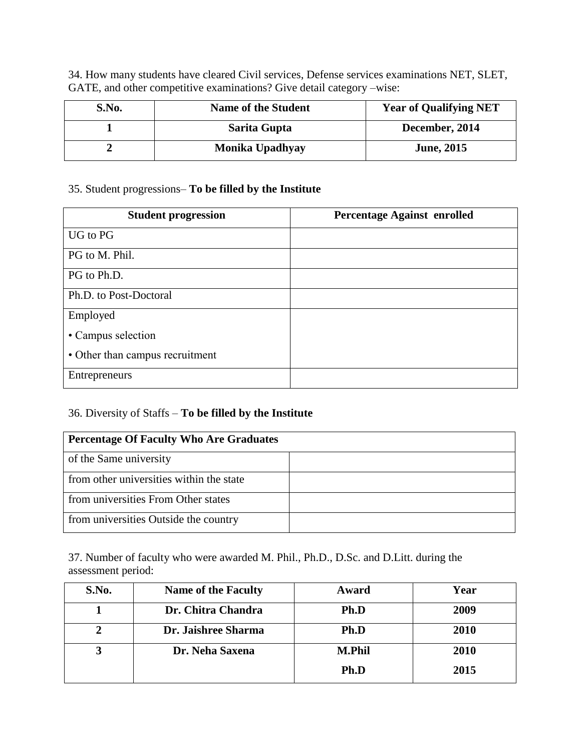34. How many students have cleared Civil services, Defense services examinations NET, SLET, GATE, and other competitive examinations? Give detail category –wise:

| S.No. | Name of the Student | Year of Qualifying NET |
|---|---|---|
| **1** | **Sarita Gupta** | **December, 2014** |
| **2** | **Monika Upadhyay** | **June, 2015** |

35. Student progressions– **To be filled by the Institute**

| Student progression | Percentage Against enrolled |
|---|---|
| UG to PG | |
| PG to M. Phil. | |
| PG to Ph.D. | |
| Ph.D. to Post-Doctoral | |
| Employed<br>• Campus selection<br>• Other than campus recruitment | |
| Entrepreneurs | |

36. Diversity of Staffs – **To be filled by the Institute**

| Percentage Of Faculty Who Are Graduates | |
|---|---|
| of the Same university | |
| from other universities within the state | |
| from universities From Other states | |
| from universities Outside the country | |

37. Number of faculty who were awarded M. Phil., Ph.D., D.Sc. and D.Litt. during the assessment period:

| S.No. | Name of the Faculty | Award | Year |
|---|---|---|---|
| **1** | **Dr. Chitra Chandra** | **Ph.D** | **2009** |
| **2** | **Dr. Jaishree Sharma** | **Ph.D** | **2010** |
| **3** | **Dr. Neha Saxena** | **M.Phil**<br>**Ph.D** | **2010**<br>**2015** |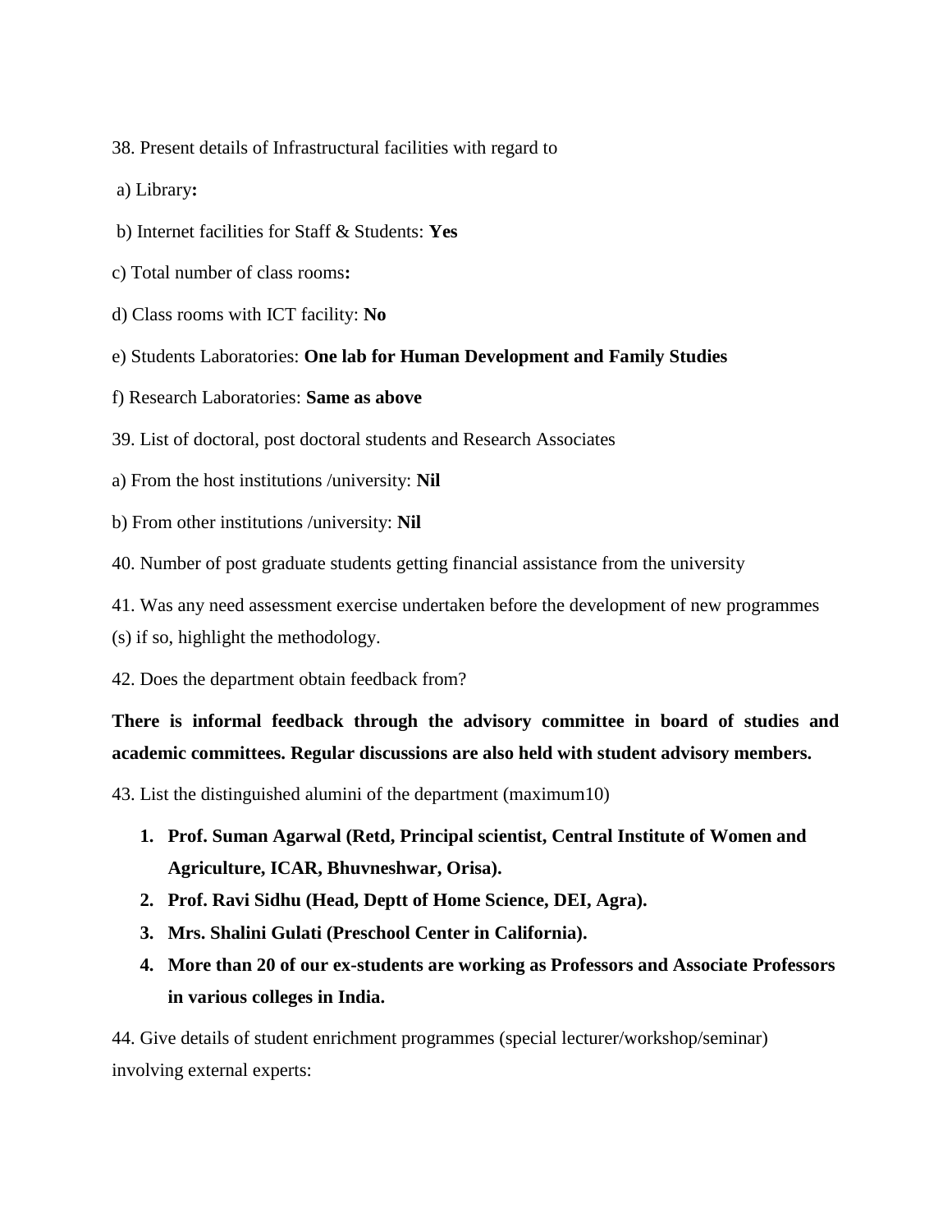38. Present details of Infrastructural facilities with regard to

a) Library**:**

b) Internet facilities for Staff & Students: **Yes**

c) Total number of class rooms**:**

d) Class rooms with ICT facility: **No**

e) Students Laboratories: **One lab for Human Development and Family Studies**

f) Research Laboratories: **Same as above**

39. List of doctoral, post doctoral students and Research Associates

a) From the host institutions /university: **Nil**

b) From other institutions /university: **Nil**

40. Number of post graduate students getting financial assistance from the university

41. Was any need assessment exercise undertaken before the development of new programmes (s) if so, highlight the methodology.

42. Does the department obtain feedback from?

**There is informal feedback through the advisory committee in board of studies and academic committees. Regular discussions are also held with student advisory members.**

43. List the distinguished alumini of the department (maximum10)

1. **Prof. Suman Agarwal (Retd, Principal scientist, Central Institute of Women and Agriculture, ICAR, Bhuvneshwar, Orisa).**
2. **Prof. Ravi Sidhu (Head, Deptt of Home Science, DEI, Agra).**
3. **Mrs. Shalini Gulati (Preschool Center in California).**
4. **More than 20 of our ex-students are working as Professors and Associate Professors in various colleges in India.**

44. Give details of student enrichment programmes (special lecturer/workshop/seminar) involving external experts: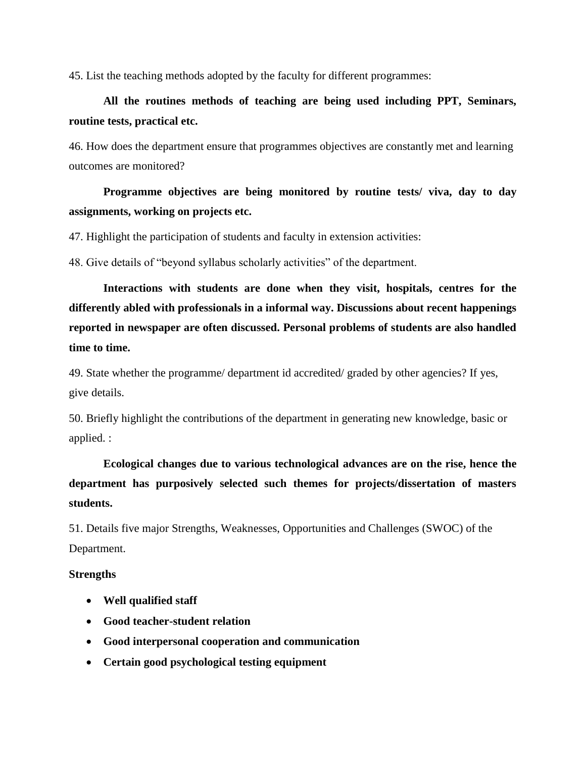45. List the teaching methods adopted by the faculty for different programmes:

**All the routines methods of teaching are being used including PPT, Seminars, routine tests, practical etc.**

46. How does the department ensure that programmes objectives are constantly met and learning outcomes are monitored?

**Programme objectives are being monitored by routine tests/ viva, day to day assignments, working on projects etc.**

47. Highlight the participation of students and faculty in extension activities:

48. Give details of "beyond syllabus scholarly activities" of the department.

**Interactions with students are done when they visit, hospitals, centres for the differently abled with professionals in a informal way. Discussions about recent happenings reported in newspaper are often discussed. Personal problems of students are also handled time to time.**

49. State whether the programme/ department id accredited/ graded by other agencies? If yes, give details.

50. Briefly highlight the contributions of the department in generating new knowledge, basic or applied. :

**Ecological changes due to various technological advances are on the rise, hence the department has purposively selected such themes for projects/dissertation of masters students.**

51. Details five major Strengths, Weaknesses, Opportunities and Challenges (SWOC) of the Department.

**Strengths**

- **Well qualified staff**
- **Good teacher-student relation**
- **Good interpersonal cooperation and communication**
- **Certain good psychological testing equipment**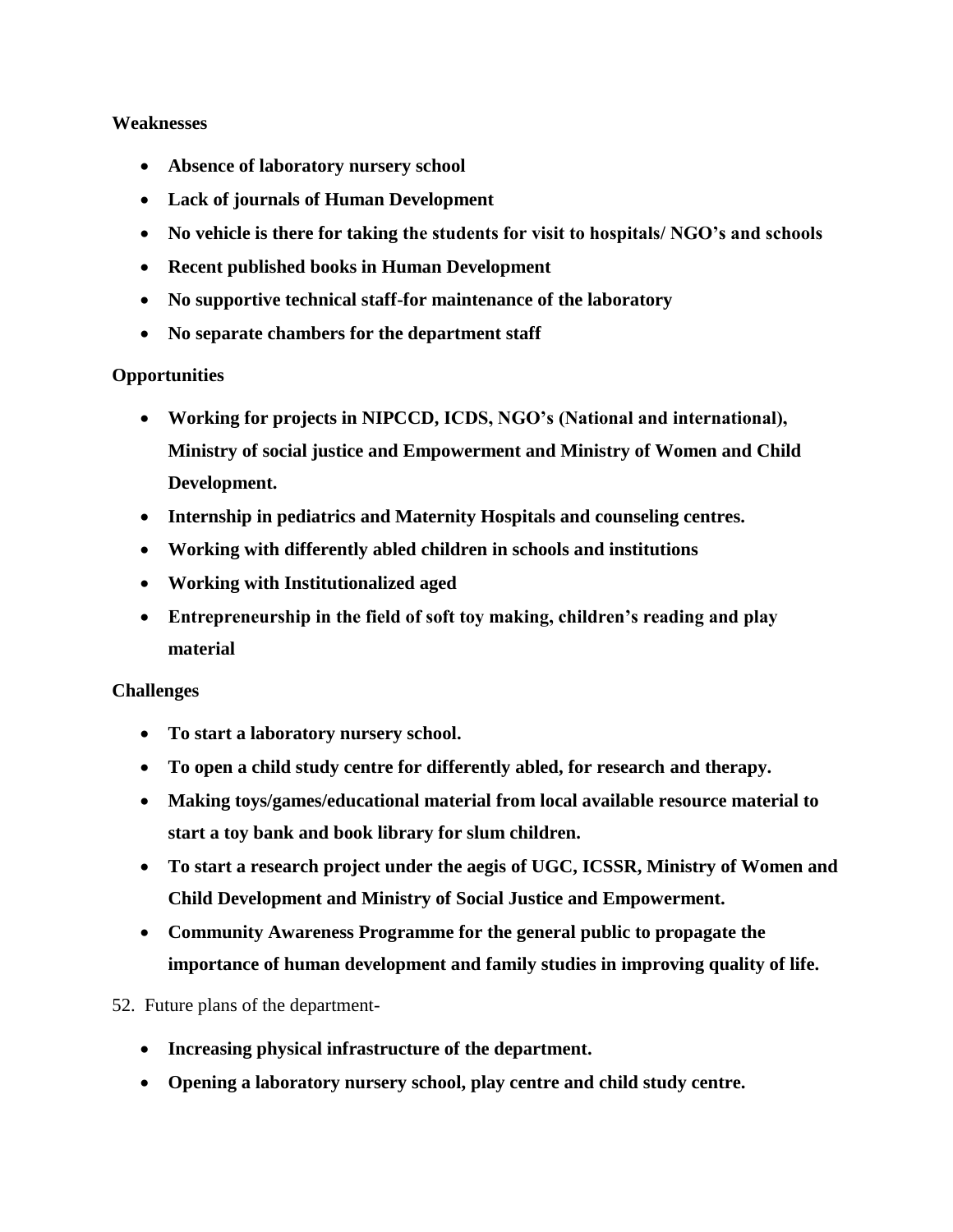**Weaknesses**

- **Absence of laboratory nursery school**
- **Lack of journals of Human Development**
- **No vehicle is there for taking the students for visit to hospitals/ NGO's and schools**
- **Recent published books in Human Development**
- **No supportive technical staff-for maintenance of the laboratory**
- **No separate chambers for the department staff**

**Opportunities**

- **Working for projects in NIPCCD, ICDS, NGO's (National and international), Ministry of social justice and Empowerment and Ministry of Women and Child Development.**
- **Internship in pediatrics and Maternity Hospitals and counseling centres.**
- **Working with differently abled children in schools and institutions**
- **Working with Institutionalized aged**
- **Entrepreneurship in the field of soft toy making, children's reading and play material**

**Challenges**

- **To start a laboratory nursery school.**
- **To open a child study centre for differently abled, for research and therapy.**
- **Making toys/games/educational material from local available resource material to start a toy bank and book library for slum children.**
- **To start a research project under the aegis of UGC, ICSSR, Ministry of Women and Child Development and Ministry of Social Justice and Empowerment.**
- **Community Awareness Programme for the general public to propagate the importance of human development and family studies in improving quality of life.**

52. Future plans of the department-

- **Increasing physical infrastructure of the department.**
- **Opening a laboratory nursery school, play centre and child study centre.**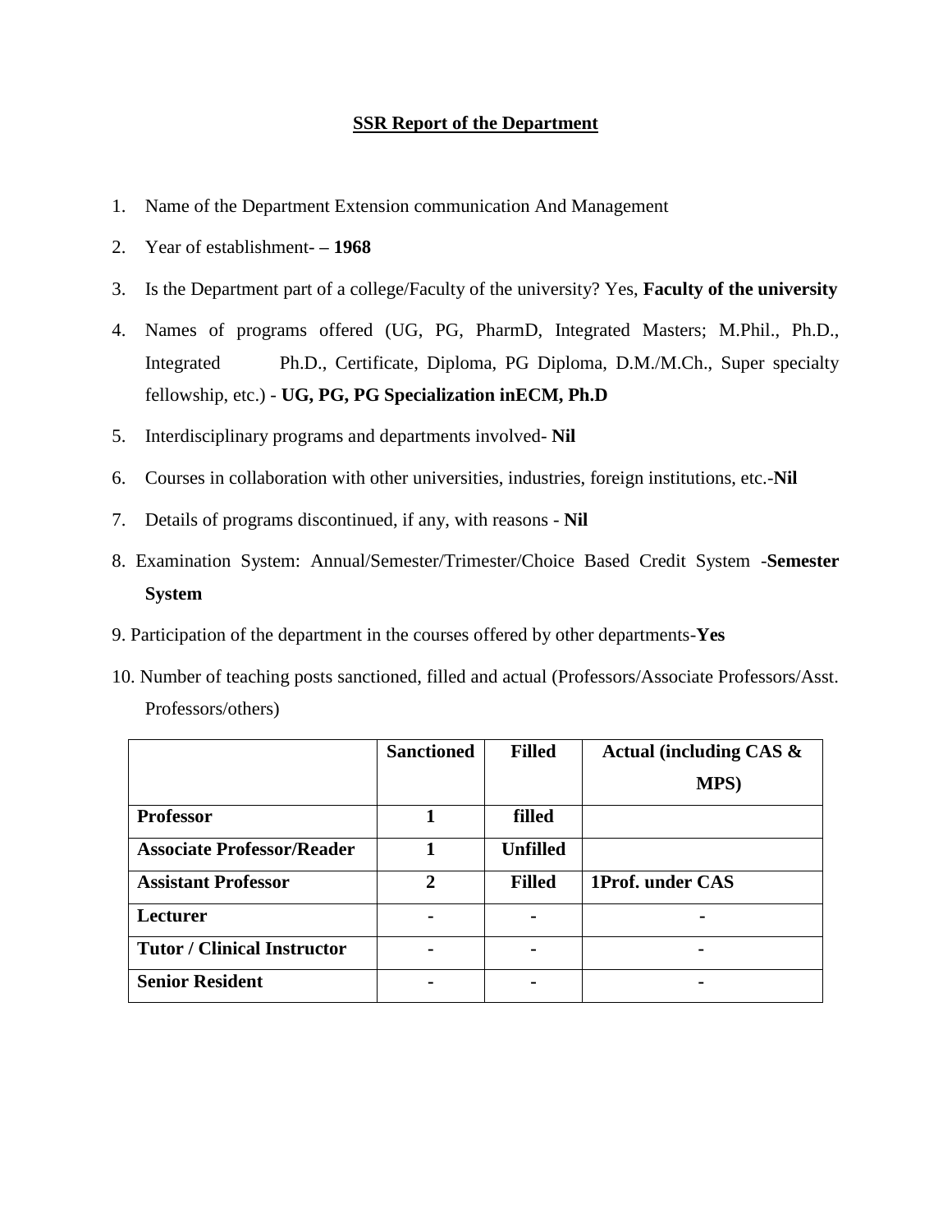## SSR Report of the Department

1. Name of the Department Extension communication And Management
2. Year of establishment- **– 1968**
3. Is the Department part of a college/Faculty of the university? Yes, **Faculty of the university**
4. Names of programs offered (UG, PG, PharmD, Integrated Masters; M.Phil., Ph.D., Integrated Ph.D., Certificate, Diploma, PG Diploma, D.M./M.Ch., Super specialty fellowship, etc.) - **UG, PG, PG Specialization inECM, Ph.D**
5. Interdisciplinary programs and departments involved- **Nil**
6. Courses in collaboration with other universities, industries, foreign institutions, etc.-**Nil**
7. Details of programs discontinued, if any, with reasons - **Nil**
8. Examination System: Annual/Semester/Trimester/Choice Based Credit System -**Semester System**
9. Participation of the department in the courses offered by other departments-**Yes**
10. Number of teaching posts sanctioned, filled and actual (Professors/Associate Professors/Asst. Professors/others)

| | **Sanctioned** | **Filled** | **Actual (including CAS & MPS)** |
|---|---|---|---|
| **Professor** | **1** | **filled** | |
| **Associate Professor/Reader** | **1** | **Unfilled** | |
| **Assistant Professor** | **2** | **Filled** | **1Prof. under CAS** |
| **Lecturer** | **-** | **-** | **-** |
| **Tutor / Clinical Instructor** | **-** | **-** | **-** |
| **Senior Resident** | **-** | **-** | **-** |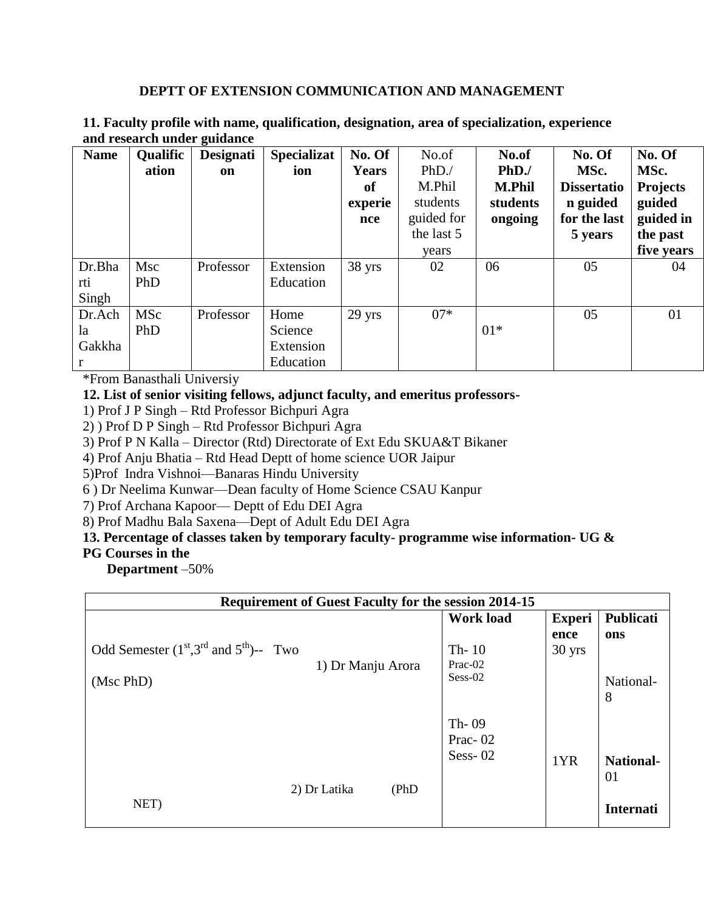## DEPTT OF EXTENSION COMMUNICATION AND MANAGEMENT

**11. Faculty profile with name, qualification, designation, area of specialization, experience and research under guidance**

| Name | Qualification | Designation | Specialization | No. Of Years of experience | No.of PhD./ M.Phil students guided for the last 5 years | No.of PhD./ M.Phil students ongoing | No. Of MSc. Dissertation guided for the last 5 years | No. Of MSc. Projects guided guided in the past five years |
|---|---|---|---|---|---|---|---|---|
| Dr.Bharti Singh | Msc PhD | Professor | Extension Education | 38 yrs | 02 | 06 | 05 | 04 |
| Dr.Achla Gakkhar | MSc PhD | Professor | Home Science Extension Education | 29 yrs | 07* | 01* | 05 | 01 |

*From Banasthali Universiy

**12. List of senior visiting fellows, adjunct faculty, and emeritus professors-**

1) Prof J P Singh – Rtd Professor Bichpuri Agra
2) ) Prof D P Singh – Rtd Professor Bichpuri Agra
3) Prof P N Kalla – Director (Rtd) Directorate of Ext Edu SKUA&T Bikaner
4) Prof Anju Bhatia – Rtd Head Deptt of home science UOR Jaipur
5)Prof Indra Vishnoi—Banaras Hindu University
6 ) Dr Neelima Kunwar—Dean faculty of Home Science CSAU Kanpur
7) Prof Archana Kapoor— Deptt of Edu DEI Agra
8) Prof Madhu Bala Saxena—Dept of Adult Edu DEI Agra

**13. Percentage of classes taken by temporary faculty- programme wise information- UG & PG Courses in the Department** –50%

| Requirement of Guest Faculty for the session 2014-15 | | | |
|---|---|---|---|
| | **Work load** | **Experience** | **Publications** |
| Odd Semester (1st,3rd and 5th)-- Two<br>1) Dr Manju Arora (Msc PhD) | Th- 10<br>Prac-02<br>Sess-02 | 30 yrs | National-8 |
| 2) Dr Latika (PhD NET) | Th- 09<br>Prac- 02<br>Sess- 02 | 1YR | **National-** 01<br>**Internati** |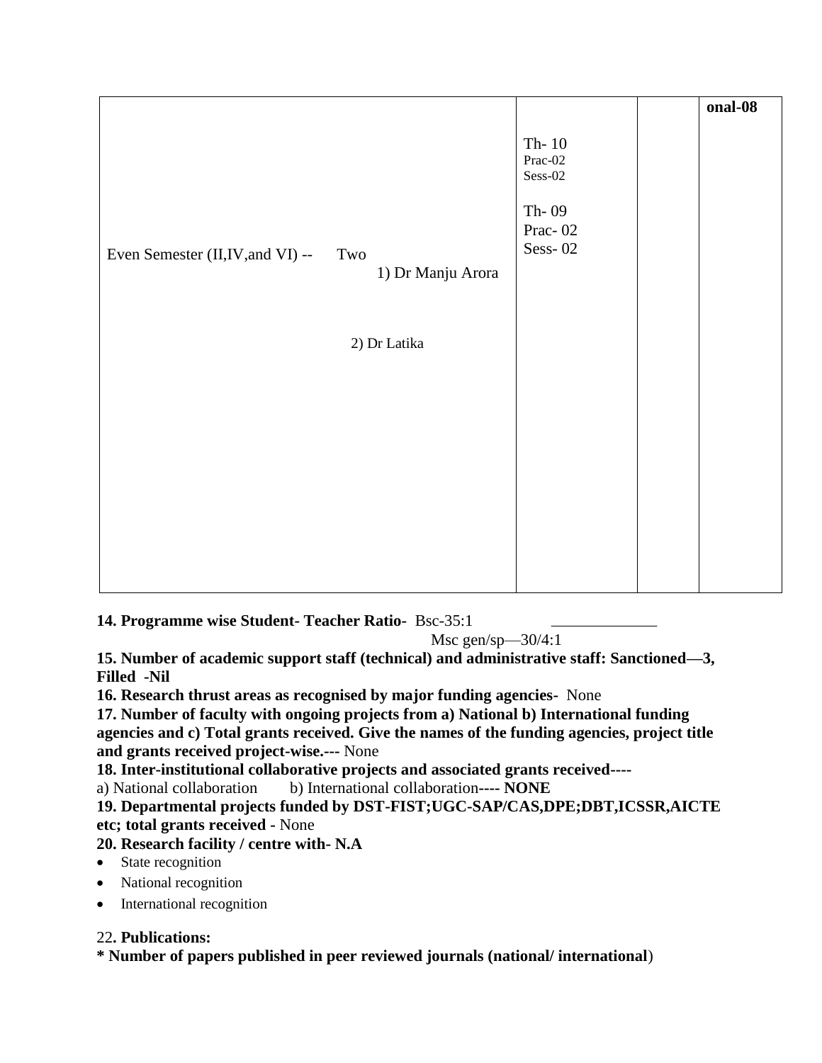| | | | |
|---|---|---|---|
| Even Semester (II,IV,and VI) -- Two<br>1) Dr Manju Arora<br><br>2) Dr Latika | Th- 10<br>Prac-02<br>Sess-02<br><br>Th- 09<br>Prac- 02<br>Sess- 02 | | **onal-08** |

**14. Programme wise Student- Teacher Ratio-** Bsc-35:1

Msc gen/sp—30/4:1

**15. Number of academic support staff (technical) and administrative staff: Sanctioned—3, Filled -Nil**

**16. Research thrust areas as recognised by major funding agencies-** None

**17. Number of faculty with ongoing projects from a) National b) International funding agencies and c) Total grants received. Give the names of the funding agencies, project title and grants received project-wise.---** None

**18. Inter-institutional collaborative projects and associated grants received----**

a) National collaboration b) International collaboration**---- NONE**

**19. Departmental projects funded by DST-FIST;UGC-SAP/CAS,DPE;DBT,ICSSR,AICTE etc; total grants received -** None

**20. Research facility / centre with- N.A**

- State recognition
- National recognition
- International recognition

22**. Publications:**

**\* Number of papers published in peer reviewed journals (national/ international**)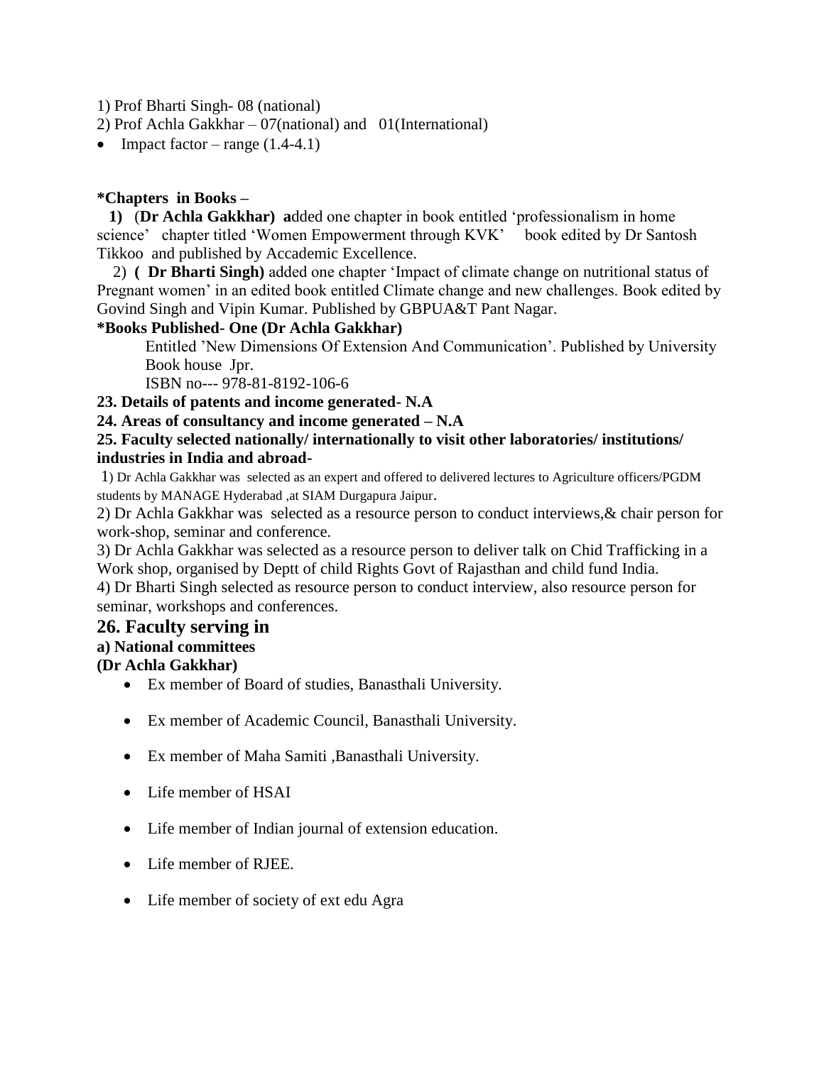1) Prof Bharti Singh- 08 (national)

2) Prof Achla Gakkhar – 07(national) and 01(International)

- Impact factor – range (1.4-4.1)

**\*Chapters in Books –**

**1)** (**Dr Achla Gakkhar) a**dded one chapter in book entitled 'professionalism in home science' chapter titled 'Women Empowerment through KVK' book edited by Dr Santosh Tikkoo and published by Accademic Excellence.

2) **( Dr Bharti Singh)** added one chapter 'Impact of climate change on nutritional status of Pregnant women' in an edited book entitled Climate change and new challenges. Book edited by Govind Singh and Vipin Kumar. Published by GBPUA&T Pant Nagar.

**\*Books Published- One (Dr Achla Gakkhar)**

Entitled 'New Dimensions Of Extension And Communication'. Published by University Book house Jpr.

ISBN no--- 978-81-8192-106-6

**23. Details of patents and income generated- N.A**

**24. Areas of consultancy and income generated – N.A**

**25. Faculty selected nationally/ internationally to visit other laboratories/ institutions/ industries in India and abroad-**

1) Dr Achla Gakkhar was selected as an expert and offered to delivered lectures to Agriculture officers/PGDM students by MANAGE Hyderabad ,at SIAM Durgapura Jaipur.

2) Dr Achla Gakkhar was selected as a resource person to conduct interviews,& chair person for work-shop, seminar and conference.

3) Dr Achla Gakkhar was selected as a resource person to deliver talk on Chid Trafficking in a Work shop, organised by Deptt of child Rights Govt of Rajasthan and child fund India.

4) Dr Bharti Singh selected as resource person to conduct interview, also resource person for seminar, workshops and conferences.

## 26. Faculty serving in

**a) National committees**

**(Dr Achla Gakkhar)**

- Ex member of Board of studies, Banasthali University.
- Ex member of Academic Council, Banasthali University.
- Ex member of Maha Samiti ,Banasthali University.
- Life member of HSAI
- Life member of Indian journal of extension education.
- Life member of RJEE.
- Life member of society of ext edu Agra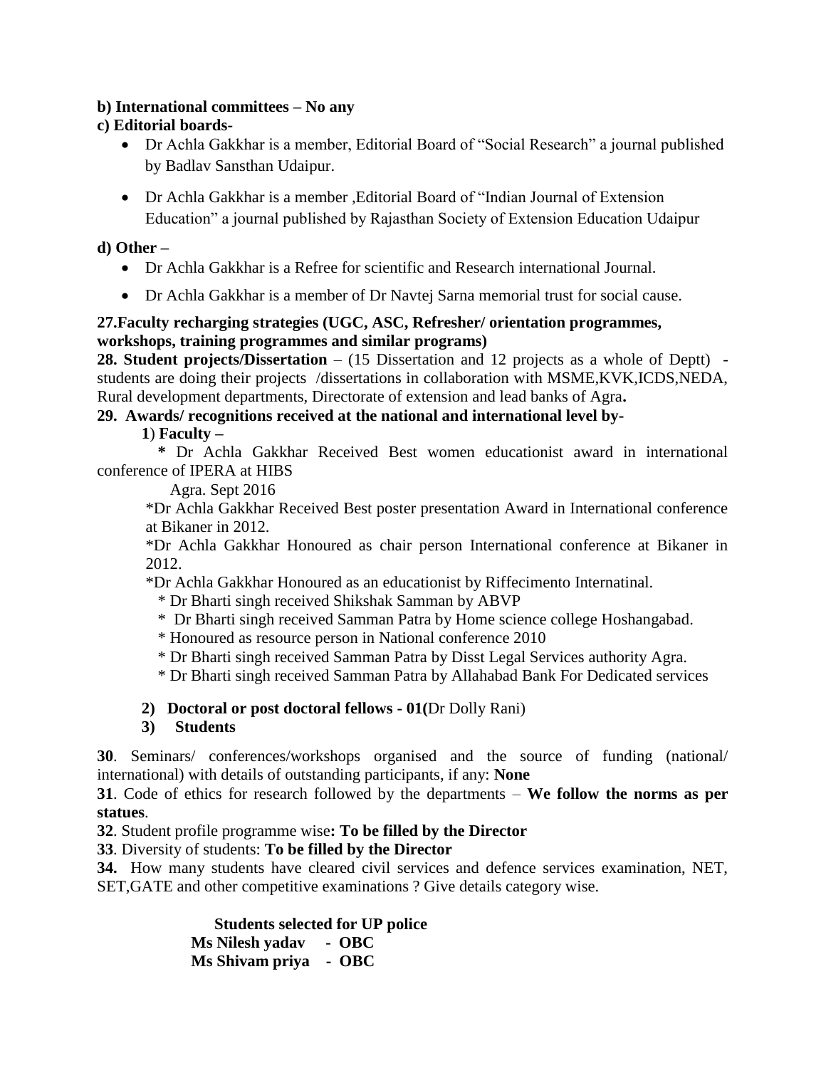**b) International committees – No any**

**c) Editorial boards-**

- Dr Achla Gakkhar is a member, Editorial Board of "Social Research" a journal published by Badlav Sansthan Udaipur.
- Dr Achla Gakkhar is a member ,Editorial Board of "Indian Journal of Extension Education" a journal published by Rajasthan Society of Extension Education Udaipur

**d) Other –**

- Dr Achla Gakkhar is a Refree for scientific and Research international Journal.
- Dr Achla Gakkhar is a member of Dr Navtej Sarna memorial trust for social cause.

**27.Faculty recharging strategies (UGC, ASC, Refresher/ orientation programmes, workshops, training programmes and similar programs)**

**28. Student projects/Dissertation** – (15 Dissertation and 12 projects as a whole of Deptt) - students are doing their projects /dissertations in collaboration with MSME,KVK,ICDS,NEDA, Rural development departments, Directorate of extension and lead banks of Agra**.**

**29. Awards/ recognitions received at the national and international level by-**

**1**) **Faculty –**

**\*** Dr Achla Gakkhar Received Best women educationist award in international conference of IPERA at HIBS Agra. Sept 2016

\*Dr Achla Gakkhar Received Best poster presentation Award in International conference at Bikaner in 2012.

\*Dr Achla Gakkhar Honoured as chair person International conference at Bikaner in 2012.

\*Dr Achla Gakkhar Honoured as an educationist by Riffecimento Internatinal.

\* Dr Bharti singh received Shikshak Samman by ABVP

\* Dr Bharti singh received Samman Patra by Home science college Hoshangabad.

\* Honoured as resource person in National conference 2010

\* Dr Bharti singh received Samman Patra by Disst Legal Services authority Agra.

\* Dr Bharti singh received Samman Patra by Allahabad Bank For Dedicated services

**2) Doctoral or post doctoral fellows - 01(**Dr Dolly Rani)

**3) Students**

**30**. Seminars/ conferences/workshops organised and the source of funding (national/ international) with details of outstanding participants, if any: **None**

**31**. Code of ethics for research followed by the departments – **We follow the norms as per statues**.

**32**. Student profile programme wise**: To be filled by the Director**

**33**. Diversity of students: **To be filled by the Director**

**34.** How many students have cleared civil services and defence services examination, NET, SET,GATE and other competitive examinations ? Give details category wise.

**Students selected for UP police**

**Ms Nilesh yadav - OBC**

**Ms Shivam priya - OBC**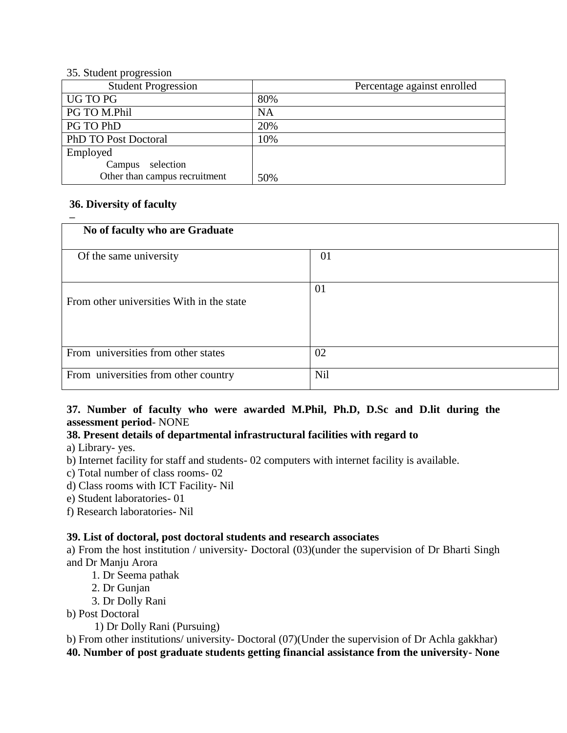35. Student progression

| Student Progression | Percentage against enrolled |
|---|---|
| UG TO PG | 80% |
| PG TO M.Phil | NA |
| PG TO PhD | 20% |
| PhD TO Post Doctoral | 10% |
| Employed<br>Campus selection<br>Other than campus recruitment | 50% |

**36. Diversity of faculty**

–

| No of faculty who are Graduate | |
|---|---|
| Of the same university | 01 |
| From other universities With in the state | 01 |
| From universities from other states | 02 |
| From universities from other country | Nil |

**37. Number of faculty who were awarded M.Phil, Ph.D, D.Sc and D.lit during the assessment period**- NONE

**38. Present details of departmental infrastructural facilities with regard to**

a) Library- yes.

b) Internet facility for staff and students- 02 computers with internet facility is available.

c) Total number of class rooms- 02

d) Class rooms with ICT Facility- Nil

e) Student laboratories- 01

f) Research laboratories- Nil

**39. List of doctoral, post doctoral students and research associates**

a) From the host institution / university- Doctoral (03)(under the supervision of Dr Bharti Singh and Dr Manju Arora

1. Dr Seema pathak
2. Dr Gunjan
3. Dr Dolly Rani

b) Post Doctoral

1) Dr Dolly Rani (Pursuing)

b) From other institutions/ university- Doctoral (07)(Under the supervision of Dr Achla gakkhar)

**40. Number of post graduate students getting financial assistance from the university- None**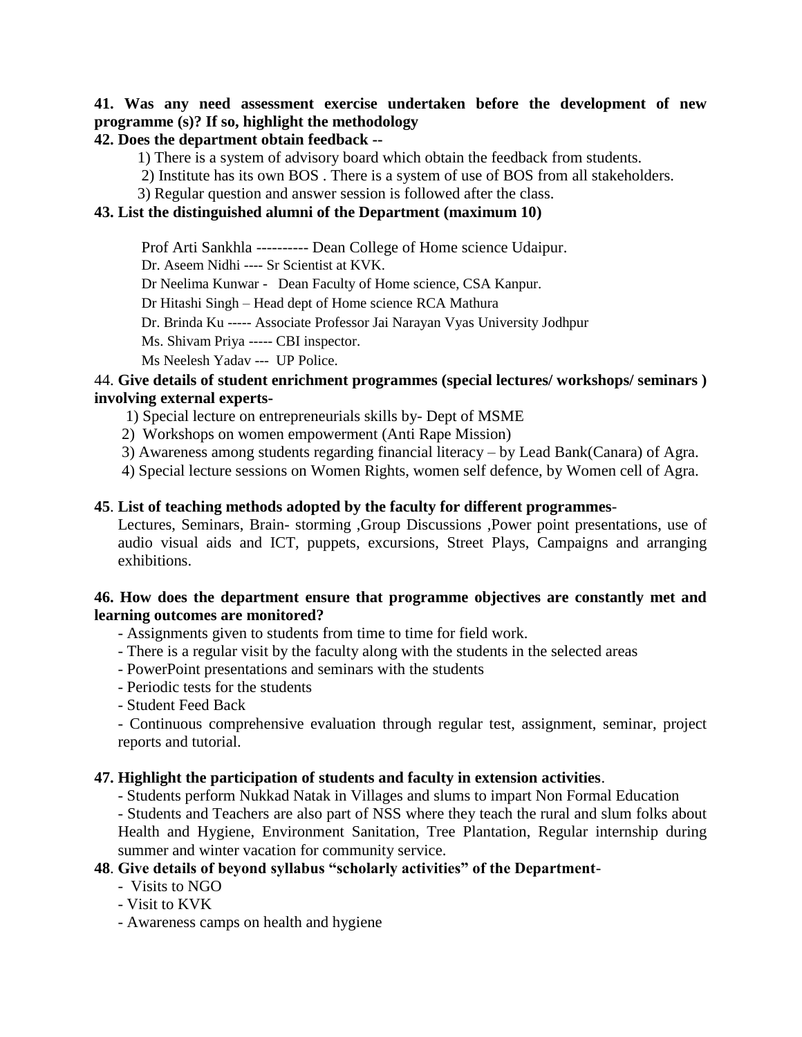**41. Was any need assessment exercise undertaken before the development of new programme (s)? If so, highlight the methodology**

**42. Does the department obtain feedback --**

1) There is a system of advisory board which obtain the feedback from students.
2) Institute has its own BOS . There is a system of use of BOS from all stakeholders.
3) Regular question and answer session is followed after the class.

**43. List the distinguished alumni of the Department (maximum 10)**

Prof Arti Sankhla ---------- Dean College of Home science Udaipur.
Dr. Aseem Nidhi ---- Sr Scientist at KVK.
Dr Neelima Kunwar - Dean Faculty of Home science, CSA Kanpur.
Dr Hitashi Singh – Head dept of Home science RCA Mathura
Dr. Brinda Ku ----- Associate Professor Jai Narayan Vyas University Jodhpur
Ms. Shivam Priya ----- CBI inspector.
Ms Neelesh Yadav --- UP Police.

44. **Give details of student enrichment programmes (special lectures/ workshops/ seminars ) involving external experts-**

1) Special lecture on entrepreneurials skills by- Dept of MSME
2) Workshops on women empowerment (Anti Rape Mission)
3) Awareness among students regarding financial literacy – by Lead Bank(Canara) of Agra.
4) Special lecture sessions on Women Rights, women self defence, by Women cell of Agra.

**45**. **List of teaching methods adopted by the faculty for different programmes**-

Lectures, Seminars, Brain- storming ,Group Discussions ,Power point presentations, use of audio visual aids and ICT, puppets, excursions, Street Plays, Campaigns and arranging exhibitions.

**46. How does the department ensure that programme objectives are constantly met and learning outcomes are monitored?**

- Assignments given to students from time to time for field work.
- There is a regular visit by the faculty along with the students in the selected areas
- PowerPoint presentations and seminars with the students
- Periodic tests for the students
- Student Feed Back
- Continuous comprehensive evaluation through regular test, assignment, seminar, project reports and tutorial.

**47. Highlight the participation of students and faculty in extension activities**.

- Students perform Nukkad Natak in Villages and slums to impart Non Formal Education
- Students and Teachers are also part of NSS where they teach the rural and slum folks about Health and Hygiene, Environment Sanitation, Tree Plantation, Regular internship during summer and winter vacation for community service.

**48**. **Give details of beyond syllabus "scholarly activities" of the Department**-

- Visits to NGO
- Visit to KVK
- Awareness camps on health and hygiene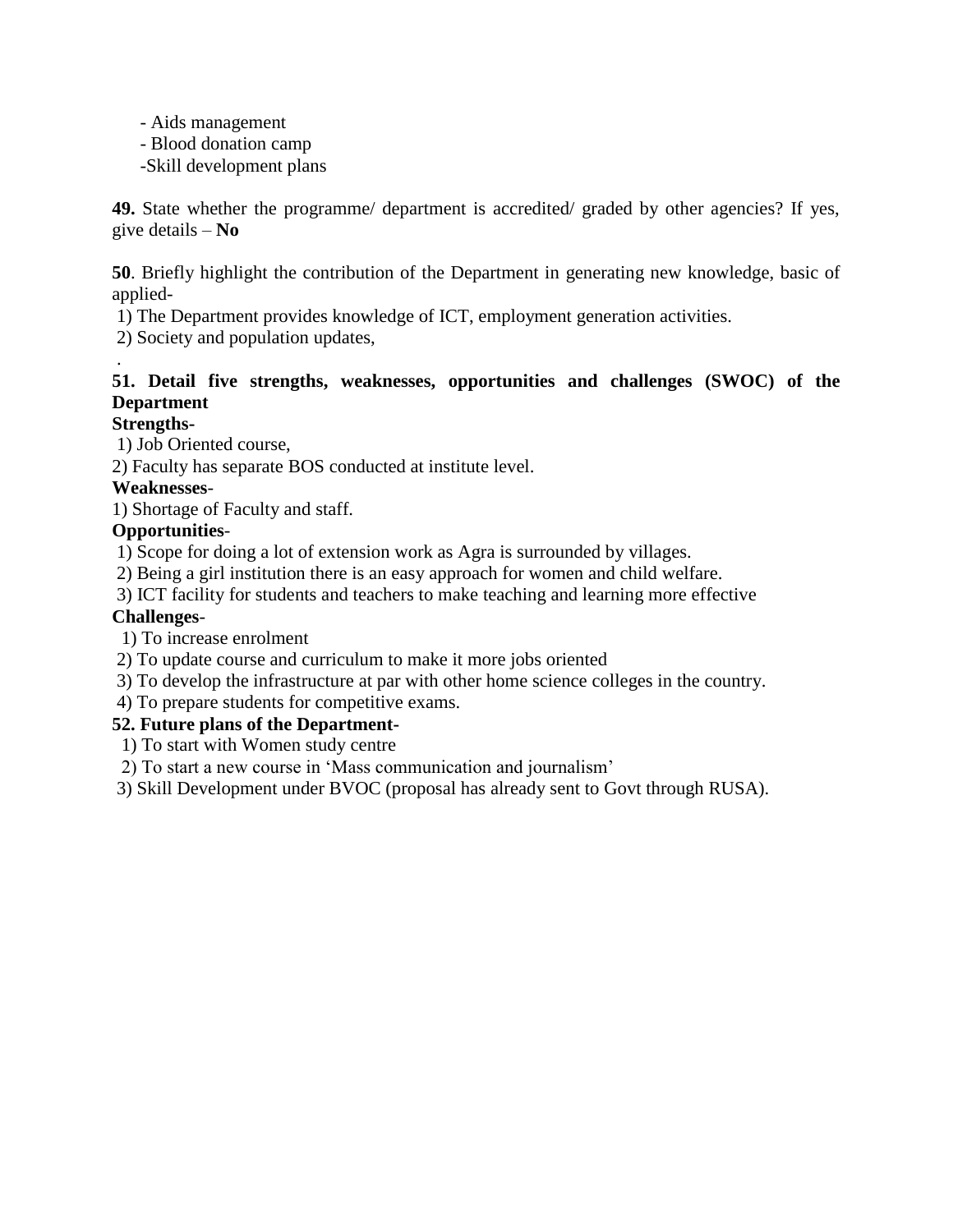- Aids management
- Blood donation camp
- Skill development plans

**49.** State whether the programme/ department is accredited/ graded by other agencies? If yes, give details – **No**

**50**. Briefly highlight the contribution of the Department in generating new knowledge, basic of applied-

1) The Department provides knowledge of ICT, employment generation activities.
2) Society and population updates,

.

**51. Detail five strengths, weaknesses, opportunities and challenges (SWOC) of the Department**

**Strengths-**

1) Job Oriented course,
2) Faculty has separate BOS conducted at institute level.

**Weaknesses**-

1) Shortage of Faculty and staff.

**Opportunities**-

1) Scope for doing a lot of extension work as Agra is surrounded by villages.
2) Being a girl institution there is an easy approach for women and child welfare.
3) ICT facility for students and teachers to make teaching and learning more effective

**Challenges**-

1) To increase enrolment
2) To update course and curriculum to make it more jobs oriented
3) To develop the infrastructure at par with other home science colleges in the country.
4) To prepare students for competitive exams.

**52. Future plans of the Department-**

1) To start with Women study centre
2) To start a new course in 'Mass communication and journalism'
3) Skill Development under BVOC (proposal has already sent to Govt through RUSA).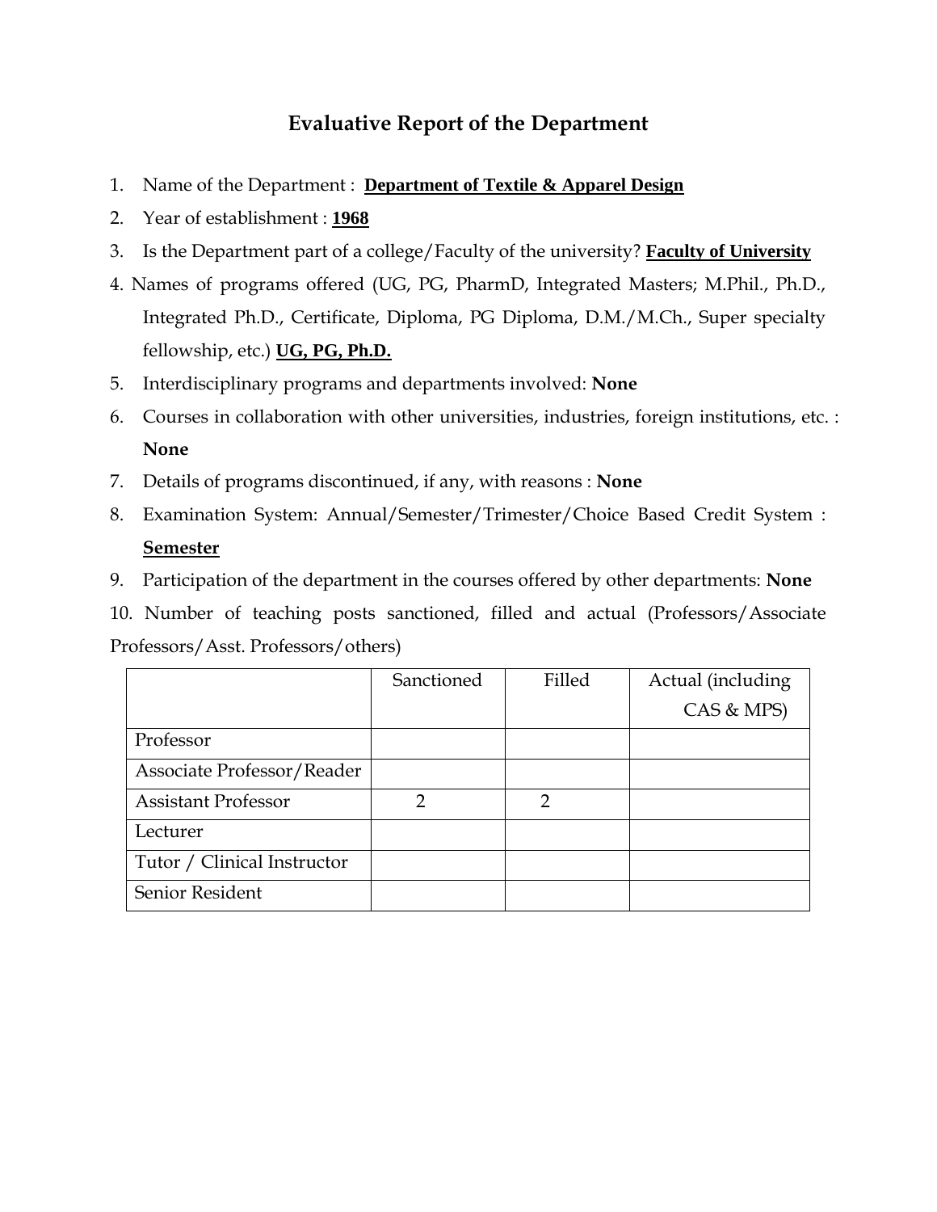## Evaluative Report of the Department

1. Name of the Department : **Department of Textile & Apparel Design**
2. Year of establishment : **1968**
3. Is the Department part of a college/Faculty of the university? **Faculty of University**
4. Names of programs offered (UG, PG, PharmD, Integrated Masters; M.Phil., Ph.D., Integrated Ph.D., Certificate, Diploma, PG Diploma, D.M./M.Ch., Super specialty fellowship, etc.) **UG, PG, Ph.D.**
5. Interdisciplinary programs and departments involved: **None**
6. Courses in collaboration with other universities, industries, foreign institutions, etc. : **None**
7. Details of programs discontinued, if any, with reasons : **None**
8. Examination System: Annual/Semester/Trimester/Choice Based Credit System : **Semester**
9. Participation of the department in the courses offered by other departments: **None**
10. Number of teaching posts sanctioned, filled and actual (Professors/Associate Professors/Asst. Professors/others)

| | Sanctioned | Filled | Actual (including CAS & MPS) |
|---|---|---|---|
| Professor | | | |
| Associate Professor/Reader | | | |
| Assistant Professor | 2 | 2 | |
| Lecturer | | | |
| Tutor / Clinical Instructor | | | |
| Senior Resident | | | |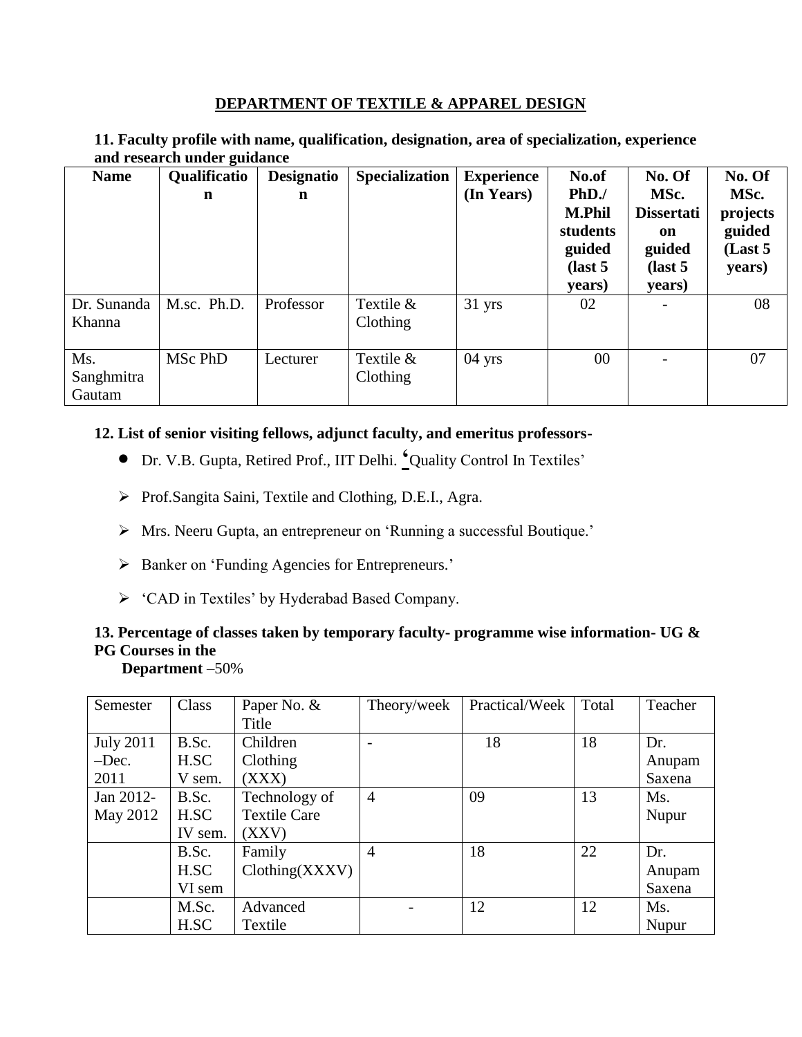## DEPARTMENT OF TEXTILE & APPAREL DESIGN

**11. Faculty profile with name, qualification, designation, area of specialization, experience and research under guidance**

| Name | Qualification | Designation | Specialization | Experience (In Years) | No.of PhD./ M.Phil students guided (last 5 years) | No. Of MSc. Dissertation guided (last 5 years) | No. Of MSc. projects guided (Last 5 years) |
|---|---|---|---|---|---|---|---|
| Dr. Sunanda Khanna | M.sc. Ph.D. | Professor | Textile & Clothing | 31 yrs | 02 | - | 08 |
| Ms. Sanghmitra Gautam | MSc PhD | Lecturer | Textile & Clothing | 04 yrs | 00 | - | 07 |

**12. List of senior visiting fellows, adjunct faculty, and emeritus professors-**

- Dr. V.B. Gupta, Retired Prof., IIT Delhi. 'Quality Control In Textiles'
- Prof.Sangita Saini, Textile and Clothing, D.E.I., Agra.
- Mrs. Neeru Gupta, an entrepreneur on 'Running a successful Boutique.'
- Banker on 'Funding Agencies for Entrepreneurs.'
- 'CAD in Textiles' by Hyderabad Based Company.

**13. Percentage of classes taken by temporary faculty- programme wise information- UG & PG Courses in the Department** –50%

| Semester | Class | Paper No. & Title | Theory/week | Practical/Week | Total | Teacher |
|---|---|---|---|---|---|---|
| July 2011 –Dec. 2011 | B.Sc. H.SC V sem. | Children Clothing (XXX) | - | 18 | 18 | Dr. Anupam Saxena |
| Jan 2012- May 2012 | B.Sc. H.SC IV sem. | Technology of Textile Care (XXV) | 4 | 09 | 13 | Ms. Nupur |
| | B.Sc. H.SC VI sem | Family Clothing(XXXV) | 4 | 18 | 22 | Dr. Anupam Saxena |
| | M.Sc. H.SC | Advanced Textile | - | 12 | 12 | Ms. Nupur |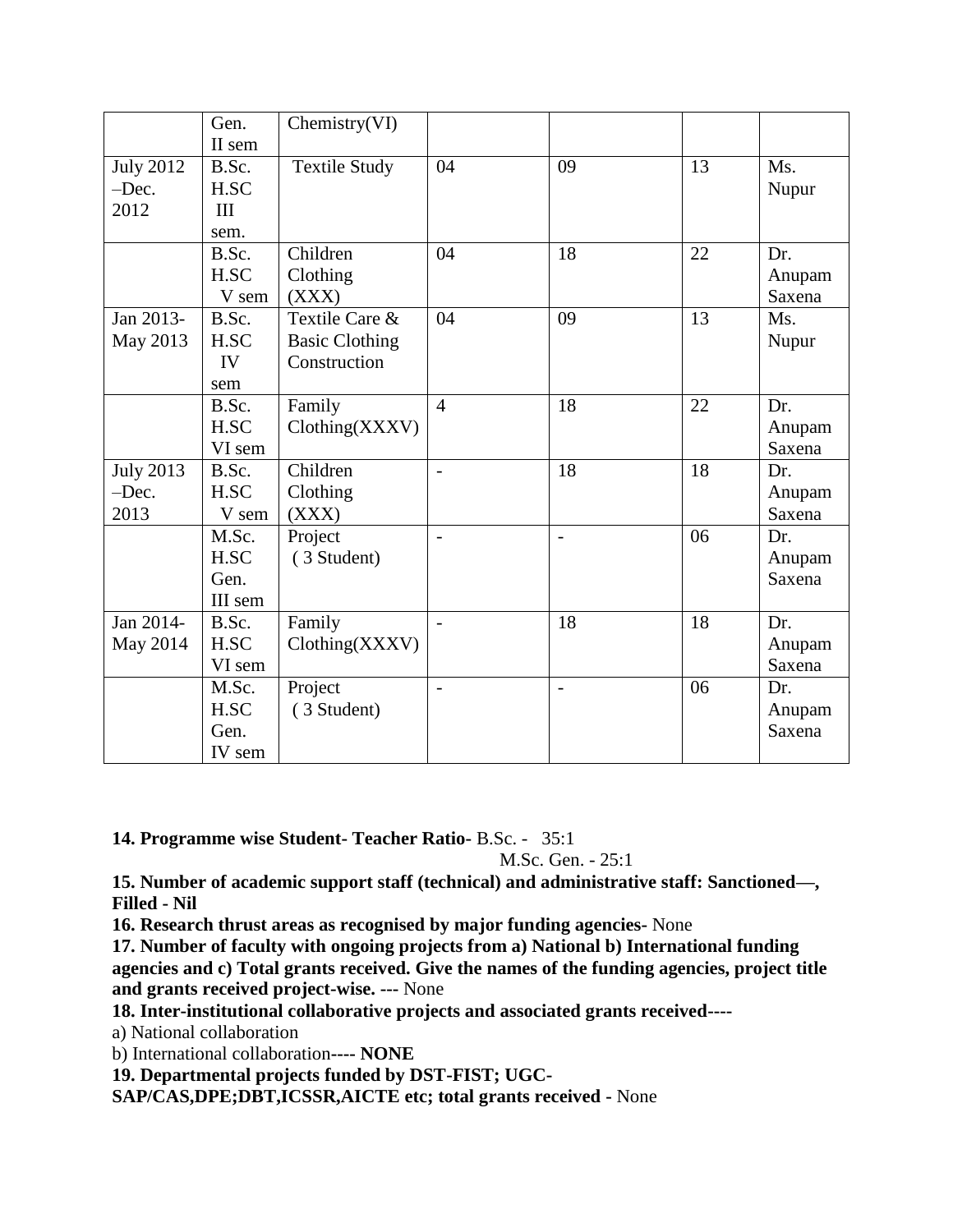| | | | | | | |
|---|---|---|---|---|---|---|
| | Gen. II sem | Chemistry(VI) | | | | |
| July 2012 –Dec. 2012 | B.Sc. H.SC III sem. | Textile Study | 04 | 09 | 13 | Ms. Nupur |
| | B.Sc. H.SC V sem | Children Clothing (XXX) | 04 | 18 | 22 | Dr. Anupam Saxena |
| Jan 2013- May 2013 | B.Sc. H.SC IV sem | Textile Care & Basic Clothing Construction | 04 | 09 | 13 | Ms. Nupur |
| | B.Sc. H.SC VI sem | Family Clothing(XXXV) | 4 | 18 | 22 | Dr. Anupam Saxena |
| July 2013 –Dec. 2013 | B.Sc. H.SC V sem | Children Clothing (XXX) | - | 18 | 18 | Dr. Anupam Saxena |
| | M.Sc. H.SC Gen. III sem | Project ( 3 Student) | - | - | 06 | Dr. Anupam Saxena |
| Jan 2014- May 2014 | B.Sc. H.SC VI sem | Family Clothing(XXXV) | - | 18 | 18 | Dr. Anupam Saxena |
| | M.Sc. H.SC Gen. IV sem | Project ( 3 Student) | - | - | 06 | Dr. Anupam Saxena |

**14. Programme wise Student- Teacher Ratio**- B.Sc. - 35:1

M.Sc. Gen. - 25:1

**15. Number of academic support staff (technical) and administrative staff: Sanctioned—, Filled - Nil**

**16. Research thrust areas as recognised by major funding agencies-** None

**17. Number of faculty with ongoing projects from a) National b) International funding agencies and c) Total grants received. Give the names of the funding agencies, project title and grants received project-wise.** --- None

**18. Inter-institutional collaborative projects and associated grants received----**

a) National collaboration

b) International collaboration**---- NONE**

**19. Departmental projects funded by DST-FIST; UGC-SAP/CAS,DPE;DBT,ICSSR,AICTE etc; total grants received -** None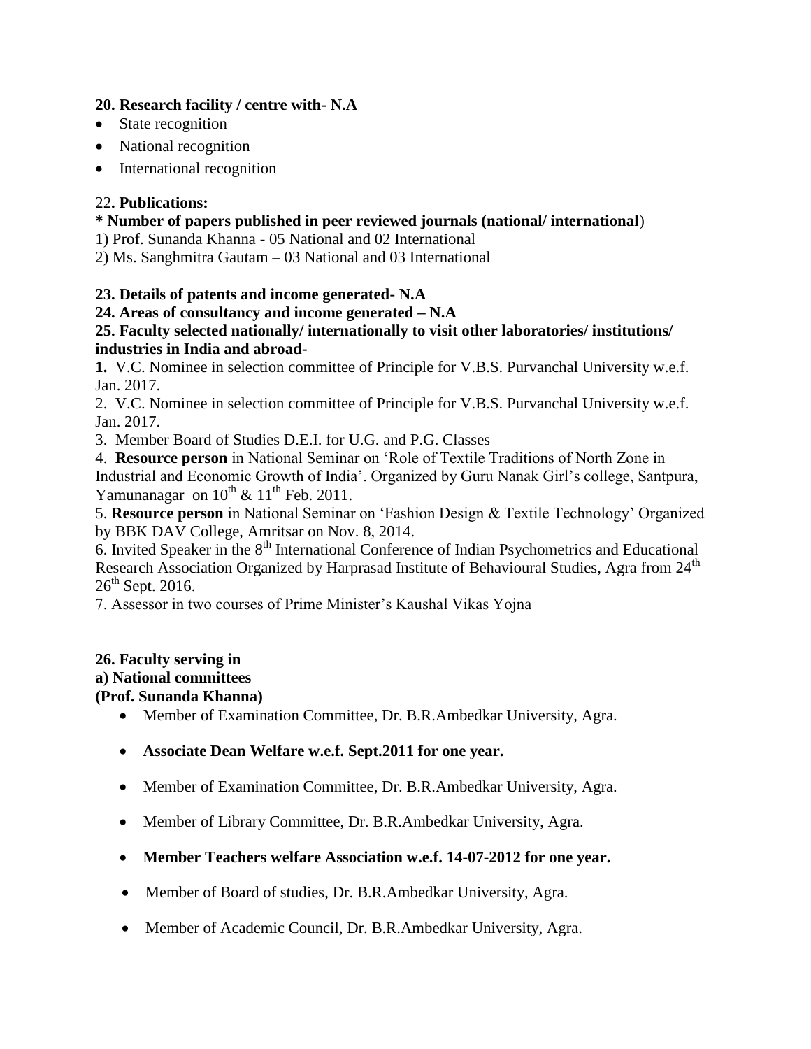**20. Research facility / centre with- N.A**

- State recognition
- National recognition
- International recognition

22**. Publications:**

**\* Number of papers published in peer reviewed journals (national/ international**)

1) Prof. Sunanda Khanna - 05 National and 02 International

2) Ms. Sanghmitra Gautam – 03 National and 03 International

**23. Details of patents and income generated- N.A**

**24. Areas of consultancy and income generated – N.A**

**25. Faculty selected nationally/ internationally to visit other laboratories/ institutions/ industries in India and abroad-**

**1.** V.C. Nominee in selection committee of Principle for V.B.S. Purvanchal University w.e.f. Jan. 2017.

2. V.C. Nominee in selection committee of Principle for V.B.S. Purvanchal University w.e.f. Jan. 2017.

3. Member Board of Studies D.E.I. for U.G. and P.G. Classes

4. **Resource person** in National Seminar on 'Role of Textile Traditions of North Zone in Industrial and Economic Growth of India'. Organized by Guru Nanak Girl's college, Santpura, Yamunanagar on 10th & 11th Feb. 2011.

5. **Resource person** in National Seminar on 'Fashion Design & Textile Technology' Organized by BBK DAV College, Amritsar on Nov. 8, 2014.

6. Invited Speaker in the 8th International Conference of Indian Psychometrics and Educational Research Association Organized by Harprasad Institute of Behavioural Studies, Agra from 24th – 26th Sept. 2016.

7. Assessor in two courses of Prime Minister's Kaushal Vikas Yojna

**26. Faculty serving in**

**a) National committees**

**(Prof. Sunanda Khanna)**

- Member of Examination Committee, Dr. B.R.Ambedkar University, Agra.
- **Associate Dean Welfare w.e.f. Sept.2011 for one year.**
- Member of Examination Committee, Dr. B.R.Ambedkar University, Agra.
- Member of Library Committee, Dr. B.R.Ambedkar University, Agra.
- **Member Teachers welfare Association w.e.f. 14-07-2012 for one year.**
- Member of Board of studies, Dr. B.R.Ambedkar University, Agra.
- Member of Academic Council, Dr. B.R.Ambedkar University, Agra.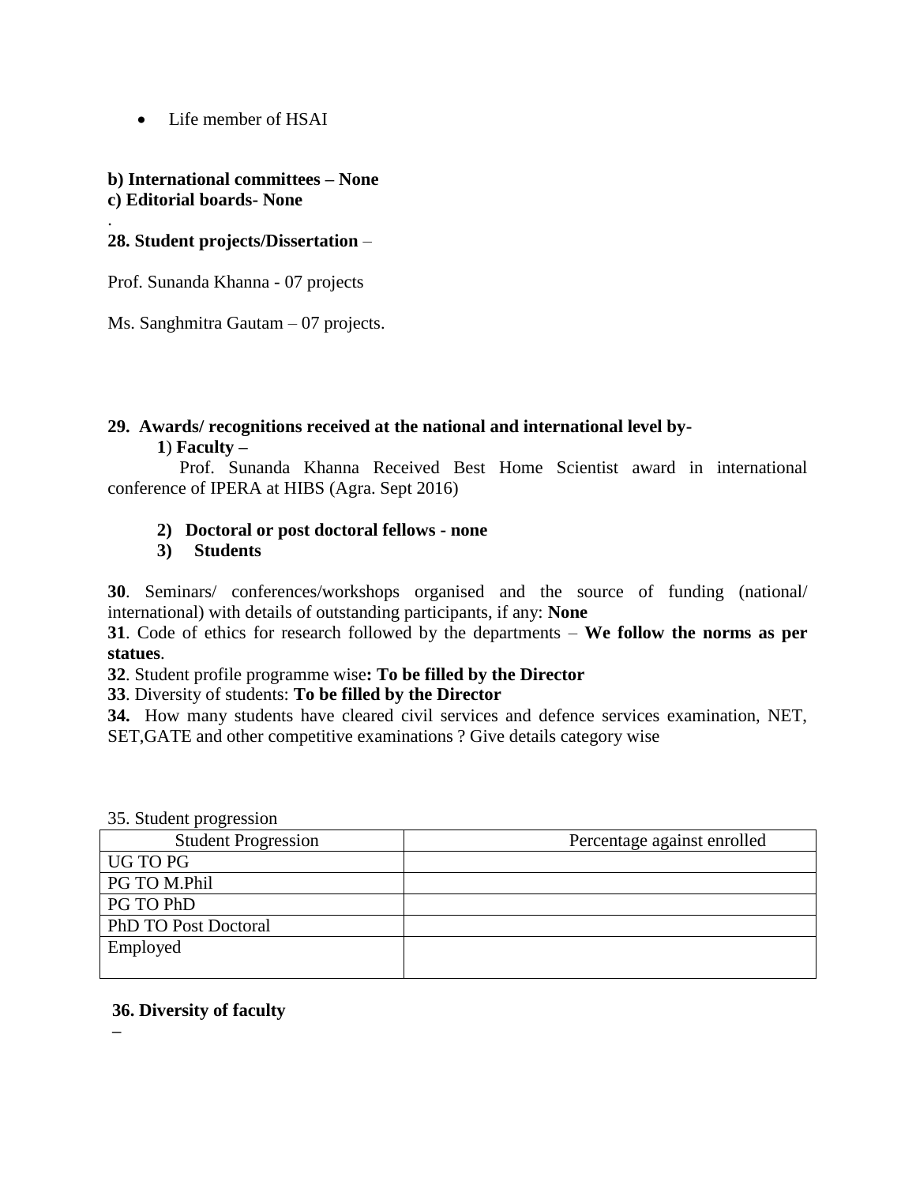- Life member of HSAI

**b) International committees – None**
**c) Editorial boards- None**

.
**28. Student projects/Dissertation** –

Prof. Sunanda Khanna - 07 projects

Ms. Sanghmitra Gautam – 07 projects.

**29. Awards/ recognitions received at the national and international level by-**

**1**) **Faculty –**

Prof. Sunanda Khanna Received Best Home Scientist award in international conference of IPERA at HIBS (Agra. Sept 2016)

**2) Doctoral or post doctoral fellows - none**

**3) Students**

**30**. Seminars/ conferences/workshops organised and the source of funding (national/ international) with details of outstanding participants, if any: **None**

**31**. Code of ethics for research followed by the departments – **We follow the norms as per statues**.

**32**. Student profile programme wise**: To be filled by the Director**

**33**. Diversity of students: **To be filled by the Director**

**34.** How many students have cleared civil services and defence services examination, NET, SET,GATE and other competitive examinations ? Give details category wise

35. Student progression

| Student Progression | Percentage against enrolled |
| --- | --- |
| UG TO PG | |
| PG TO M.Phil | |
| PG TO PhD | |
| PhD TO Post Doctoral | |
| Employed | |

**36. Diversity of faculty**

**–**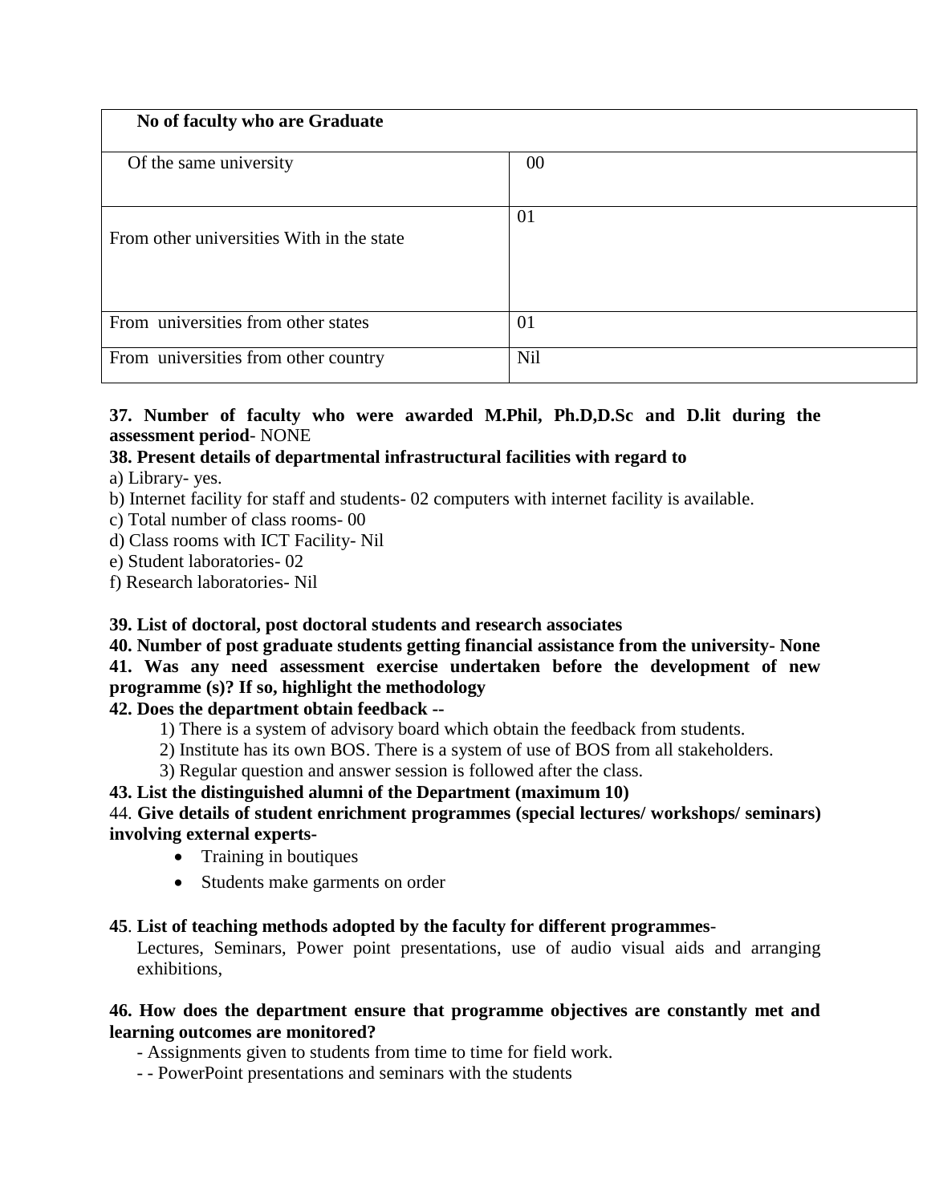| No of faculty who are Graduate | |
|---|---|
| Of the same university | 00 |
| From other universities With in the state | 01 |
| From universities from other states | 01 |
| From universities from other country | Nil |

**37. Number of faculty who were awarded M.Phil, Ph.D,D.Sc and D.lit during the assessment period**- NONE

**38. Present details of departmental infrastructural facilities with regard to**

a) Library- yes.

b) Internet facility for staff and students- 02 computers with internet facility is available.

c) Total number of class rooms- 00

d) Class rooms with ICT Facility- Nil

e) Student laboratories- 02

f) Research laboratories- Nil

**39. List of doctoral, post doctoral students and research associates**

**40. Number of post graduate students getting financial assistance from the university- None**

**41. Was any need assessment exercise undertaken before the development of new programme (s)? If so, highlight the methodology**

**42. Does the department obtain feedback --**

1) There is a system of advisory board which obtain the feedback from students.
2) Institute has its own BOS. There is a system of use of BOS from all stakeholders.
3) Regular question and answer session is followed after the class.

**43. List the distinguished alumni of the Department (maximum 10)**

44. **Give details of student enrichment programmes (special lectures/ workshops/ seminars) involving external experts-**

- Training in boutiques
- Students make garments on order

**45**. **List of teaching methods adopted by the faculty for different programmes**-

Lectures, Seminars, Power point presentations, use of audio visual aids and arranging exhibitions,

**46. How does the department ensure that programme objectives are constantly met and learning outcomes are monitored?**

- Assignments given to students from time to time for field work.

- - PowerPoint presentations and seminars with the students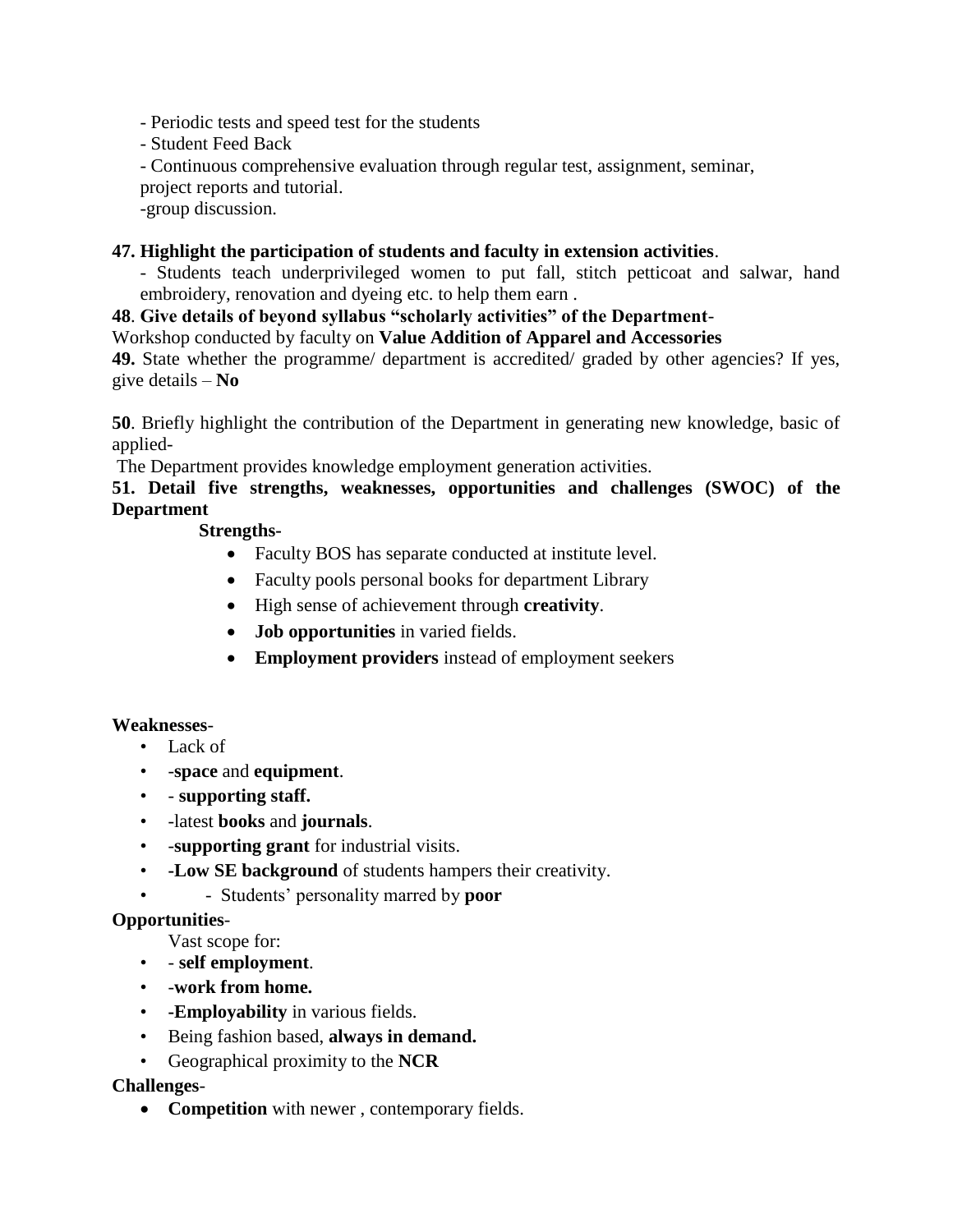- Periodic tests and speed test for the students
- Student Feed Back
- Continuous comprehensive evaluation through regular test, assignment, seminar, project reports and tutorial.
-group discussion.

**47. Highlight the participation of students and faculty in extension activities**.

- Students teach underprivileged women to put fall, stitch petticoat and salwar, hand embroidery, renovation and dyeing etc. to help them earn .

**48**. **Give details of beyond syllabus "scholarly activities" of the Department**-

Workshop conducted by faculty on **Value Addition of Apparel and Accessories**

**49.** State whether the programme/ department is accredited/ graded by other agencies? If yes, give details – **No**

**50**. Briefly highlight the contribution of the Department in generating new knowledge, basic of applied-

The Department provides knowledge employment generation activities.

**51. Detail five strengths, weaknesses, opportunities and challenges (SWOC) of the Department**

**Strengths-**

- Faculty BOS has separate conducted at institute level.
- Faculty pools personal books for department Library
- High sense of achievement through **creativity**.
- **Job opportunities** in varied fields.
- **Employment providers** instead of employment seekers

**Weaknesses**-

- Lack of
- -**space** and **equipment**.
- - **supporting staff.**
- -latest **books** and **journals**.
- -**supporting grant** for industrial visits.
- **-Low SE background** of students hampers their creativity.
- - Students' personality marred by **poor**

**Opportunities**-

Vast scope for:

- - **self employment**.
- -**work from home.**
- -**Employability** in various fields.
- Being fashion based, **always in demand.**
- Geographical proximity to the **NCR**

**Challenges**-

- **Competition** with newer , contemporary fields.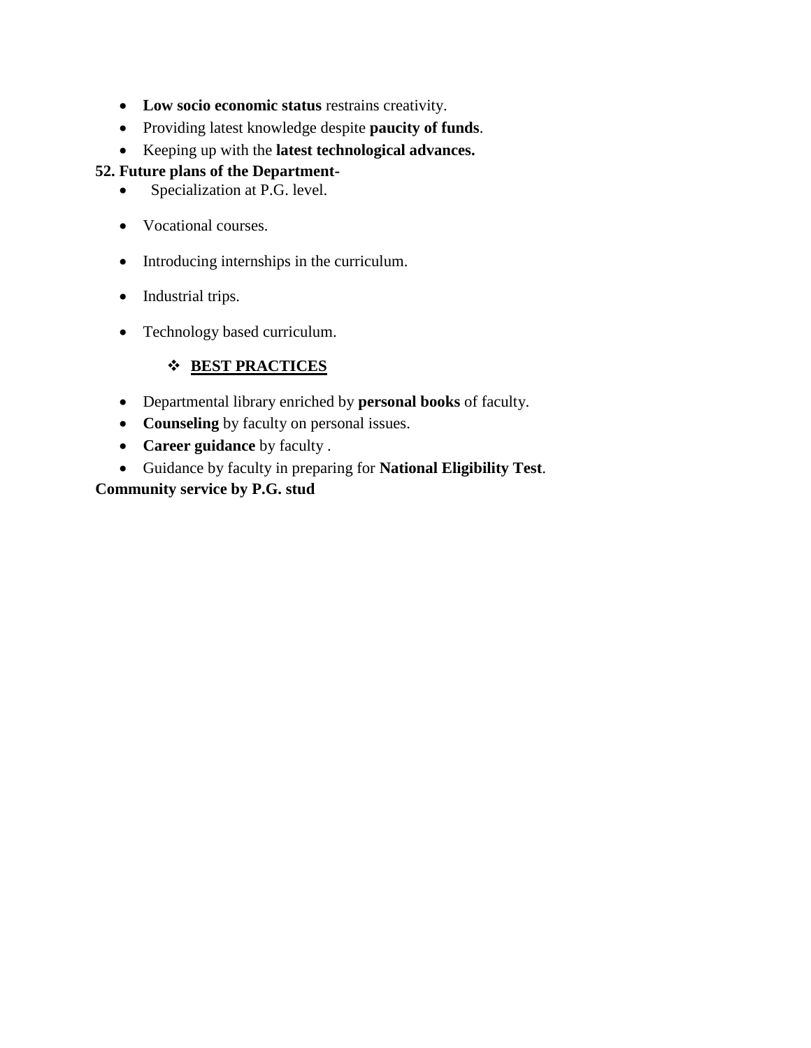- **Low socio economic status** restrains creativity.
- Providing latest knowledge despite **paucity of funds**.
- Keeping up with the **latest technological advances.**

**52. Future plans of the Department-**

- Specialization at P.G. level.
- Vocational courses.
- Introducing internships in the curriculum.
- Industrial trips.
- Technology based curriculum.

## ❖ BEST PRACTICES

- Departmental library enriched by **personal books** of faculty.
- **Counseling** by faculty on personal issues.
- **Career guidance** by faculty .
- Guidance by faculty in preparing for **National Eligibility Test**.

**Community service by P.G. stud**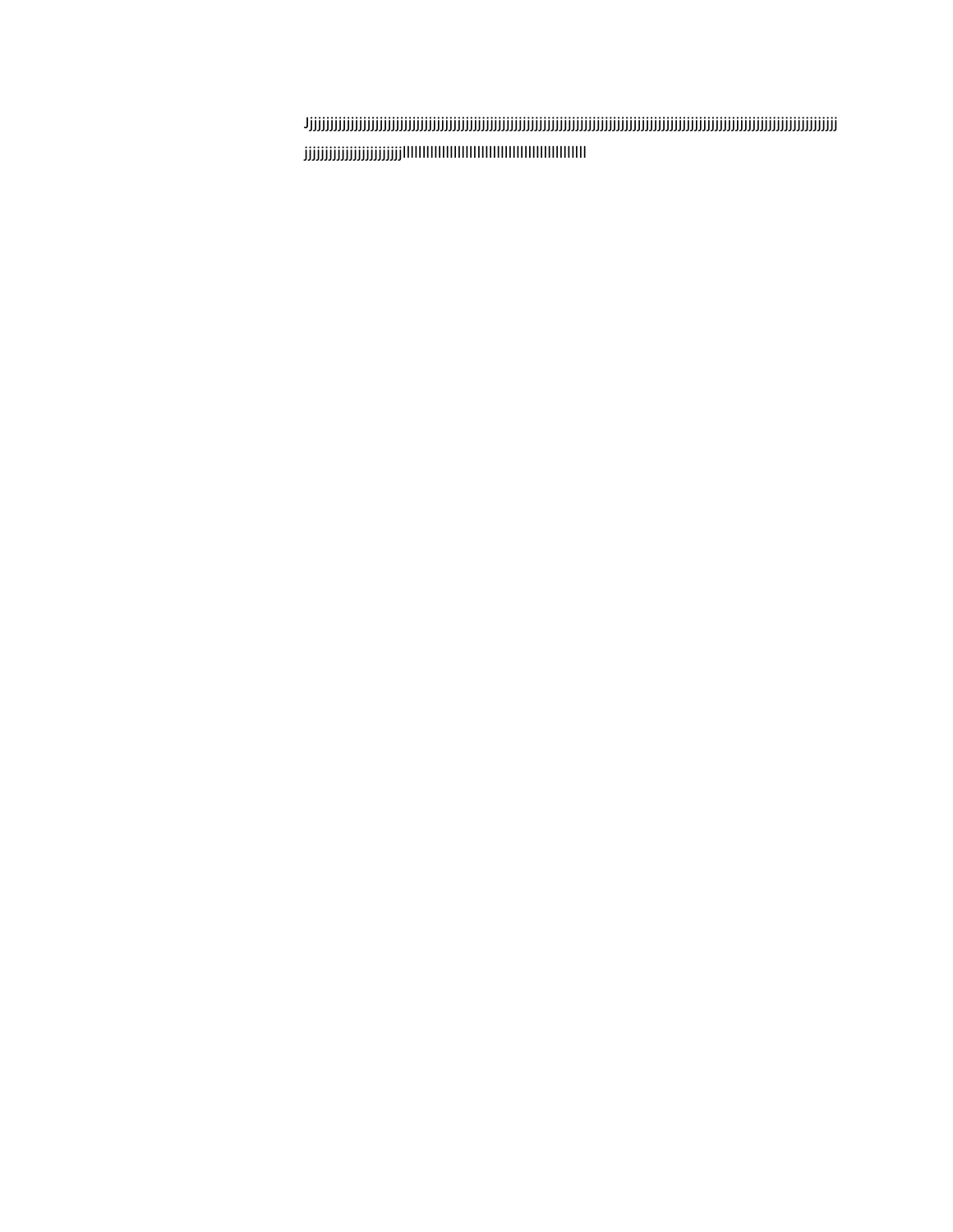Jjjjjjjjjjjjjjjjjjjjjjjjjjjjjjjjjjjjjjjjjjjjjjjjjjjjjjjjjjjjjjjjjjjjjjjjjjjjjjjjjjjjjjjjjjjjjjjjjjjjjjjjjjjjjjjjjjjjjjjjjjjjjjjjjjjjjjjjjjjj

jjjjjjjjjjjjjjjjjjjjjjjjjllllllllllllllllllllllllllllllllllllllllllllllllllllllllllllllll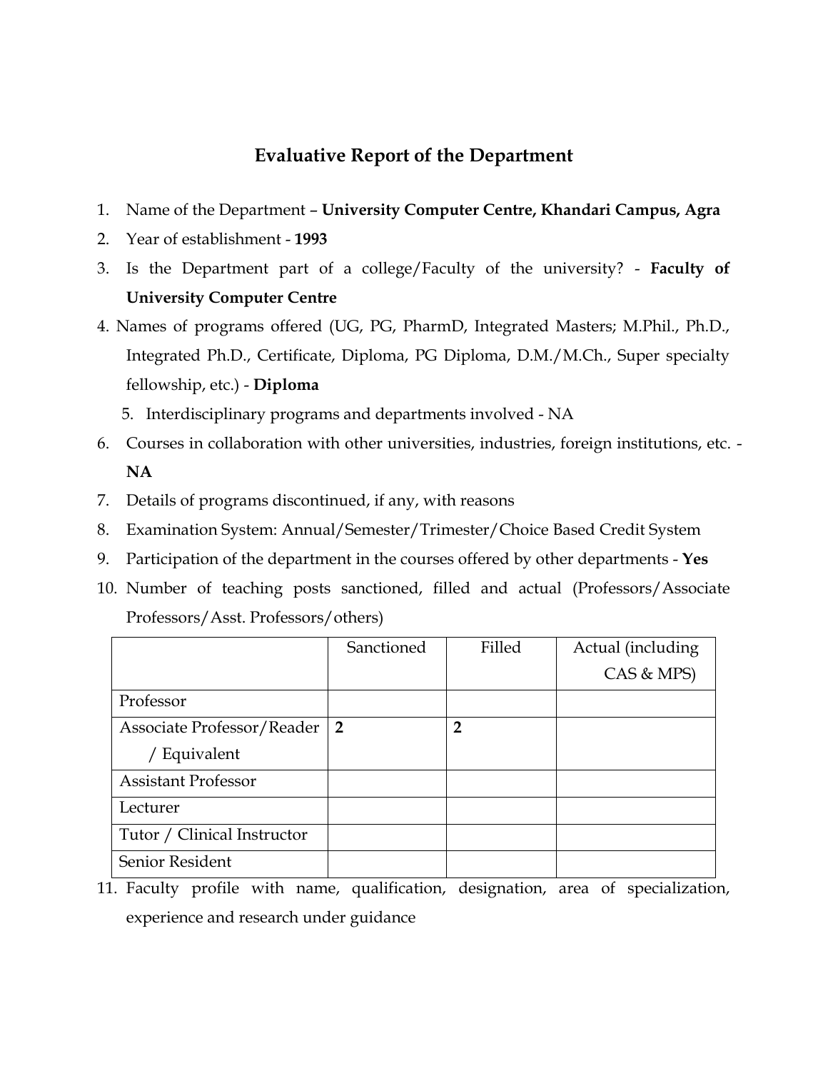# Evaluative Report of the Department

1. Name of the Department – **University Computer Centre, Khandari Campus, Agra**
2. Year of establishment - **1993**
3. Is the Department part of a college/Faculty of the university? - **Faculty of University Computer Centre**
4. Names of programs offered (UG, PG, PharmD, Integrated Masters; M.Phil., Ph.D., Integrated Ph.D., Certificate, Diploma, PG Diploma, D.M./M.Ch., Super specialty fellowship, etc.) - **Diploma**
5. Interdisciplinary programs and departments involved - NA
6. Courses in collaboration with other universities, industries, foreign institutions, etc. - **NA**
7. Details of programs discontinued, if any, with reasons
8. Examination System: Annual/Semester/Trimester/Choice Based Credit System
9. Participation of the department in the courses offered by other departments - **Yes**
10. Number of teaching posts sanctioned, filled and actual (Professors/Associate Professors/Asst. Professors/others)

| | Sanctioned | Filled | Actual (including CAS & MPS) |
|---|---|---|---|
| Professor | | | |
| Associate Professor/Reader / Equivalent | **2** | **2** | |
| Assistant Professor | | | |
| Lecturer | | | |
| Tutor / Clinical Instructor | | | |
| Senior Resident | | | |

11. Faculty profile with name, qualification, designation, area of specialization, experience and research under guidance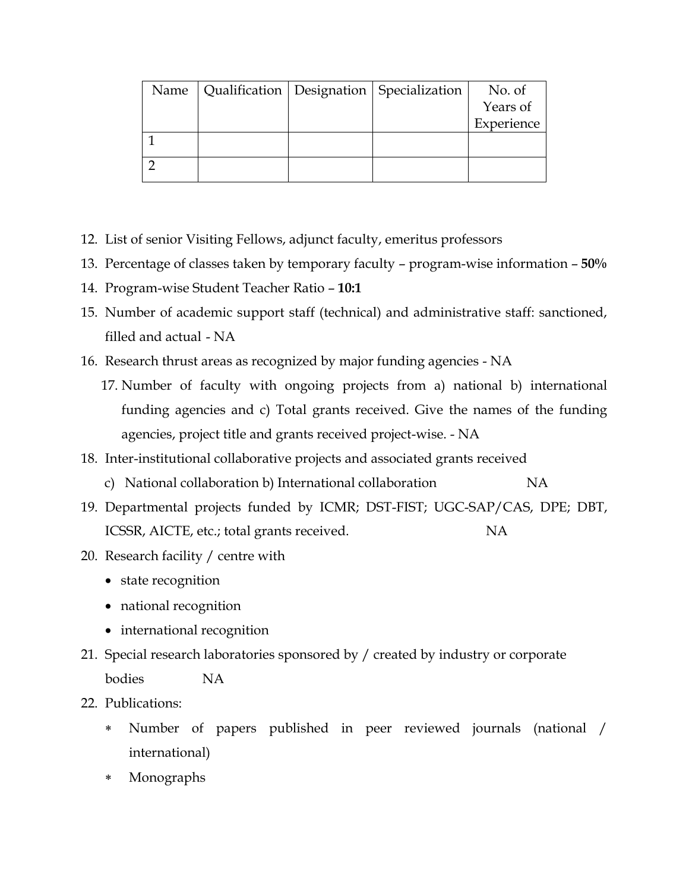| Name | Qualification | Designation | Specialization | No. of Years of Experience |
|---|---|---|---|---|
| 1 | | | | |
| 2 | | | | |

12. List of senior Visiting Fellows, adjunct faculty, emeritus professors
13. Percentage of classes taken by temporary faculty – program-wise information – **50%**
14. Program-wise Student Teacher Ratio – **10:1**
15. Number of academic support staff (technical) and administrative staff: sanctioned, filled and actual - NA
16. Research thrust areas as recognized by major funding agencies - NA
17. Number of faculty with ongoing projects from a) national b) international funding agencies and c) Total grants received. Give the names of the funding agencies, project title and grants received project-wise. - NA
18. Inter-institutional collaborative projects and associated grants received
    c) National collaboration b) International collaboration NA
19. Departmental projects funded by ICMR; DST-FIST; UGC-SAP/CAS, DPE; DBT, ICSSR, AICTE, etc.; total grants received. NA
20. Research facility / centre with
    - state recognition
    - national recognition
    - international recognition
21. Special research laboratories sponsored by / created by industry or corporate bodies NA
22. Publications:
    * Number of papers published in peer reviewed journals (national / international)
    * Monographs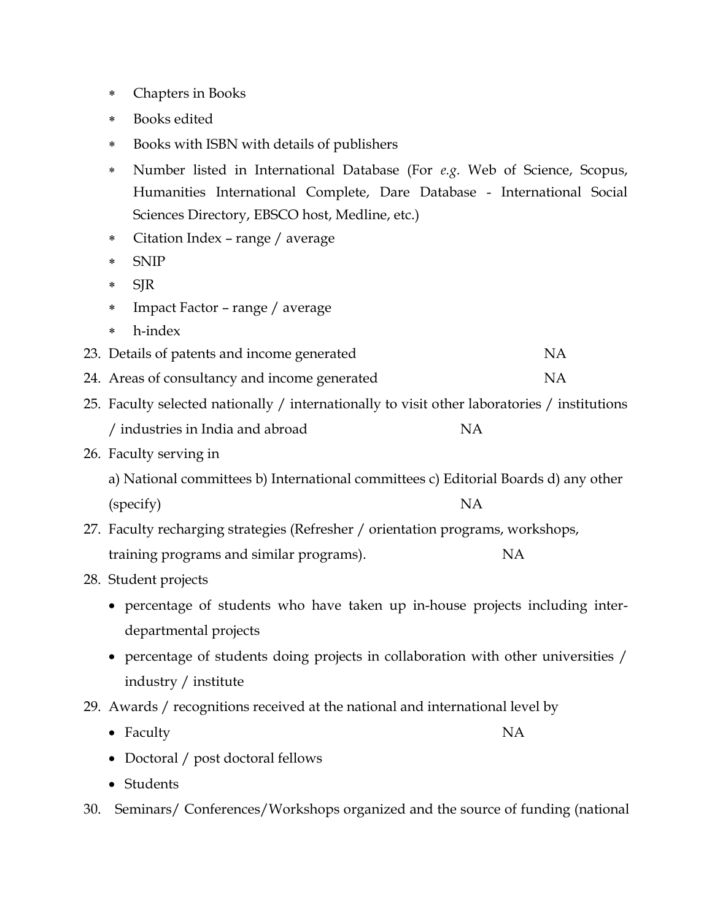* Chapters in Books
* Books edited
* Books with ISBN with details of publishers
* Number listed in International Database (For *e.g*. Web of Science, Scopus, Humanities International Complete, Dare Database - International Social Sciences Directory, EBSCO host, Medline, etc.)
* Citation Index – range / average
* SNIP
* SJR
* Impact Factor – range / average
* h-index

23. Details of patents and income generated NA
24. Areas of consultancy and income generated NA
25. Faculty selected nationally / internationally to visit other laboratories / institutions / industries in India and abroad NA
26. Faculty serving in

    a) National committees b) International committees c) Editorial Boards d) any other (specify) NA
27. Faculty recharging strategies (Refresher / orientation programs, workshops, training programs and similar programs). NA
28. Student projects
    - percentage of students who have taken up in-house projects including inter-departmental projects
    - percentage of students doing projects in collaboration with other universities / industry / institute
29. Awards / recognitions received at the national and international level by
    - Faculty NA
    - Doctoral / post doctoral fellows
    - Students
30. Seminars/ Conferences/Workshops organized and the source of funding (national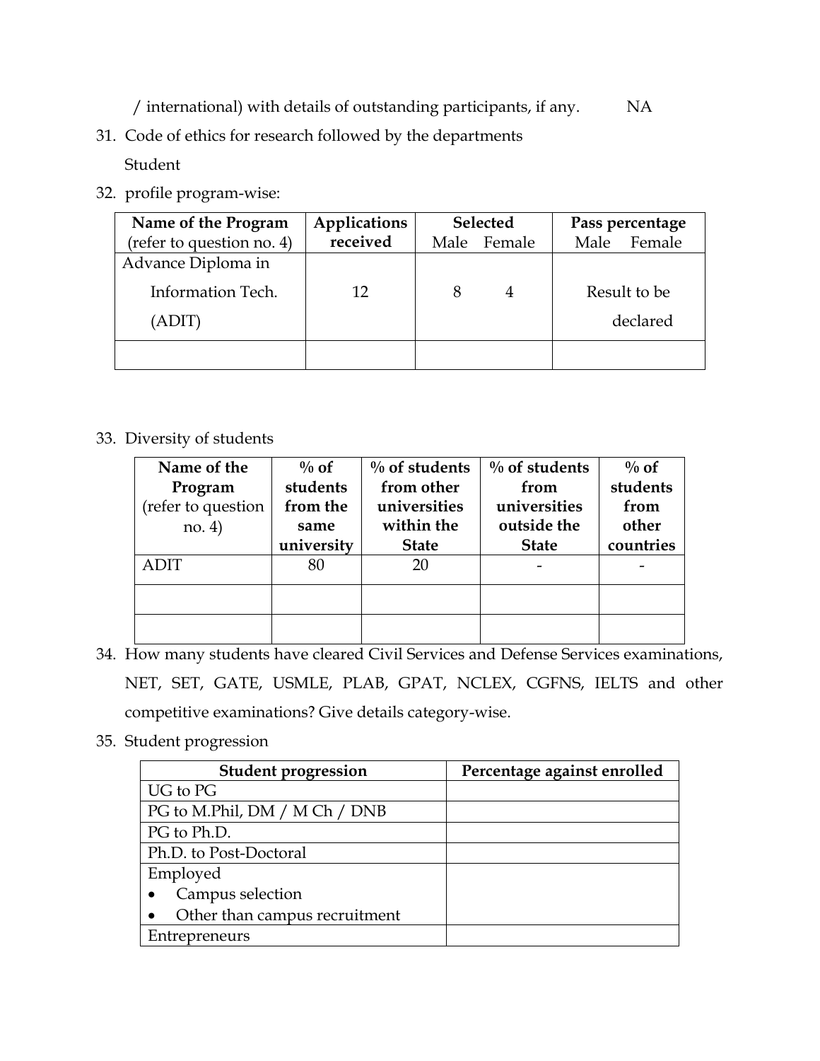/ international) with details of outstanding participants, if any. NA

31. Code of ethics for research followed by the departments

    Student

32. profile program-wise:

| Name of the Program (refer to question no. 4) | Applications received | Selected | | Pass percentage | |
|---|---|---|---|---|---|
| | | Male | Female | Male | Female |
| Advance Diploma in Information Tech. (ADIT) | 12 | 8 | 4 | Result to be declared | |
| | | | | | |

33. Diversity of students

| Name of the Program (refer to question no. 4) | % of students from the same university | % of students from other universities within the State | % of students from universities outside the State | % of students from other countries |
|---|---|---|---|---|
| ADIT | 80 | 20 | - | - |
| | | | | |
| | | | | |

34. How many students have cleared Civil Services and Defense Services examinations, NET, SET, GATE, USMLE, PLAB, GPAT, NCLEX, CGFNS, IELTS and other competitive examinations? Give details category-wise.

35. Student progression

| Student progression | Percentage against enrolled |
|---|---|
| UG to PG | |
| PG to M.Phil, DM / M Ch / DNB | |
| PG to Ph.D. | |
| Ph.D. to Post-Doctoral | |
| Employed<br>• Campus selection<br>• Other than campus recruitment | |
| Entrepreneurs | |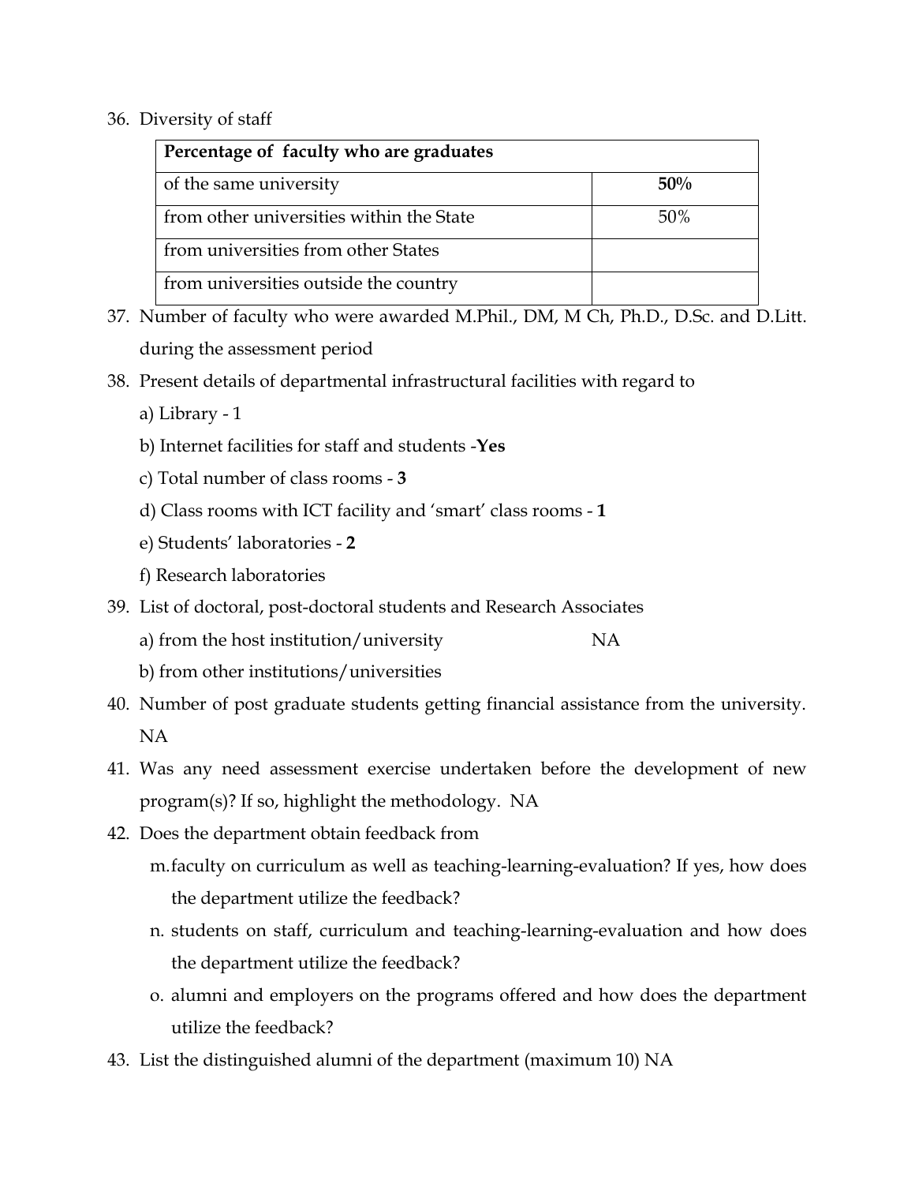36. Diversity of staff

| Percentage of faculty who are graduates | |
|---|---|
| of the same university | **50%** |
| from other universities within the State | 50% |
| from universities from other States | |
| from universities outside the country | |

37. Number of faculty who were awarded M.Phil., DM, M Ch, Ph.D., D.Sc. and D.Litt. during the assessment period
38. Present details of departmental infrastructural facilities with regard to
    a) Library - 1
    b) Internet facilities for staff and students -**Yes**
    c) Total number of class rooms - **3**
    d) Class rooms with ICT facility and 'smart' class rooms - **1**
    e) Students' laboratories - **2**
    f) Research laboratories
39. List of doctoral, post-doctoral students and Research Associates
    a) from the host institution/university NA
    b) from other institutions/universities
40. Number of post graduate students getting financial assistance from the university. NA
41. Was any need assessment exercise undertaken before the development of new program(s)? If so, highlight the methodology. NA
42. Does the department obtain feedback from
    m. faculty on curriculum as well as teaching-learning-evaluation? If yes, how does the department utilize the feedback?
    n. students on staff, curriculum and teaching-learning-evaluation and how does the department utilize the feedback?
    o. alumni and employers on the programs offered and how does the department utilize the feedback?
43. List the distinguished alumni of the department (maximum 10) NA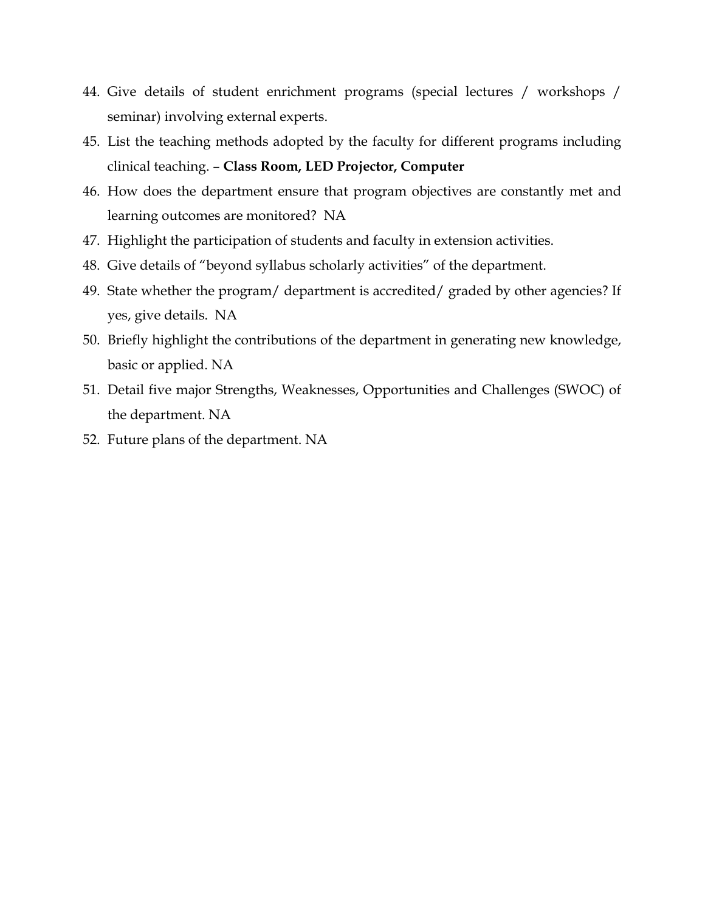44. Give details of student enrichment programs (special lectures / workshops / seminar) involving external experts.
45. List the teaching methods adopted by the faculty for different programs including clinical teaching. – **Class Room, LED Projector, Computer**
46. How does the department ensure that program objectives are constantly met and learning outcomes are monitored? NA
47. Highlight the participation of students and faculty in extension activities.
48. Give details of "beyond syllabus scholarly activities" of the department.
49. State whether the program/ department is accredited/ graded by other agencies? If yes, give details. NA
50. Briefly highlight the contributions of the department in generating new knowledge, basic or applied. NA
51. Detail five major Strengths, Weaknesses, Opportunities and Challenges (SWOC) of the department. NA
52. Future plans of the department. NA